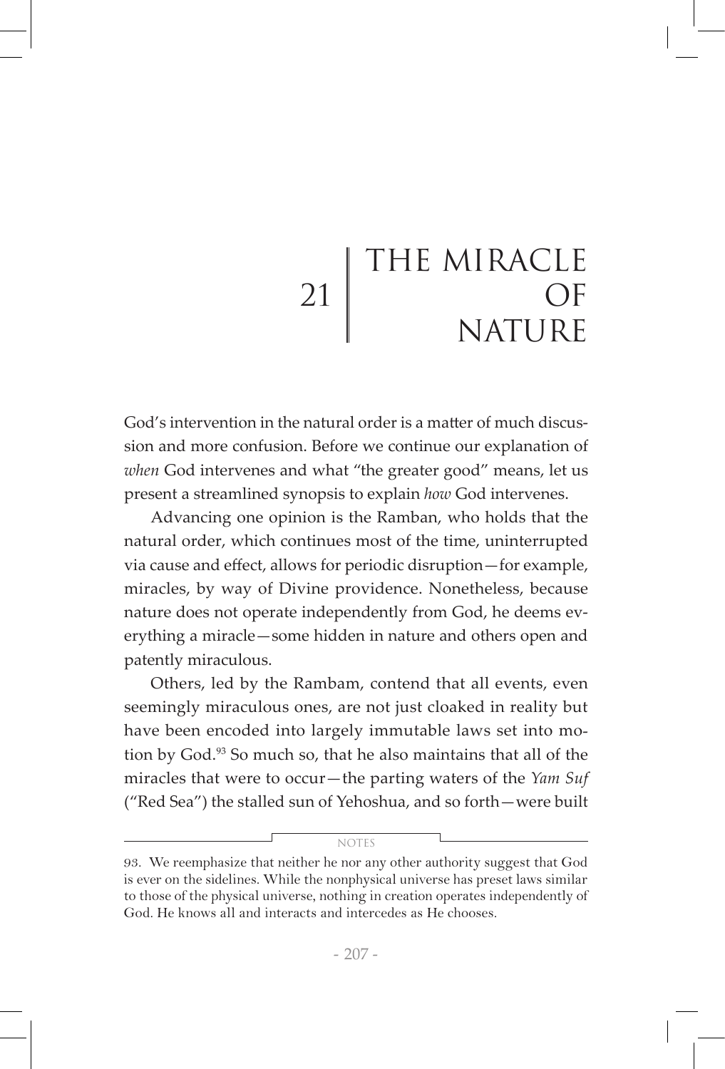# 21 THE MIRACLE OF NATURE

God's intervention in the natural order is a matter of much discussion and more confusion. Before we continue our explanation of *when* God intervenes and what "the greater good" means, let us present a streamlined synopsis to explain *how* God intervenes.

Advancing one opinion is the Ramban, who holds that the natural order, which continues most of the time, uninterrupted via cause and effect, allows for periodic disruption—for example, miracles, by way of Divine providence. Nonetheless, because nature does not operate independently from God, he deems everything a miracle—some hidden in nature and others open and patently miraculous.

Others, led by the Rambam, contend that all events, even seemingly miraculous ones, are not just cloaked in reality but have been encoded into largely immutable laws set into motion by God.[93] So much so, that he also maintains that all of the miracles that were to occur—the parting waters of the *Yam Suf* ("Red Sea") the stalled sun of Yehoshua, and so forth—were built

---

NOTES

93. We reemphasize that neither he nor any other authority suggest that God is ever on the sidelines. While the nonphysical universe has preset laws similar to those of the physical universe, nothing in creation operates independently of God. He knows all and interacts and intercedes as He chooses.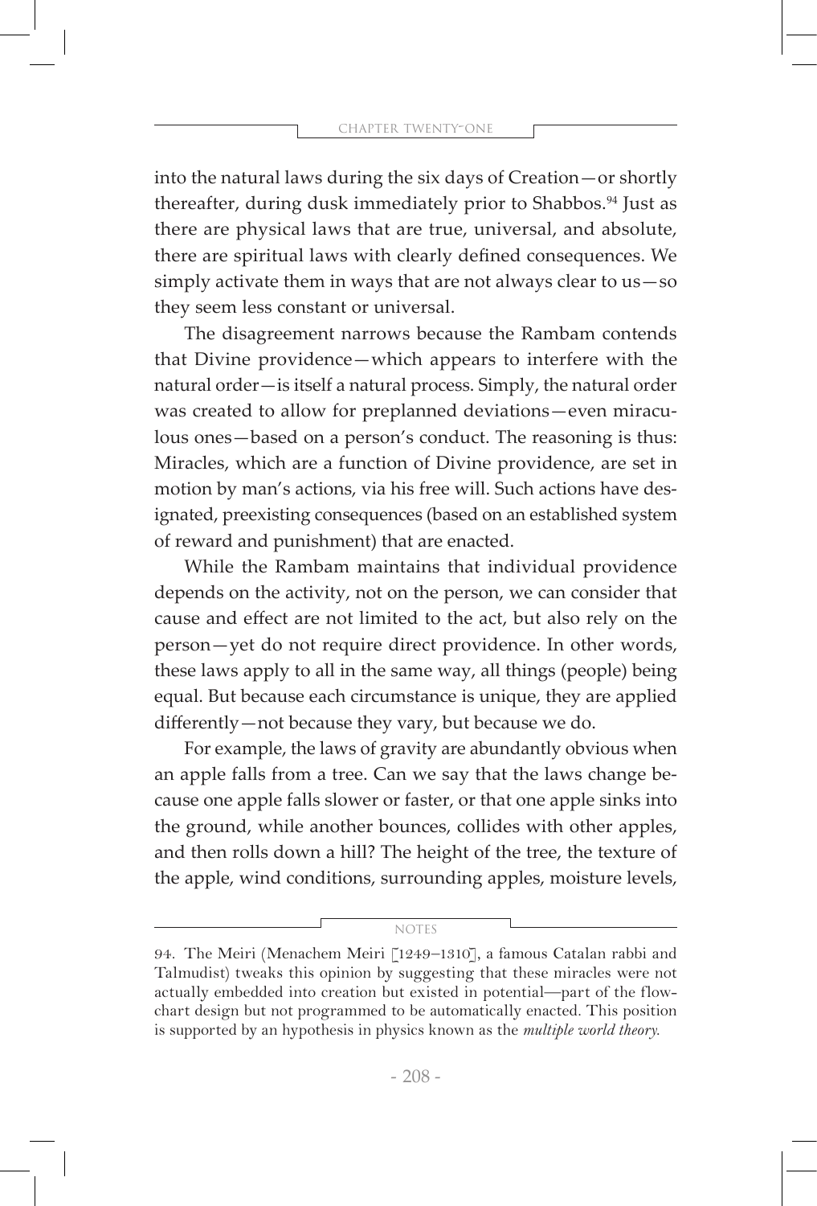into the natural laws during the six days of Creation—or shortly thereafter, during dusk immediately prior to Shabbos.[94] Just as there are physical laws that are true, universal, and absolute, there are spiritual laws with clearly defined consequences. We simply activate them in ways that are not always clear to us—so they seem less constant or universal.

The disagreement narrows because the Rambam contends that Divine providence—which appears to interfere with the natural order—is itself a natural process. Simply, the natural order was created to allow for preplanned deviations—even miraculous ones—based on a person's conduct. The reasoning is thus: Miracles, which are a function of Divine providence, are set in motion by man's actions, via his free will. Such actions have designated, preexisting consequences (based on an established system of reward and punishment) that are enacted.

While the Rambam maintains that individual providence depends on the activity, not on the person, we can consider that cause and effect are not limited to the act, but also rely on the person—yet do not require direct providence. In other words, these laws apply to all in the same way, all things (people) being equal. But because each circumstance is unique, they are applied differently—not because they vary, but because we do.

For example, the laws of gravity are abundantly obvious when an apple falls from a tree. Can we say that the laws change because one apple falls slower or faster, or that one apple sinks into the ground, while another bounces, collides with other apples, and then rolls down a hill? The height of the tree, the texture of the apple, wind conditions, surrounding apples, moisture levels,

---

NOTES

94. The Meiri (Menachem Meiri [1249–1310], a famous Catalan rabbi and Talmudist) tweaks this opinion by suggesting that these miracles were not actually embedded into creation but existed in potential—part of the flowchart design but not programmed to be automatically enacted. This position is supported by an hypothesis in physics known as the *multiple world theory*.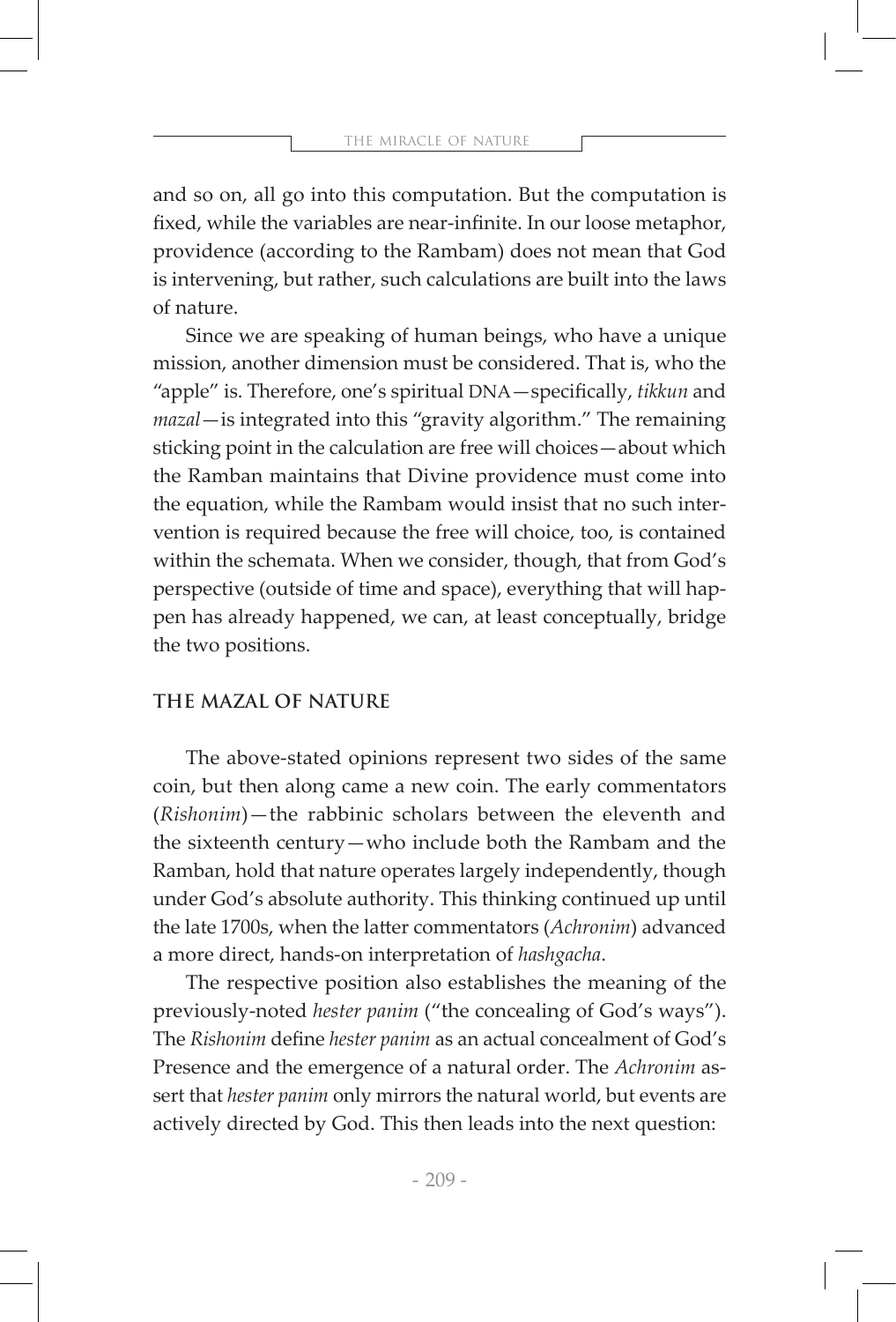and so on, all go into this computation. But the computation is fixed, while the variables are near-infinite. In our loose metaphor, providence (according to the Rambam) does not mean that God is intervening, but rather, such calculations are built into the laws of nature.

Since we are speaking of human beings, who have a unique mission, another dimension must be considered. That is, who the "apple" is. Therefore, one's spiritual DNA—specifically, *tikkun* and *mazal*—is integrated into this "gravity algorithm." The remaining sticking point in the calculation are free will choices—about which the Ramban maintains that Divine providence must come into the equation, while the Rambam would insist that no such intervention is required because the free will choice, too, is contained within the schemata. When we consider, though, that from God's perspective (outside of time and space), everything that will happen has already happened, we can, at least conceptually, bridge the two positions.

## THE MAZAL OF NATURE

The above-stated opinions represent two sides of the same coin, but then along came a new coin. The early commentators (*Rishonim*)—the rabbinic scholars between the eleventh and the sixteenth century—who include both the Rambam and the Ramban, hold that nature operates largely independently, though under God's absolute authority. This thinking continued up until the late 1700s, when the latter commentators (*Achronim*) advanced a more direct, hands-on interpretation of *hashgacha*.

The respective position also establishes the meaning of the previously-noted *hester panim* ("the concealing of God's ways"). The *Rishonim* define *hester panim* as an actual concealment of God's Presence and the emergence of a natural order. The *Achronim* assert that *hester panim* only mirrors the natural world, but events are actively directed by God. This then leads into the next question: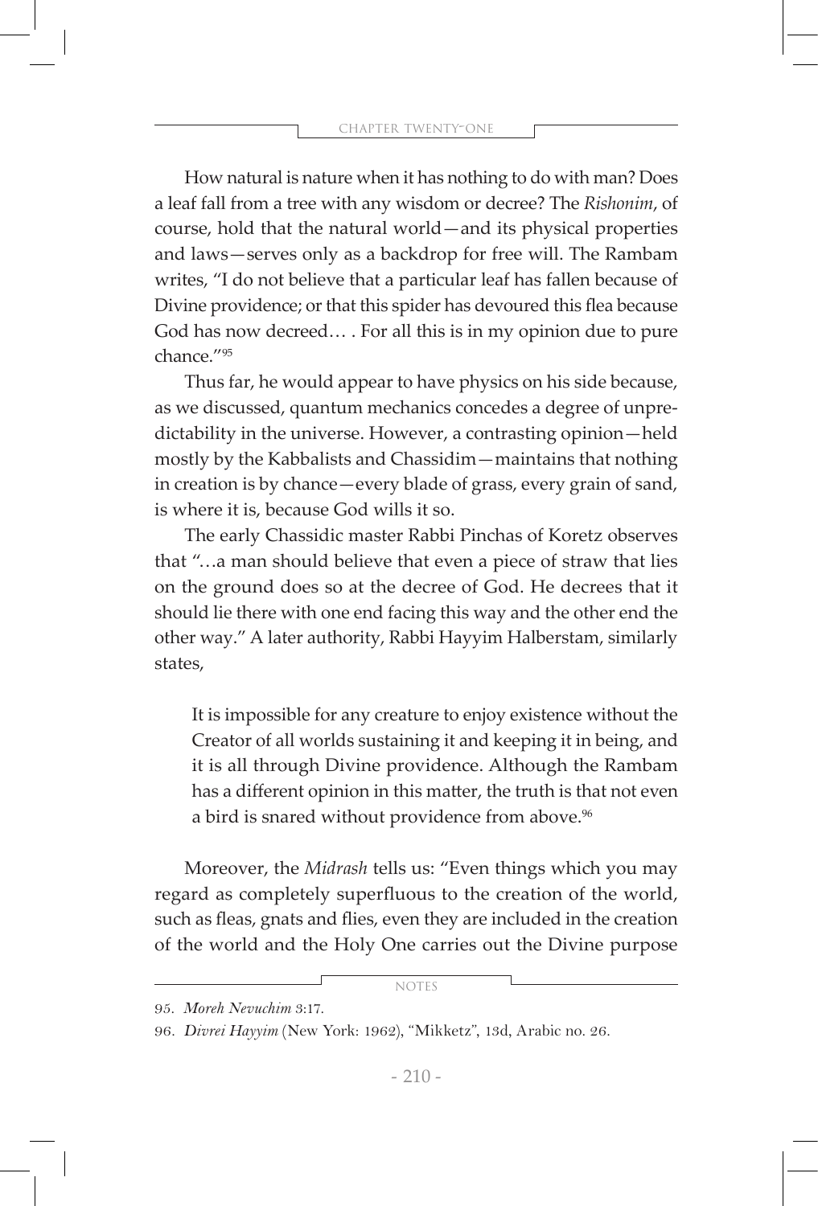How natural is nature when it has nothing to do with man? Does a leaf fall from a tree with any wisdom or decree? The *Rishonim*, of course, hold that the natural world—and its physical properties and laws—serves only as a backdrop for free will. The Rambam writes, "I do not believe that a particular leaf has fallen because of Divine providence; or that this spider has devoured this flea because God has now decreed… . For all this is in my opinion due to pure chance."[95]

Thus far, he would appear to have physics on his side because, as we discussed, quantum mechanics concedes a degree of unpredictability in the universe. However, a contrasting opinion—held mostly by the Kabbalists and Chassidim—maintains that nothing in creation is by chance—every blade of grass, every grain of sand, is where it is, because God wills it so.

The early Chassidic master Rabbi Pinchas of Koretz observes that "…a man should believe that even a piece of straw that lies on the ground does so at the decree of God. He decrees that it should lie there with one end facing this way and the other end the other way." A later authority, Rabbi Hayyim Halberstam, similarly states,

> It is impossible for any creature to enjoy existence without the Creator of all worlds sustaining it and keeping it in being, and it is all through Divine providence. Although the Rambam has a different opinion in this matter, the truth is that not even a bird is snared without providence from above.[96]

Moreover, the *Midrash* tells us: "Even things which you may regard as completely superfluous to the creation of the world, such as fleas, gnats and flies, even they are included in the creation of the world and the Holy One carries out the Divine purpose

---

NOTES

95. *Moreh Nevuchim* 3:17.

96. *Divrei Hayyim* (New York: 1962), "Mikketz", 13d, Arabic no. 26.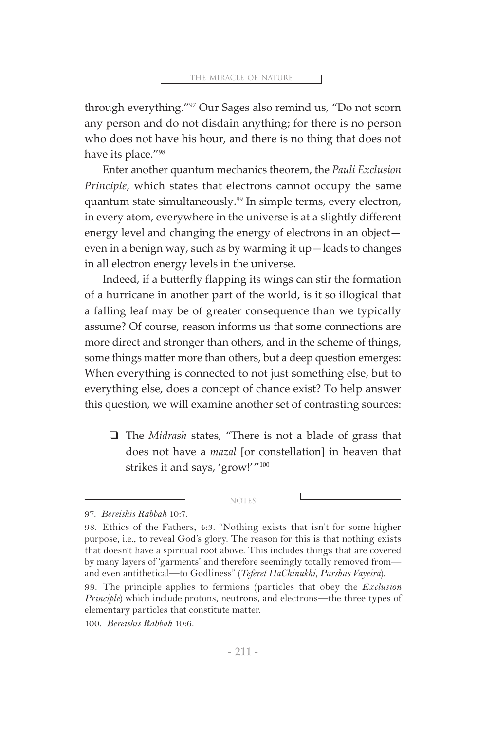through everything."[97] Our Sages also remind us, "Do not scorn any person and do not disdain anything; for there is no person who does not have his hour, and there is no thing that does not have its place."[98]

Enter another quantum mechanics theorem, the *Pauli Exclusion Principle*, which states that electrons cannot occupy the same quantum state simultaneously.[99] In simple terms, every electron, in every atom, everywhere in the universe is at a slightly different energy level and changing the energy of electrons in an object—even in a benign way, such as by warming it up—leads to changes in all electron energy levels in the universe.

Indeed, if a butterfly flapping its wings can stir the formation of a hurricane in another part of the world, is it so illogical that a falling leaf may be of greater consequence than we typically assume? Of course, reason informs us that some connections are more direct and stronger than others, and in the scheme of things, some things matter more than others, but a deep question emerges: When everything is connected to not just something else, but to everything else, does a concept of chance exist? To help answer this question, we will examine another set of contrasting sources:

- ❑ The *Midrash* states, "There is not a blade of grass that does not have a *mazal* [or constellation] in heaven that strikes it and says, 'grow!'"[100]

NOTES

97. *Bereishis Rabbah* 10:7.

98. Ethics of the Fathers, 4:3. "Nothing exists that isn't for some higher purpose, i.e., to reveal God's glory. The reason for this is that nothing exists that doesn't have a spiritual root above. This includes things that are covered by many layers of 'garments' and therefore seemingly totally removed from—and even antithetical—to Godliness" (*Teferet HaChinukhi*, *Parshas Vayeira*).

99. The principle applies to fermions (particles that obey the *Exclusion Principle*) which include protons, neutrons, and electrons—the three types of elementary particles that constitute matter.

100. *Bereishis Rabbah* 10:6.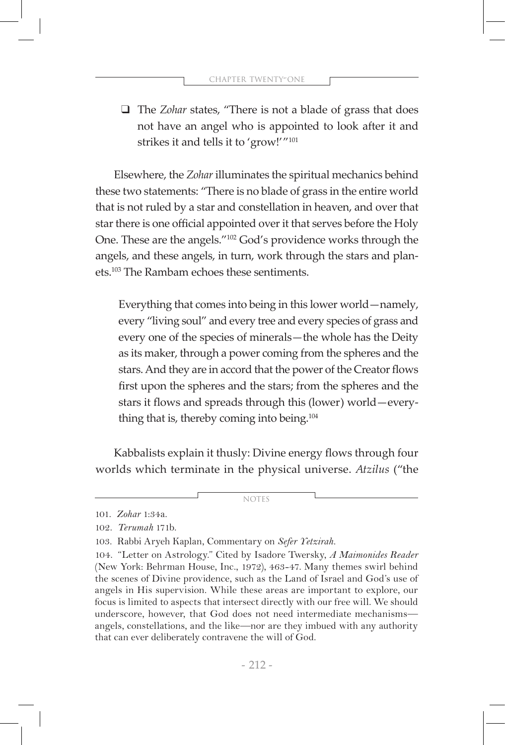- The *Zohar* states, "There is not a blade of grass that does not have an angel who is appointed to look after it and strikes it and tells it to 'grow!'"[101]

Elsewhere, the *Zohar* illuminates the spiritual mechanics behind these two statements: "There is no blade of grass in the entire world that is not ruled by a star and constellation in heaven, and over that star there is one official appointed over it that serves before the Holy One. These are the angels."[102] God's providence works through the angels, and these angels, in turn, work through the stars and planets.[103] The Rambam echoes these sentiments.

> Everything that comes into being in this lower world—namely, every "living soul" and every tree and every species of grass and every one of the species of minerals—the whole has the Deity as its maker, through a power coming from the spheres and the stars. And they are in accord that the power of the Creator flows first upon the spheres and the stars; from the spheres and the stars it flows and spreads through this (lower) world—everything that is, thereby coming into being.[104]

Kabbalists explain it thusly: Divine energy flows through four worlds which terminate in the physical universe. *Atzilus* ("the

---

NOTES

101. *Zohar* 1:34a.

102. *Terumah* 171b.

103. Rabbi Aryeh Kaplan, Commentary on *Sefer Yetzirah*.

104. "Letter on Astrology." Cited by Isadore Twersky, *A Maimonides Reader* (New York: Behrman House, Inc., 1972), 463-47. Many themes swirl behind the scenes of Divine providence, such as the Land of Israel and God's use of angels in His supervision. While these areas are important to explore, our focus is limited to aspects that intersect directly with our free will. We should underscore, however, that God does not need intermediate mechanisms—angels, constellations, and the like—nor are they imbued with any authority that can ever deliberately contravene the will of God.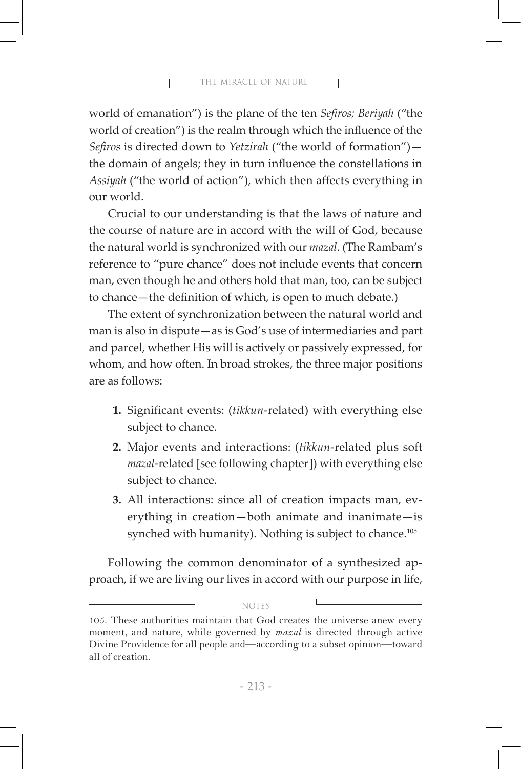world of emanation") is the plane of the ten *Sefiros; Beriyah* ("the world of creation") is the realm through which the influence of the *Sefiros* is directed down to *Yetzirah* ("the world of formation")—the domain of angels; they in turn influence the constellations in *Assiyah* ("the world of action"), which then affects everything in our world.

Crucial to our understanding is that the laws of nature and the course of nature are in accord with the will of God, because the natural world is synchronized with our *mazal*. (The Rambam's reference to "pure chance" does not include events that concern man, even though he and others hold that man, too, can be subject to chance—the definition of which, is open to much debate.)

The extent of synchronization between the natural world and man is also in dispute—as is God's use of intermediaries and part and parcel, whether His will is actively or passively expressed, for whom, and how often. In broad strokes, the three major positions are as follows:

1. Significant events: (*tikkun*-related) with everything else subject to chance.
2. Major events and interactions: (*tikkun*-related plus soft *mazal*-related [see following chapter]) with everything else subject to chance.
3. All interactions: since all of creation impacts man, everything in creation—both animate and inanimate—is synched with humanity). Nothing is subject to chance.[105]

Following the common denominator of a synthesized approach, if we are living our lives in accord with our purpose in life,

NOTES

105. These authorities maintain that God creates the universe anew every moment, and nature, while governed by *mazal* is directed through active Divine Providence for all people and—according to a subset opinion—toward all of creation.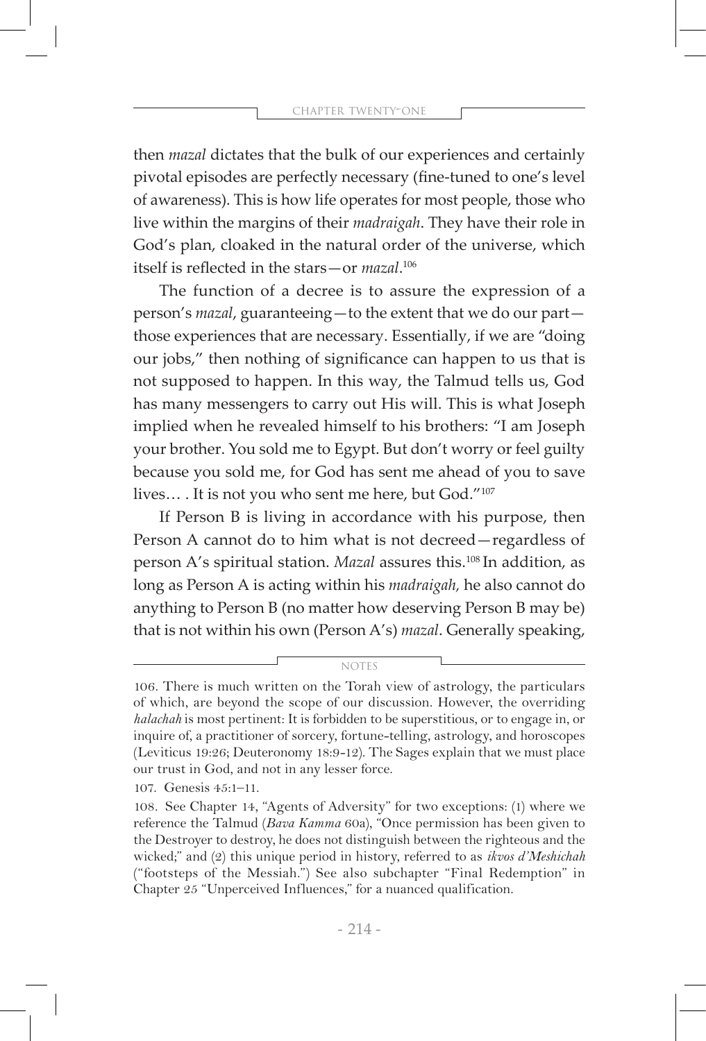then *mazal* dictates that the bulk of our experiences and certainly pivotal episodes are perfectly necessary (fine-tuned to one's level of awareness). This is how life operates for most people, those who live within the margins of their *madraigah*. They have their role in God's plan, cloaked in the natural order of the universe, which itself is reflected in the stars—or *mazal*.[106]

The function of a decree is to assure the expression of a person's *mazal*, guaranteeing—to the extent that we do our part—those experiences that are necessary. Essentially, if we are "doing our jobs," then nothing of significance can happen to us that is not supposed to happen. In this way, the Talmud tells us, God has many messengers to carry out His will. This is what Joseph implied when he revealed himself to his brothers: "I am Joseph your brother. You sold me to Egypt. But don't worry or feel guilty because you sold me, for God has sent me ahead of you to save lives… . It is not you who sent me here, but God."[107]

If Person B is living in accordance with his purpose, then Person A cannot do to him what is not decreed—regardless of person A's spiritual station. *Mazal* assures this.[108] In addition, as long as Person A is acting within his *madraigah,* he also cannot do anything to Person B (no matter how deserving Person B may be) that is not within his own (Person A's) *mazal*. Generally speaking,

---

NOTES

106. There is much written on the Torah view of astrology, the particulars of which, are beyond the scope of our discussion. However, the overriding *halachah* is most pertinent: It is forbidden to be superstitious, or to engage in, or inquire of, a practitioner of sorcery, fortune-telling, astrology, and horoscopes (Leviticus 19:26; Deuteronomy 18:9-12). The Sages explain that we must place our trust in God, and not in any lesser force.

107. Genesis 45:1–11.

108. See Chapter 14, "Agents of Adversity" for two exceptions: (1) where we reference the Talmud (*Bava Kamma* 60a), "Once permission has been given to the Destroyer to destroy, he does not distinguish between the righteous and the wicked;" and (2) this unique period in history, referred to as *ikvos d'Meshichah* ("footsteps of the Messiah.") See also subchapter "Final Redemption" in Chapter 25 "Unperceived Influences," for a nuanced qualification.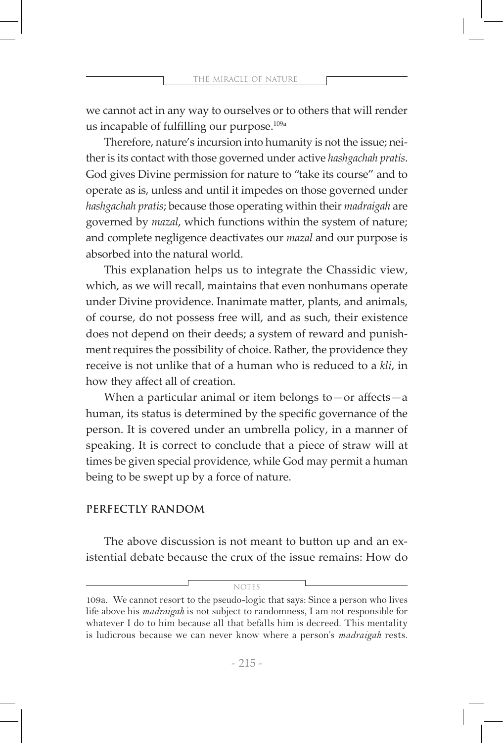we cannot act in any way to ourselves or to others that will render us incapable of fulfilling our purpose.[109a]

Therefore, nature's incursion into humanity is not the issue; neither is its contact with those governed under active *hashgachah pratis*. God gives Divine permission for nature to "take its course" and to operate as is, unless and until it impedes on those governed under *hashgachah pratis*; because those operating within their *madraigah* are governed by *mazal*, which functions within the system of nature; and complete negligence deactivates our *mazal* and our purpose is absorbed into the natural world.

This explanation helps us to integrate the Chassidic view, which, as we will recall, maintains that even nonhumans operate under Divine providence. Inanimate matter, plants, and animals, of course, do not possess free will, and as such, their existence does not depend on their deeds; a system of reward and punishment requires the possibility of choice. Rather, the providence they receive is not unlike that of a human who is reduced to a *kli*, in how they affect all of creation.

When a particular animal or item belongs to—or affects—a human, its status is determined by the specific governance of the person. It is covered under an umbrella policy, in a manner of speaking. It is correct to conclude that a piece of straw will at times be given special providence, while God may permit a human being to be swept up by a force of nature.

## PERFECTLY RANDOM

The above discussion is not meant to button up and an existential debate because the crux of the issue remains: How do

NOTES

109a. We cannot resort to the pseudo-logic that says: Since a person who lives life above his *madraigah* is not subject to randomness, I am not responsible for whatever I do to him because all that befalls him is decreed. This mentality is ludicrous because we can never know where a person's *madraigah* rests.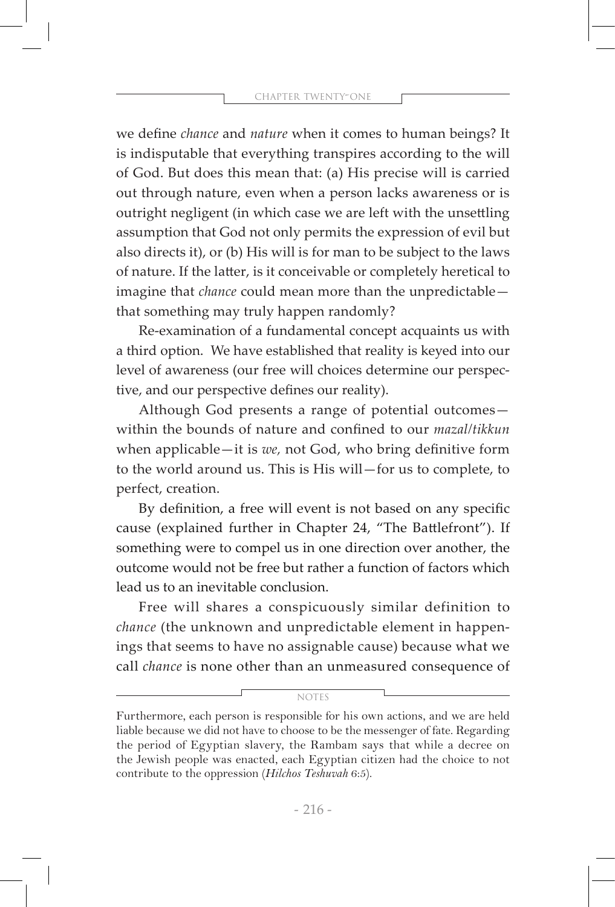we define *chance* and *nature* when it comes to human beings? It is indisputable that everything transpires according to the will of God. But does this mean that: (a) His precise will is carried out through nature, even when a person lacks awareness or is outright negligent (in which case we are left with the unsettling assumption that God not only permits the expression of evil but also directs it), or (b) His will is for man to be subject to the laws of nature. If the latter, is it conceivable or completely heretical to imagine that *chance* could mean more than the unpredictable—that something may truly happen randomly?

Re-examination of a fundamental concept acquaints us with a third option. We have established that reality is keyed into our level of awareness (our free will choices determine our perspective, and our perspective defines our reality).

Although God presents a range of potential outcomes—within the bounds of nature and confined to our *mazal*/*tikkun* when applicable—it is *we*, not God, who bring definitive form to the world around us. This is His will—for us to complete, to perfect, creation.

By definition, a free will event is not based on any specific cause (explained further in Chapter 24, "The Battlefront"). If something were to compel us in one direction over another, the outcome would not be free but rather a function of factors which lead us to an inevitable conclusion.

Free will shares a conspicuously similar definition to *chance* (the unknown and unpredictable element in happenings that seems to have no assignable cause) because what we call *chance* is none other than an unmeasured consequence of

---

NOTES

Furthermore, each person is responsible for his own actions, and we are held liable because we did not have to choose to be the messenger of fate. Regarding the period of Egyptian slavery, the Rambam says that while a decree on the Jewish people was enacted, each Egyptian citizen had the choice to not contribute to the oppression (*Hilchos Teshuvah* 6:5).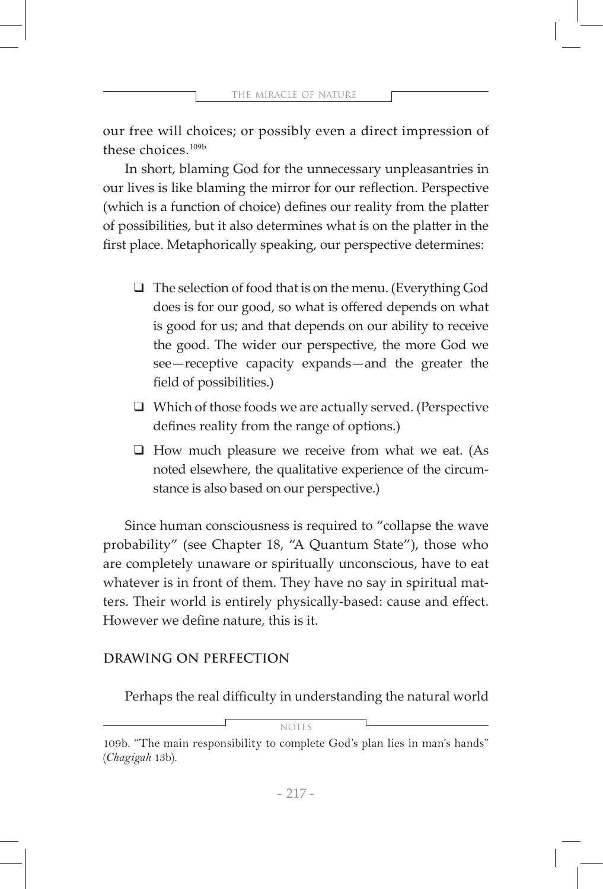our free will choices; or possibly even a direct impression of these choices.[109b]

In short, blaming God for the unnecessary unpleasantries in our lives is like blaming the mirror for our reflection. Perspective (which is a function of choice) defines our reality from the platter of possibilities, but it also determines what is on the platter in the first place. Metaphorically speaking, our perspective determines:

- The selection of food that is on the menu. (Everything God does is for our good, so what is offered depends on what is good for us; and that depends on our ability to receive the good. The wider our perspective, the more God we see—receptive capacity expands—and the greater the field of possibilities.)
- Which of those foods we are actually served. (Perspective defines reality from the range of options.)
- How much pleasure we receive from what we eat. (As noted elsewhere, the qualitative experience of the circumstance is also based on our perspective.)

Since human consciousness is required to "collapse the wave probability" (see Chapter 18, "A Quantum State"), those who are completely unaware or spiritually unconscious, have to eat whatever is in front of them. They have no say in spiritual matters. Their world is entirely physically-based: cause and effect. However we define nature, this is it.

## DRAWING ON PERFECTION

Perhaps the real difficulty in understanding the natural world

NOTES

109b. "The main responsibility to complete God's plan lies in man's hands" (*Chagigah* 13b).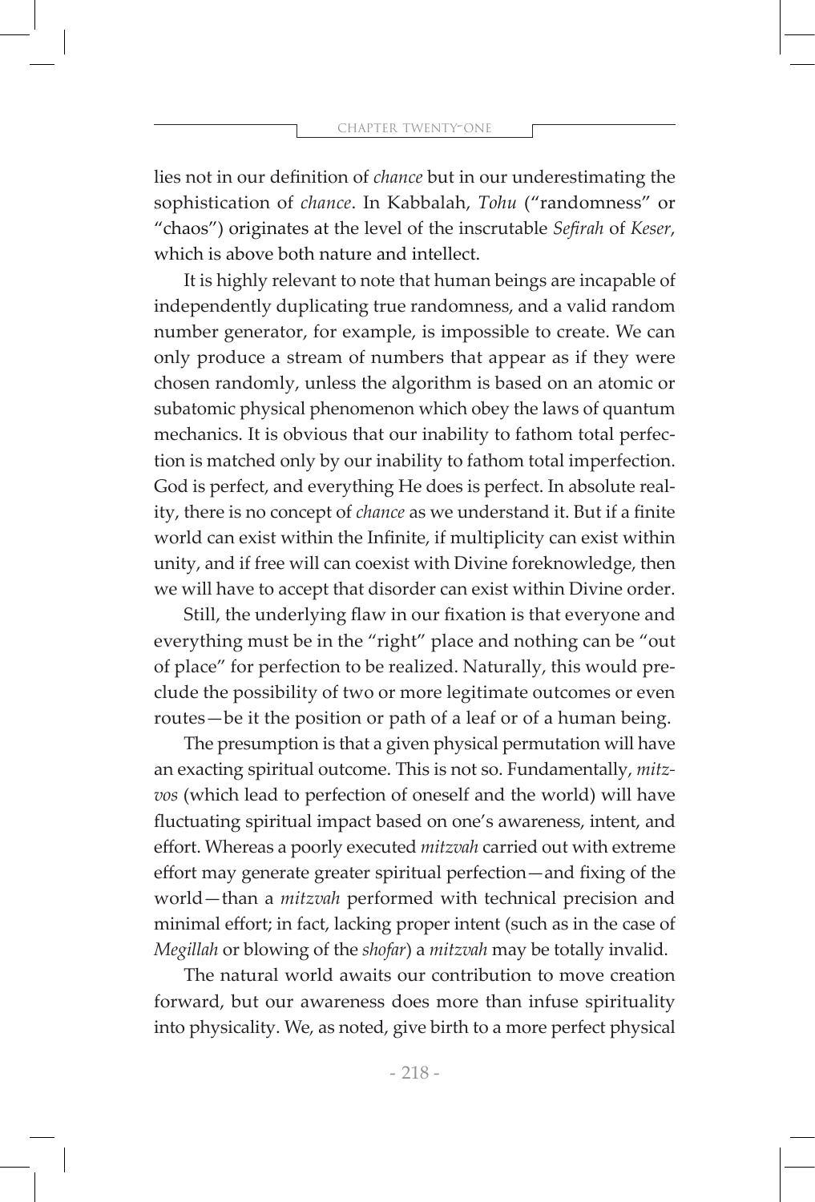lies not in our definition of *chance* but in our underestimating the sophistication of *chance*. In Kabbalah, *Tohu* ("randomness" or "chaos") originates at the level of the inscrutable *Sefirah* of *Keser*, which is above both nature and intellect.

It is highly relevant to note that human beings are incapable of independently duplicating true randomness, and a valid random number generator, for example, is impossible to create. We can only produce a stream of numbers that appear as if they were chosen randomly, unless the algorithm is based on an atomic or subatomic physical phenomenon which obey the laws of quantum mechanics. It is obvious that our inability to fathom total perfection is matched only by our inability to fathom total imperfection. God is perfect, and everything He does is perfect. In absolute reality, there is no concept of *chance* as we understand it. But if a finite world can exist within the Infinite, if multiplicity can exist within unity, and if free will can coexist with Divine foreknowledge, then we will have to accept that disorder can exist within Divine order.

Still, the underlying flaw in our fixation is that everyone and everything must be in the "right" place and nothing can be "out of place" for perfection to be realized. Naturally, this would preclude the possibility of two or more legitimate outcomes or even routes—be it the position or path of a leaf or of a human being.

The presumption is that a given physical permutation will have an exacting spiritual outcome. This is not so. Fundamentally, *mitzvos* (which lead to perfection of oneself and the world) will have fluctuating spiritual impact based on one's awareness, intent, and effort. Whereas a poorly executed *mitzvah* carried out with extreme effort may generate greater spiritual perfection—and fixing of the world—than a *mitzvah* performed with technical precision and minimal effort; in fact, lacking proper intent (such as in the case of *Megillah* or blowing of the *shofar*) a *mitzvah* may be totally invalid.

The natural world awaits our contribution to move creation forward, but our awareness does more than infuse spirituality into physicality. We, as noted, give birth to a more perfect physical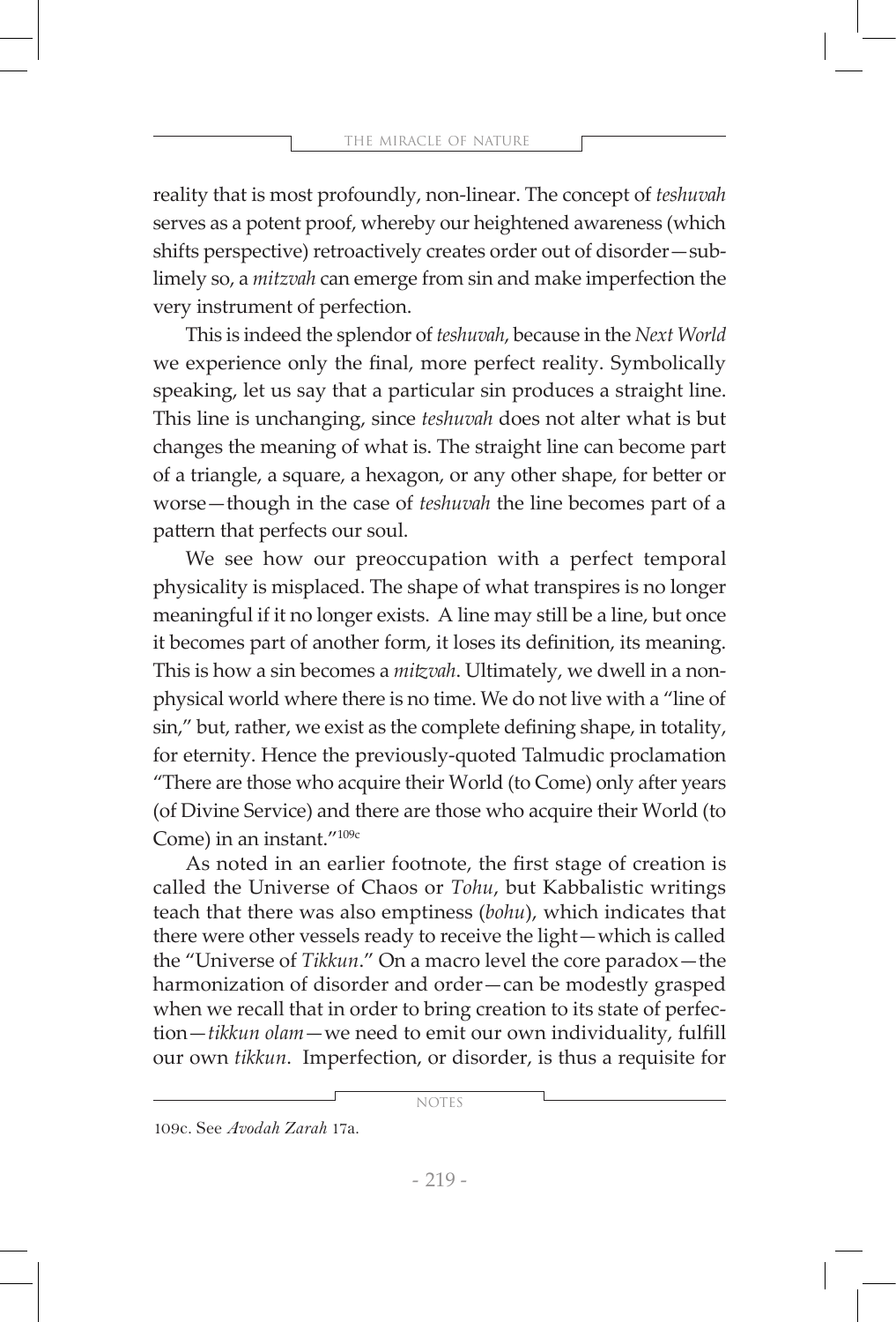reality that is most profoundly, non-linear. The concept of *teshuvah* serves as a potent proof, whereby our heightened awareness (which shifts perspective) retroactively creates order out of disorder—sublimely so, a *mitzvah* can emerge from sin and make imperfection the very instrument of perfection.

This is indeed the splendor of *teshuvah*, because in the *Next World* we experience only the final, more perfect reality. Symbolically speaking, let us say that a particular sin produces a straight line. This line is unchanging, since *teshuvah* does not alter what is but changes the meaning of what is. The straight line can become part of a triangle, a square, a hexagon, or any other shape, for better or worse—though in the case of *teshuvah* the line becomes part of a pattern that perfects our soul.

We see how our preoccupation with a perfect temporal physicality is misplaced. The shape of what transpires is no longer meaningful if it no longer exists. A line may still be a line, but once it becomes part of another form, it loses its definition, its meaning. This is how a sin becomes a *mitzvah*. Ultimately, we dwell in a non-physical world where there is no time. We do not live with a "line of sin," but, rather, we exist as the complete defining shape, in totality, for eternity. Hence the previously-quoted Talmudic proclamation "There are those who acquire their World (to Come) only after years (of Divine Service) and there are those who acquire their World (to Come) in an instant."[109c]

As noted in an earlier footnote, the first stage of creation is called the Universe of Chaos or *Tohu*, but Kabbalistic writings teach that there was also emptiness (*bohu*), which indicates that there were other vessels ready to receive the light—which is called the "Universe of *Tikkun*." On a macro level the core paradox—the harmonization of disorder and order—can be modestly grasped when we recall that in order to bring creation to its state of perfection—*tikkun olam*—we need to emit our own individuality, fulfill our own *tikkun*. Imperfection, or disorder, is thus a requisite for

NOTES

109c. See *Avodah Zarah* 17a.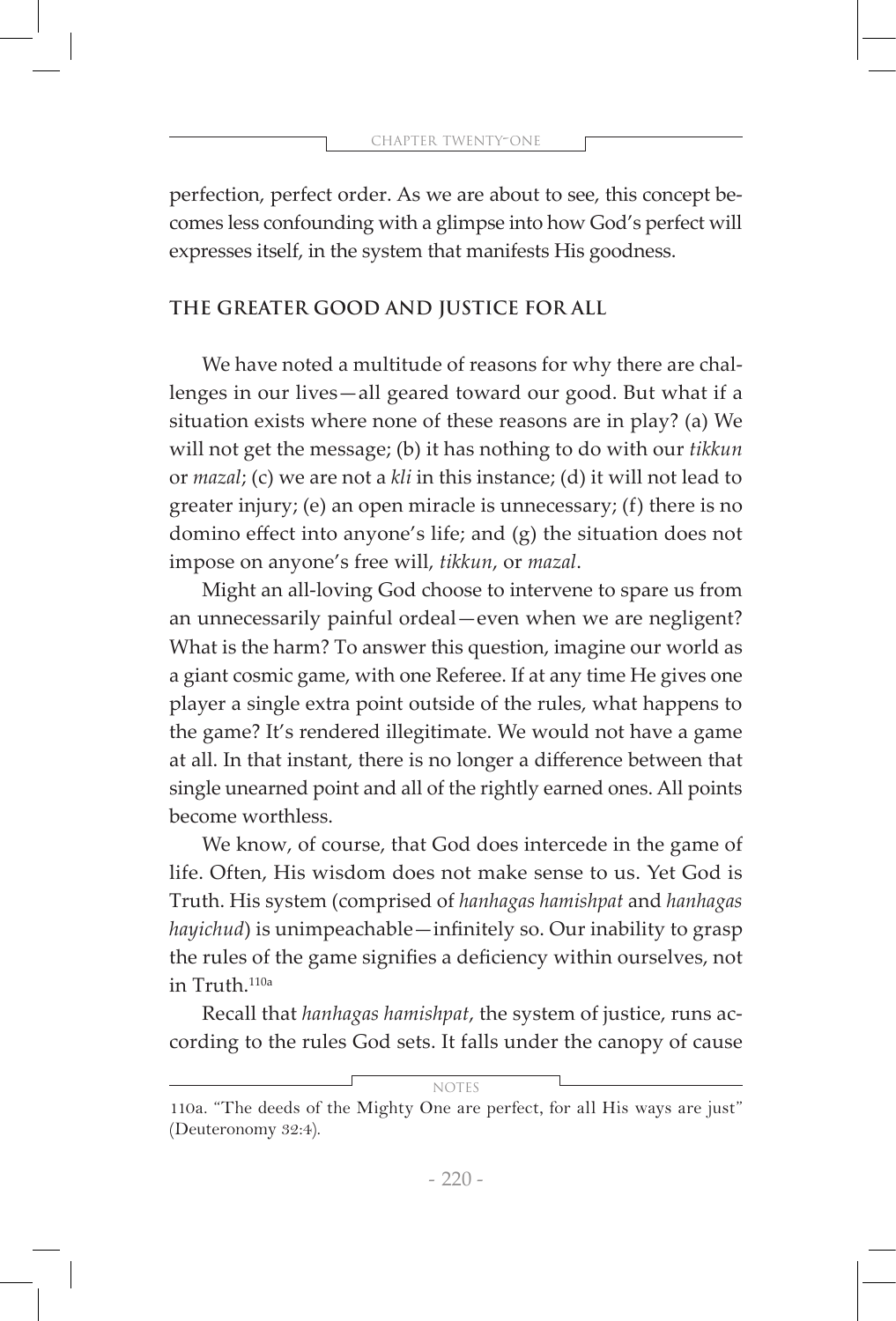perfection, perfect order. As we are about to see, this concept becomes less confounding with a glimpse into how God's perfect will expresses itself, in the system that manifests His goodness.

## THE GREATER GOOD AND JUSTICE FOR ALL

We have noted a multitude of reasons for why there are challenges in our lives—all geared toward our good. But what if a situation exists where none of these reasons are in play? (a) We will not get the message; (b) it has nothing to do with our *tikkun* or *mazal*; (c) we are not a *kli* in this instance; (d) it will not lead to greater injury; (e) an open miracle is unnecessary; (f) there is no domino effect into anyone's life; and (g) the situation does not impose on anyone's free will, *tikkun*, or *mazal*.

Might an all-loving God choose to intervene to spare us from an unnecessarily painful ordeal—even when we are negligent? What is the harm? To answer this question, imagine our world as a giant cosmic game, with one Referee. If at any time He gives one player a single extra point outside of the rules, what happens to the game? It's rendered illegitimate. We would not have a game at all. In that instant, there is no longer a difference between that single unearned point and all of the rightly earned ones. All points become worthless.

We know, of course, that God does intercede in the game of life. Often, His wisdom does not make sense to us. Yet God is Truth. His system (comprised of *hanhagas hamishpat* and *hanhagas hayichud*) is unimpeachable—infinitely so. Our inability to grasp the rules of the game signifies a deficiency within ourselves, not in Truth.[110a]

Recall that *hanhagas hamishpat*, the system of justice, runs according to the rules God sets. It falls under the canopy of cause

NOTES

110a. "The deeds of the Mighty One are perfect, for all His ways are just" (Deuteronomy 32:4).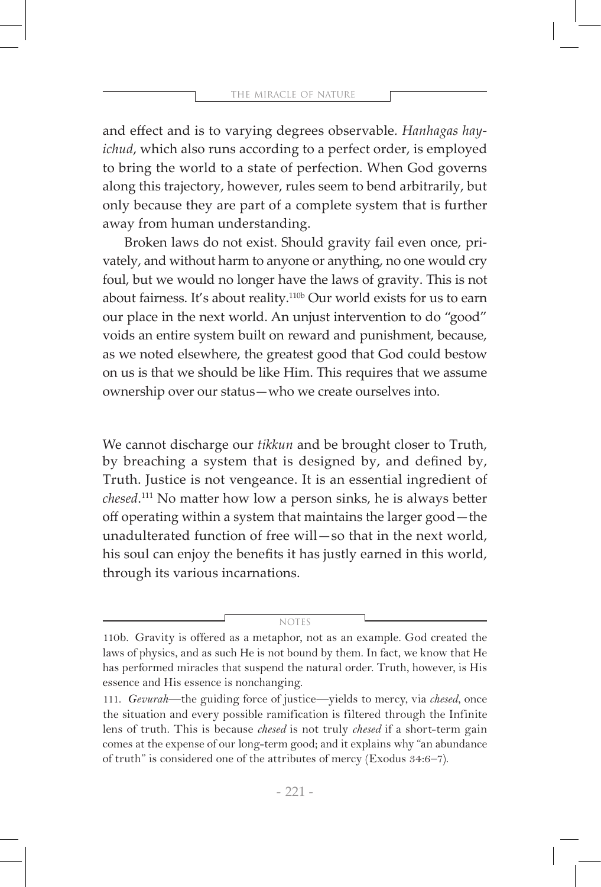and effect and is to varying degrees observable. *Hanhagas hay-ichud*, which also runs according to a perfect order, is employed to bring the world to a state of perfection. When God governs along this trajectory, however, rules seem to bend arbitrarily, but only because they are part of a complete system that is further away from human understanding.

Broken laws do not exist. Should gravity fail even once, privately, and without harm to anyone or anything, no one would cry foul, but we would no longer have the laws of gravity. This is not about fairness. It's about reality.[110b] Our world exists for us to earn our place in the next world. An unjust intervention to do "good" voids an entire system built on reward and punishment, because, as we noted elsewhere, the greatest good that God could bestow on us is that we should be like Him. This requires that we assume ownership over our status—who we create ourselves into.

We cannot discharge our *tikkun* and be brought closer to Truth, by breaching a system that is designed by, and defined by, Truth. Justice is not vengeance. It is an essential ingredient of *chesed*.[111] No matter how low a person sinks, he is always better off operating within a system that maintains the larger good—the unadulterated function of free will—so that in the next world, his soul can enjoy the benefits it has justly earned in this world, through its various incarnations.

NOTES

110b. Gravity is offered as a metaphor, not as an example. God created the laws of physics, and as such He is not bound by them. In fact, we know that He has performed miracles that suspend the natural order. Truth, however, is His essence and His essence is nonchanging.

111. *Gevurah*—the guiding force of justice—yields to mercy, via *chesed*, once the situation and every possible ramification is filtered through the Infinite lens of truth. This is because *chesed* is not truly *chesed* if a short-term gain comes at the expense of our long-term good; and it explains why "an abundance of truth" is considered one of the attributes of mercy (Exodus 34:6–7).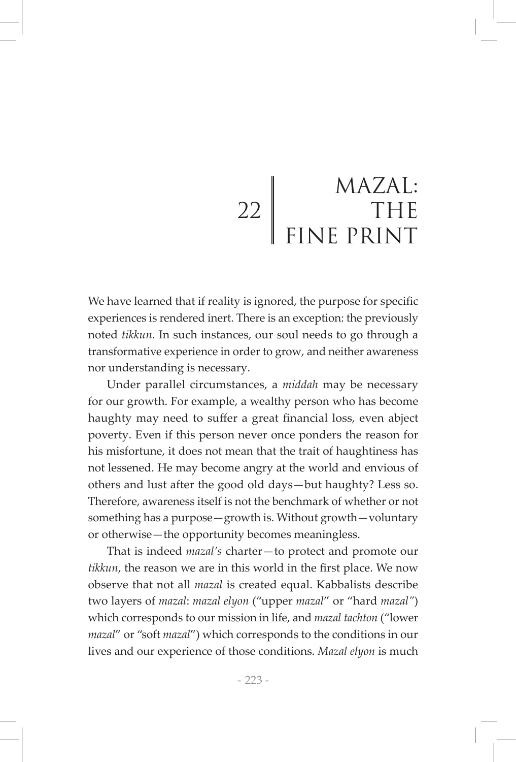# 22 MAZAL: THE FINE PRINT

We have learned that if reality is ignored, the purpose for specific experiences is rendered inert. There is an exception: the previously noted *tikkun.* In such instances, our soul needs to go through a transformative experience in order to grow, and neither awareness nor understanding is necessary.

Under parallel circumstances, a *middah* may be necessary for our growth. For example, a wealthy person who has become haughty may need to suffer a great financial loss, even abject poverty. Even if this person never once ponders the reason for his misfortune, it does not mean that the trait of haughtiness has not lessened. He may become angry at the world and envious of others and lust after the good old days—but haughty? Less so. Therefore, awareness itself is not the benchmark of whether or not something has a purpose—growth is. Without growth—voluntary or otherwise—the opportunity becomes meaningless.

That is indeed *mazal's* charter—to protect and promote our *tikkun*, the reason we are in this world in the first place. We now observe that not all *mazal* is created equal. Kabbalists describe two layers of *mazal*: *mazal elyon* ("upper *mazal*" or "hard *mazal*") which corresponds to our mission in life, and *mazal tachton* ("lower *mazal*" or "soft *mazal*") which corresponds to the conditions in our lives and our experience of those conditions. *Mazal elyon* is much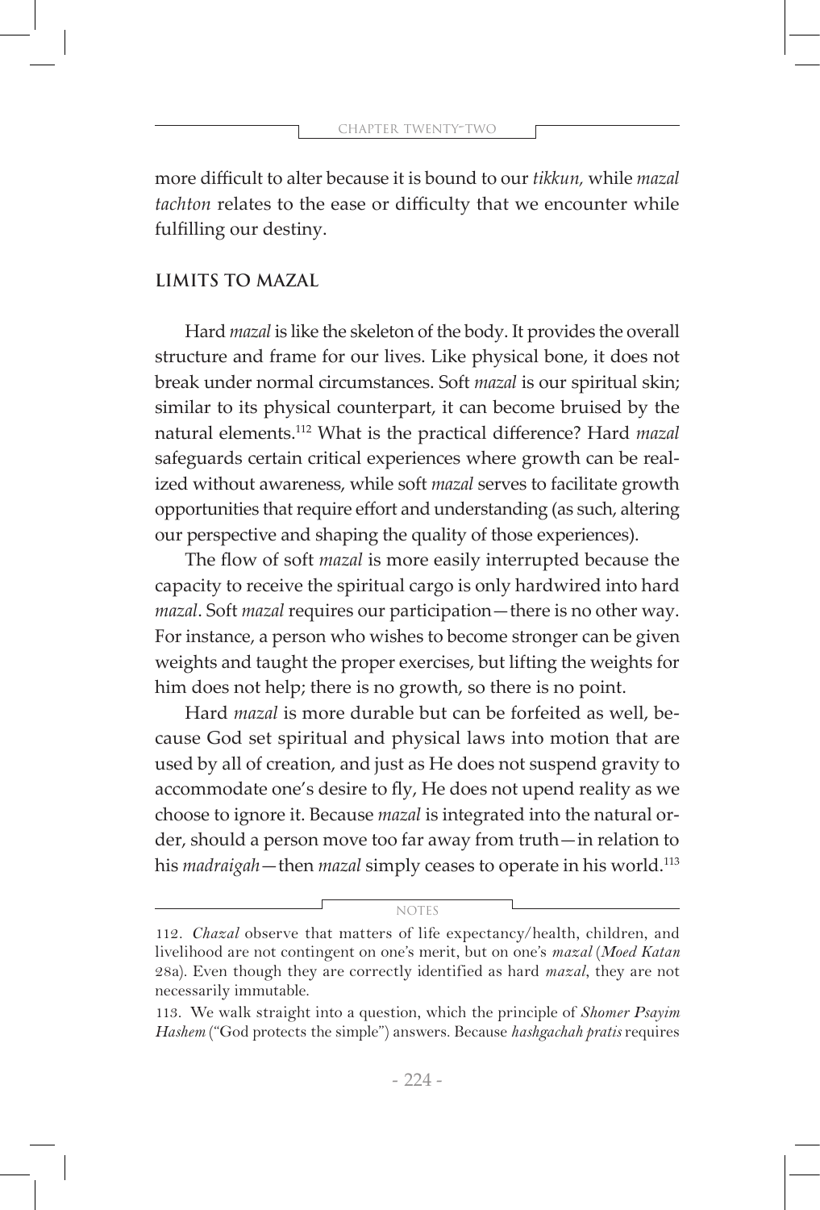more difficult to alter because it is bound to our *tikkun*, while *mazal tachton* relates to the ease or difficulty that we encounter while fulfilling our destiny.

## LIMITS TO MAZAL

Hard *mazal* is like the skeleton of the body. It provides the overall structure and frame for our lives. Like physical bone, it does not break under normal circumstances. Soft *mazal* is our spiritual skin; similar to its physical counterpart, it can become bruised by the natural elements.[112] What is the practical difference? Hard *mazal* safeguards certain critical experiences where growth can be realized without awareness, while soft *mazal* serves to facilitate growth opportunities that require effort and understanding (as such, altering our perspective and shaping the quality of those experiences).

The flow of soft *mazal* is more easily interrupted because the capacity to receive the spiritual cargo is only hardwired into hard *mazal*. Soft *mazal* requires our participation—there is no other way. For instance, a person who wishes to become stronger can be given weights and taught the proper exercises, but lifting the weights for him does not help; there is no growth, so there is no point.

Hard *mazal* is more durable but can be forfeited as well, because God set spiritual and physical laws into motion that are used by all of creation, and just as He does not suspend gravity to accommodate one's desire to fly, He does not upend reality as we choose to ignore it. Because *mazal* is integrated into the natural order, should a person move too far away from truth—in relation to his *madraigah*—then *mazal* simply ceases to operate in his world.[113]

---

NOTES

112. *Chazal* observe that matters of life expectancy/health, children, and livelihood are not contingent on one's merit, but on one's *mazal* (*Moed Katan* 28a). Even though they are correctly identified as hard *mazal*, they are not necessarily immutable.

113. We walk straight into a question, which the principle of *Shomer Psayim Hashem* ("God protects the simple") answers. Because *hashgachah pratis* requires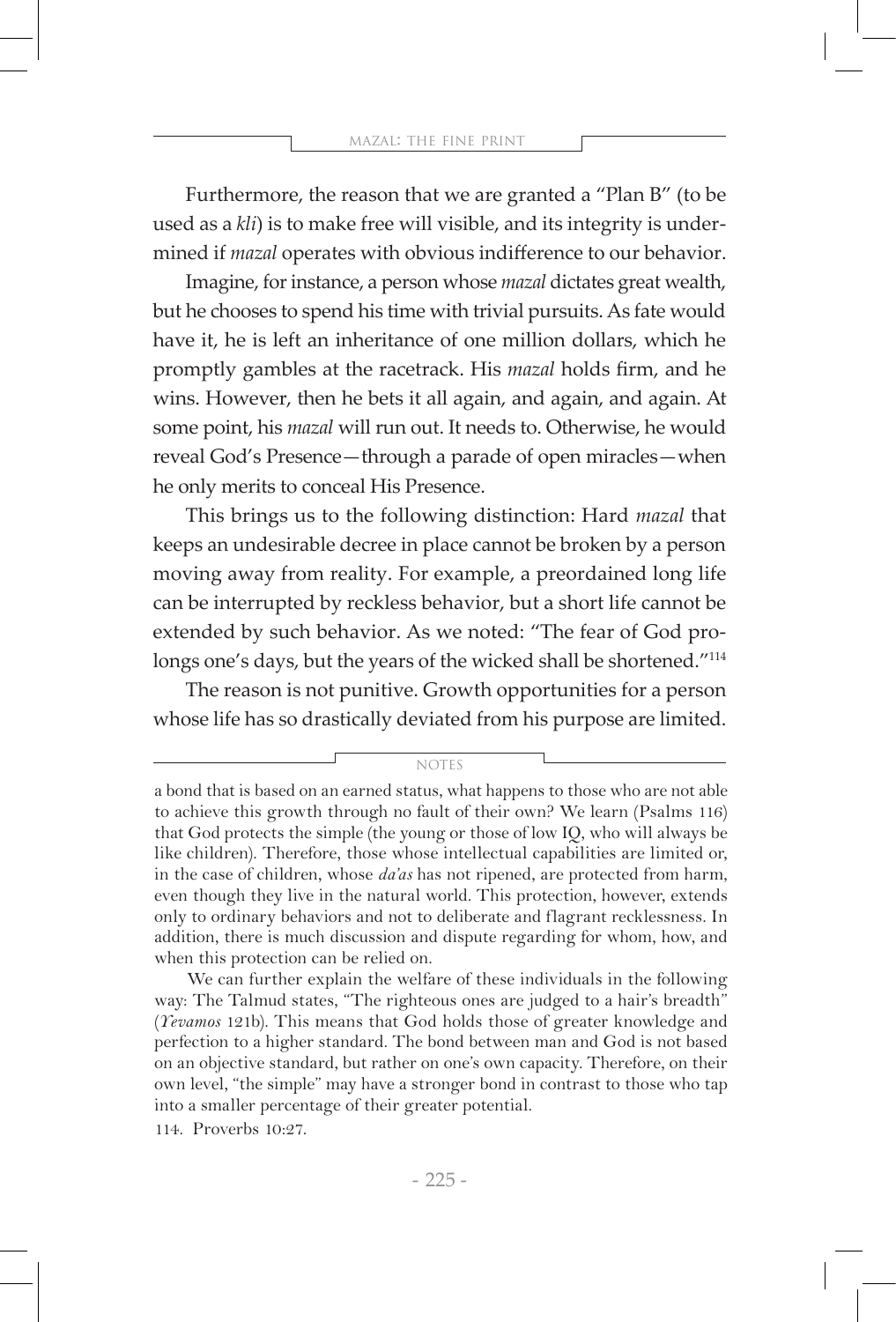Furthermore, the reason that we are granted a "Plan B" (to be used as a *kli*) is to make free will visible, and its integrity is undermined if *mazal* operates with obvious indifference to our behavior.

Imagine, for instance, a person whose *mazal* dictates great wealth, but he chooses to spend his time with trivial pursuits. As fate would have it, he is left an inheritance of one million dollars, which he promptly gambles at the racetrack. His *mazal* holds firm, and he wins. However, then he bets it all again, and again, and again. At some point, his *mazal* will run out. It needs to. Otherwise, he would reveal God's Presence—through a parade of open miracles—when he only merits to conceal His Presence.

This brings us to the following distinction: Hard *mazal* that keeps an undesirable decree in place cannot be broken by a person moving away from reality. For example, a preordained long life can be interrupted by reckless behavior, but a short life cannot be extended by such behavior. As we noted: "The fear of God prolongs one's days, but the years of the wicked shall be shortened."[114]

The reason is not punitive. Growth opportunities for a person whose life has so drastically deviated from his purpose are limited.

---

NOTES

a bond that is based on an earned status, what happens to those who are not able to achieve this growth through no fault of their own? We learn (Psalms 116) that God protects the simple (the young or those of low IQ, who will always be like children). Therefore, those whose intellectual capabilities are limited or, in the case of children, whose *da'as* has not ripened, are protected from harm, even though they live in the natural world. This protection, however, extends only to ordinary behaviors and not to deliberate and flagrant recklessness. In addition, there is much discussion and dispute regarding for whom, how, and when this protection can be relied on.

We can further explain the welfare of these individuals in the following way: The Talmud states, "The righteous ones are judged to a hair's breadth" (*Yevamos* 121b). This means that God holds those of greater knowledge and perfection to a higher standard. The bond between man and God is not based on an objective standard, but rather on one's own capacity. Therefore, on their own level, "the simple" may have a stronger bond in contrast to those who tap into a smaller percentage of their greater potential.

114. Proverbs 10:27.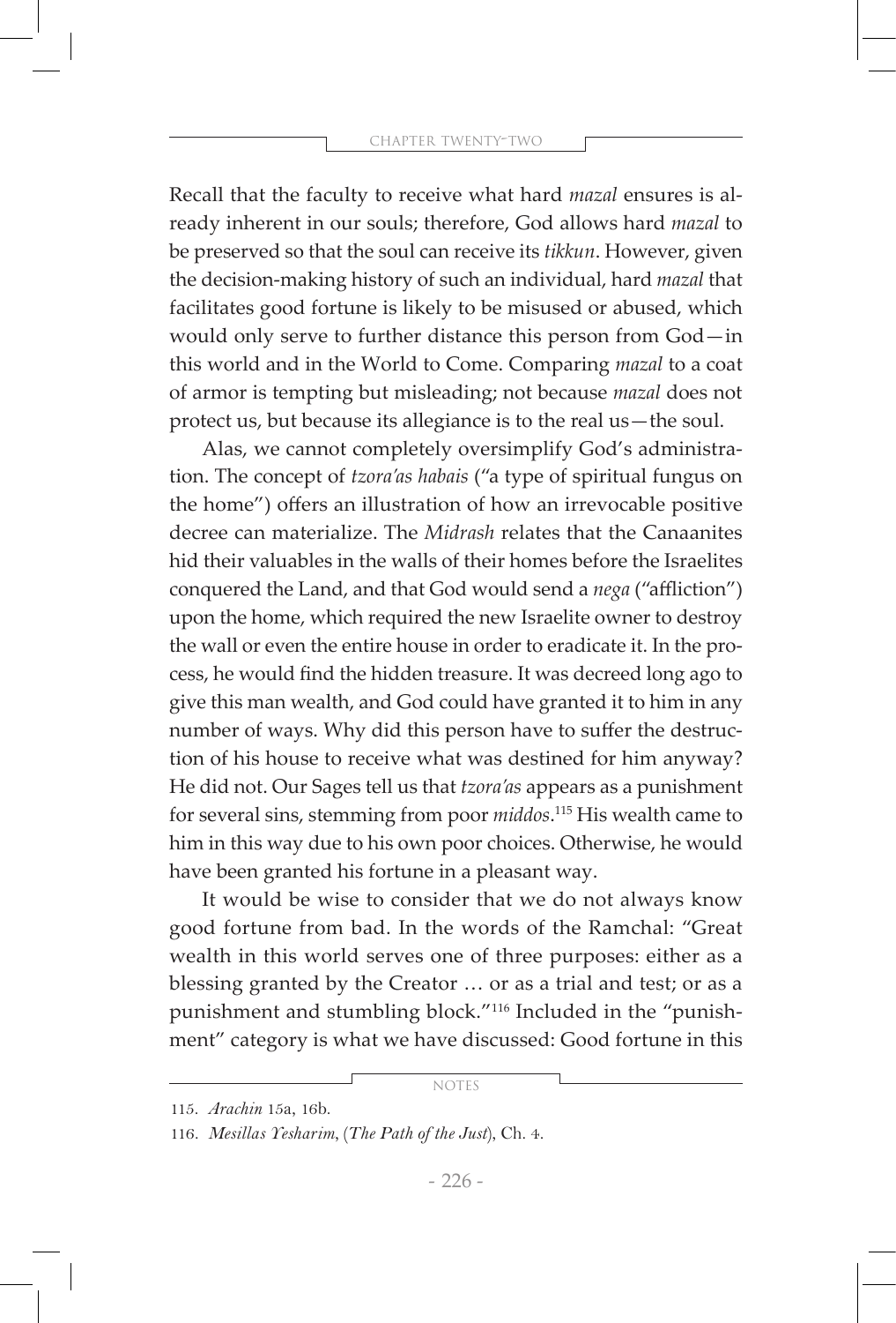Recall that the faculty to receive what hard *mazal* ensures is already inherent in our souls; therefore, God allows hard *mazal* to be preserved so that the soul can receive its *tikkun*. However, given the decision-making history of such an individual, hard *mazal* that facilitates good fortune is likely to be misused or abused, which would only serve to further distance this person from God—in this world and in the World to Come. Comparing *mazal* to a coat of armor is tempting but misleading; not because *mazal* does not protect us, but because its allegiance is to the real us—the soul.

Alas, we cannot completely oversimplify God's administration. The concept of *tzora'as habais* ("a type of spiritual fungus on the home") offers an illustration of how an irrevocable positive decree can materialize. The *Midrash* relates that the Canaanites hid their valuables in the walls of their homes before the Israelites conquered the Land, and that God would send a *nega* ("affliction") upon the home, which required the new Israelite owner to destroy the wall or even the entire house in order to eradicate it. In the process, he would find the hidden treasure. It was decreed long ago to give this man wealth, and God could have granted it to him in any number of ways. Why did this person have to suffer the destruction of his house to receive what was destined for him anyway? He did not. Our Sages tell us that *tzora'as* appears as a punishment for several sins, stemming from poor *middos*.[115] His wealth came to him in this way due to his own poor choices. Otherwise, he would have been granted his fortune in a pleasant way.

It would be wise to consider that we do not always know good fortune from bad. In the words of the Ramchal: "Great wealth in this world serves one of three purposes: either as a blessing granted by the Creator … or as a trial and test; or as a punishment and stumbling block."[116] Included in the "punishment" category is what we have discussed: Good fortune in this

NOTES

115. *Arachin* 15a, 16b.

116. *Mesillas Yesharim*, (*The Path of the Just*), Ch. 4.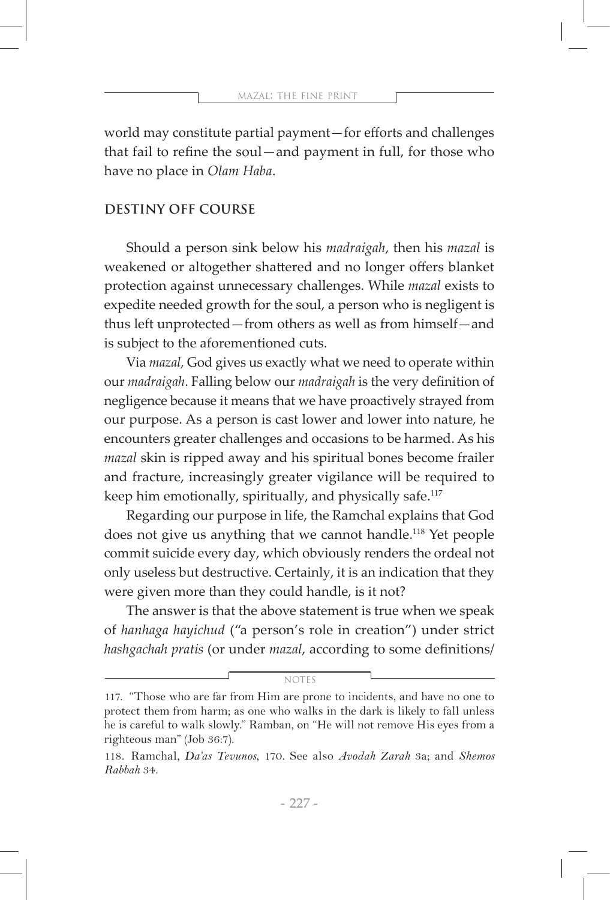world may constitute partial payment—for efforts and challenges that fail to refine the soul—and payment in full, for those who have no place in *Olam Haba*.

## DESTINY OFF COURSE

Should a person sink below his *madraigah*, then his *mazal* is weakened or altogether shattered and no longer offers blanket protection against unnecessary challenges. While *mazal* exists to expedite needed growth for the soul, a person who is negligent is thus left unprotected—from others as well as from himself—and is subject to the aforementioned cuts.

Via *mazal*, God gives us exactly what we need to operate within our *madraigah*. Falling below our *madraigah* is the very definition of negligence because it means that we have proactively strayed from our purpose. As a person is cast lower and lower into nature, he encounters greater challenges and occasions to be harmed. As his *mazal* skin is ripped away and his spiritual bones become frailer and fracture, increasingly greater vigilance will be required to keep him emotionally, spiritually, and physically safe.[117]

Regarding our purpose in life, the Ramchal explains that God does not give us anything that we cannot handle.[118] Yet people commit suicide every day, which obviously renders the ordeal not only useless but destructive. Certainly, it is an indication that they were given more than they could handle, is it not?

The answer is that the above statement is true when we speak of *hanhaga hayichud* ("a person's role in creation") under strict *hashgachah pratis* (or under *mazal*, according to some definitions/

---

NOTES

117. "Those who are far from Him are prone to incidents, and have no one to protect them from harm; as one who walks in the dark is likely to fall unless he is careful to walk slowly." Ramban, on "He will not remove His eyes from a righteous man" (Job 36:7).

118. Ramchal, *Da'as Tevunos*, 170. See also *Avodah Zarah* 3a; and *Shemos Rabbah* 34.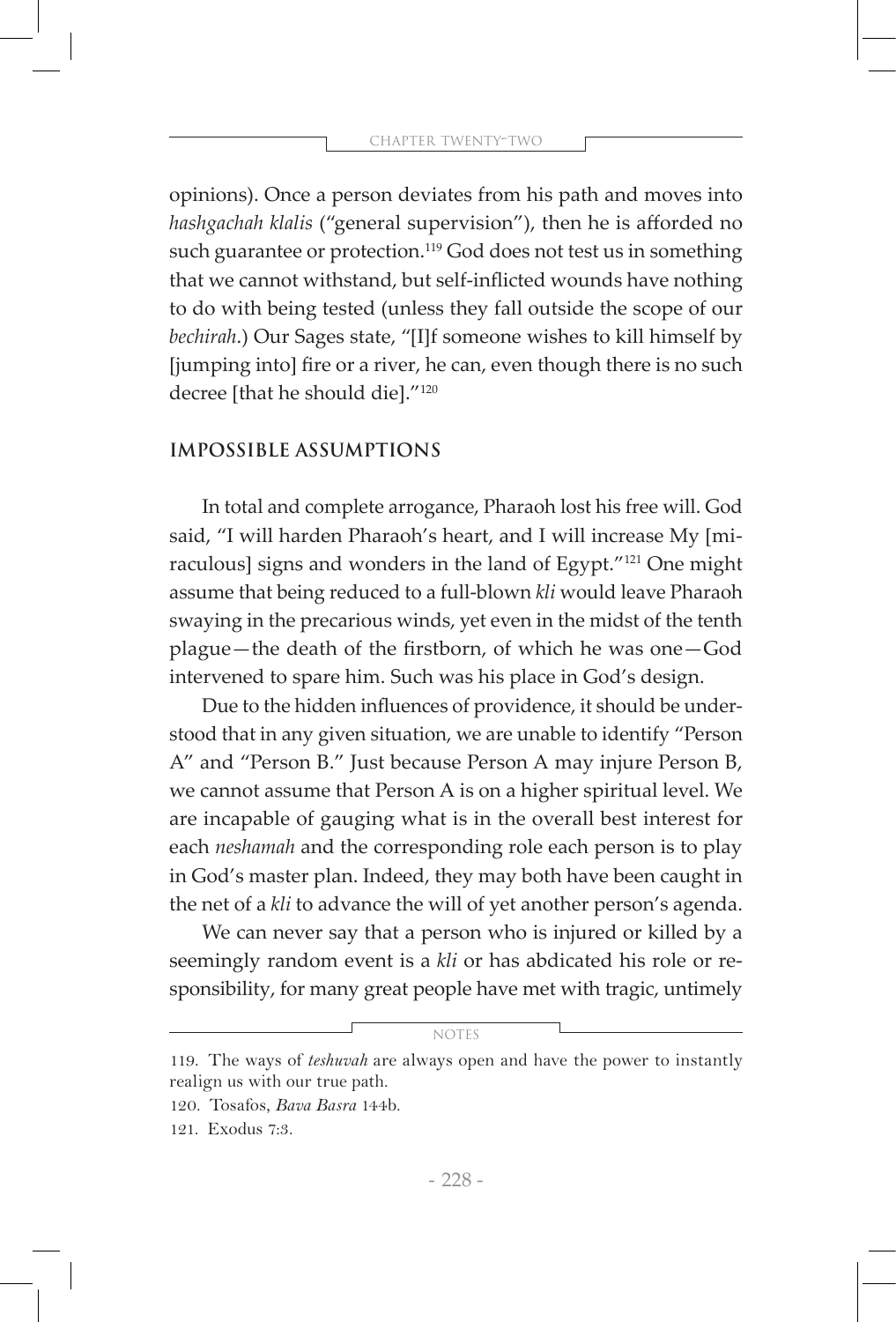opinions). Once a person deviates from his path and moves into *hashgachah klalis* ("general supervision"), then he is afforded no such guarantee or protection.[119] God does not test us in something that we cannot withstand, but self-inflicted wounds have nothing to do with being tested (unless they fall outside the scope of our *bechirah*.) Our Sages state, "[I]f someone wishes to kill himself by [jumping into] fire or a river, he can, even though there is no such decree [that he should die]."[120]

## IMPOSSIBLE ASSUMPTIONS

In total and complete arrogance, Pharaoh lost his free will. God said, "I will harden Pharaoh's heart, and I will increase My [miraculous] signs and wonders in the land of Egypt."[121] One might assume that being reduced to a full-blown *kli* would leave Pharaoh swaying in the precarious winds, yet even in the midst of the tenth plague—the death of the firstborn, of which he was one—God intervened to spare him. Such was his place in God's design.

Due to the hidden influences of providence, it should be understood that in any given situation, we are unable to identify "Person A" and "Person B." Just because Person A may injure Person B, we cannot assume that Person A is on a higher spiritual level. We are incapable of gauging what is in the overall best interest for each *neshamah* and the corresponding role each person is to play in God's master plan. Indeed, they may both have been caught in the net of a *kli* to advance the will of yet another person's agenda.

We can never say that a person who is injured or killed by a seemingly random event is a *kli* or has abdicated his role or responsibility, for many great people have met with tragic, untimely

NOTES

119. The ways of *teshuvah* are always open and have the power to instantly realign us with our true path.

120. Tosafos, *Bava Basra* 144b.

121. Exodus 7:3.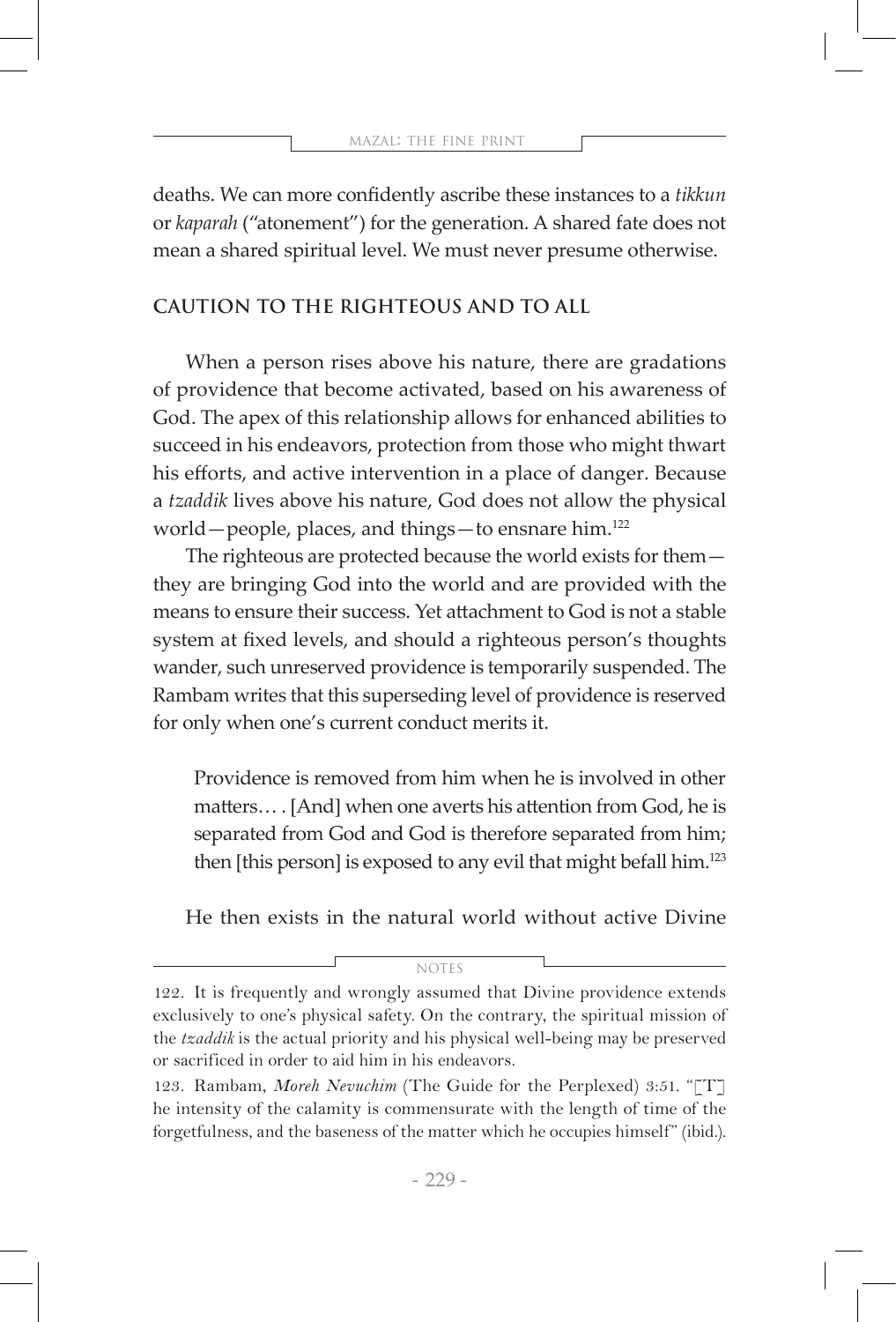deaths. We can more confidently ascribe these instances to a *tikkun* or *kaparah* ("atonement") for the generation. A shared fate does not mean a shared spiritual level. We must never presume otherwise.

## CAUTION TO THE RIGHTEOUS AND TO ALL

When a person rises above his nature, there are gradations of providence that become activated, based on his awareness of God. The apex of this relationship allows for enhanced abilities to succeed in his endeavors, protection from those who might thwart his efforts, and active intervention in a place of danger. Because a *tzaddik* lives above his nature, God does not allow the physical world—people, places, and things—to ensnare him.[122]

The righteous are protected because the world exists for them—they are bringing God into the world and are provided with the means to ensure their success. Yet attachment to God is not a stable system at fixed levels, and should a righteous person's thoughts wander, such unreserved providence is temporarily suspended. The Rambam writes that this superseding level of providence is reserved for only when one's current conduct merits it.

> Providence is removed from him when he is involved in other matters… . [And] when one averts his attention from God, he is separated from God and God is therefore separated from him; then [this person] is exposed to any evil that might befall him.[123]

He then exists in the natural world without active Divine

---

NOTES

122. It is frequently and wrongly assumed that Divine providence extends exclusively to one's physical safety. On the contrary, the spiritual mission of the *tzaddik* is the actual priority and his physical well-being may be preserved or sacrificed in order to aid him in his endeavors.

123. Rambam, *Moreh Nevuchim* (The Guide for the Perplexed) 3:51. "[T]he intensity of the calamity is commensurate with the length of time of the forgetfulness, and the baseness of the matter which he occupies himself" (ibid.).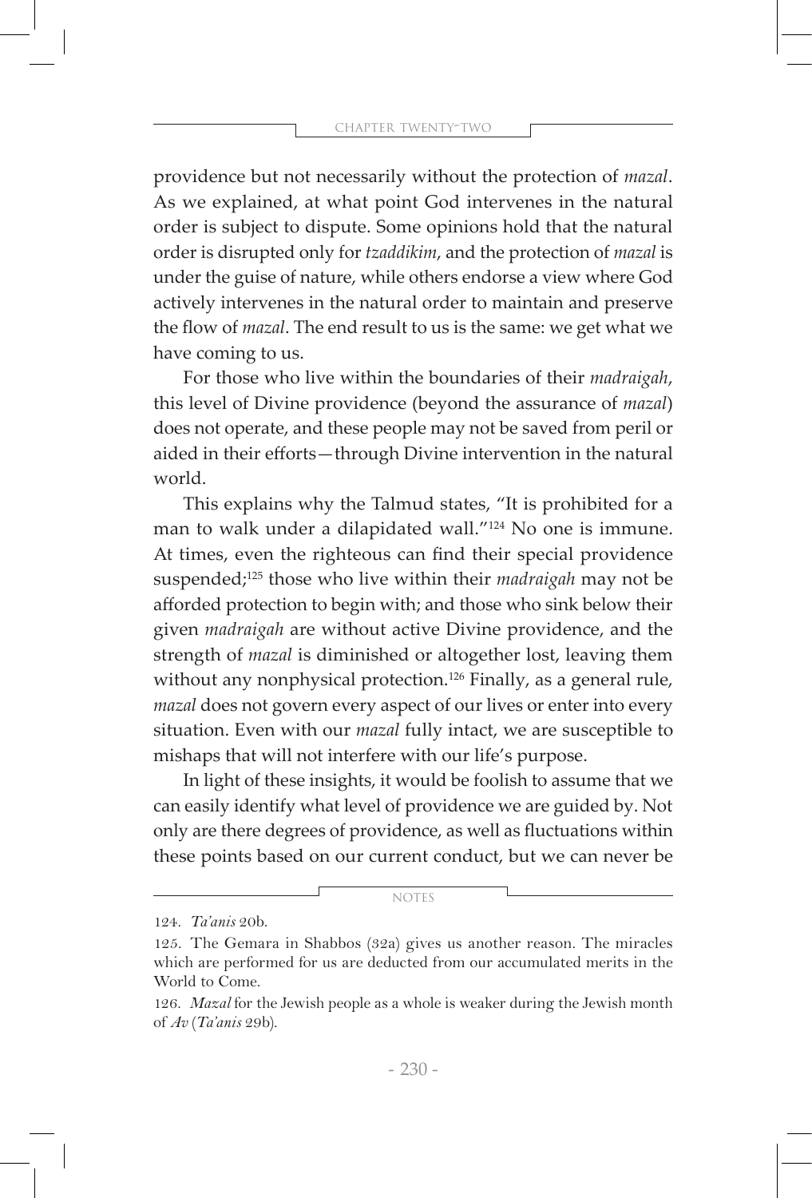providence but not necessarily without the protection of *mazal*. As we explained, at what point God intervenes in the natural order is subject to dispute. Some opinions hold that the natural order is disrupted only for *tzaddikim*, and the protection of *mazal* is under the guise of nature, while others endorse a view where God actively intervenes in the natural order to maintain and preserve the flow of *mazal*. The end result to us is the same: we get what we have coming to us.

For those who live within the boundaries of their *madraigah*, this level of Divine providence (beyond the assurance of *mazal*) does not operate, and these people may not be saved from peril or aided in their efforts—through Divine intervention in the natural world.

This explains why the Talmud states, "It is prohibited for a man to walk under a dilapidated wall."[124] No one is immune. At times, even the righteous can find their special providence suspended;[125] those who live within their *madraigah* may not be afforded protection to begin with; and those who sink below their given *madraigah* are without active Divine providence, and the strength of *mazal* is diminished or altogether lost, leaving them without any nonphysical protection.[126] Finally, as a general rule, *mazal* does not govern every aspect of our lives or enter into every situation. Even with our *mazal* fully intact, we are susceptible to mishaps that will not interfere with our life's purpose.

In light of these insights, it would be foolish to assume that we can easily identify what level of providence we are guided by. Not only are there degrees of providence, as well as fluctuations within these points based on our current conduct, but we can never be

---

NOTES

124. *Ta'anis* 20b.

125. The Gemara in Shabbos (32a) gives us another reason. The miracles which are performed for us are deducted from our accumulated merits in the World to Come.

126. *Mazal* for the Jewish people as a whole is weaker during the Jewish month of *Av* (*Ta'anis* 29b).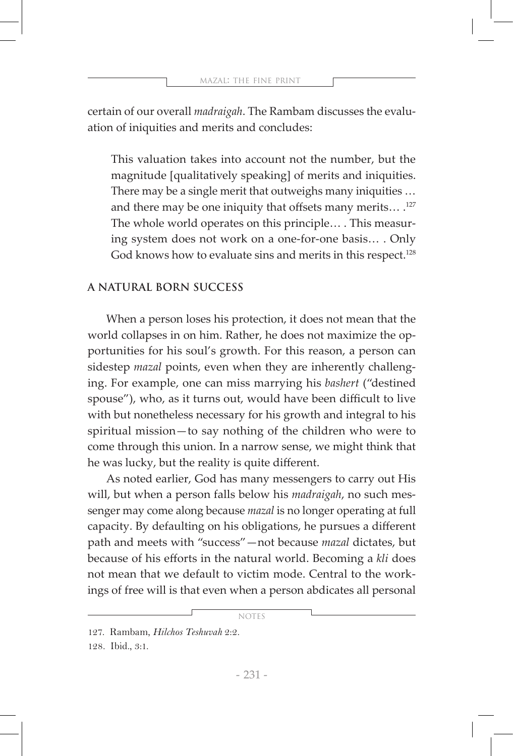certain of our overall *madraigah*. The Rambam discusses the evaluation of iniquities and merits and concludes:

> This valuation takes into account not the number, but the magnitude [qualitatively speaking] of merits and iniquities. There may be a single merit that outweighs many iniquities … and there may be one iniquity that offsets many merits… .[127] The whole world operates on this principle… . This measuring system does not work on a one-for-one basis… . Only God knows how to evaluate sins and merits in this respect.[128]

## A NATURAL BORN SUCCESS

When a person loses his protection, it does not mean that the world collapses in on him. Rather, he does not maximize the opportunities for his soul's growth. For this reason, a person can sidestep *mazal* points, even when they are inherently challenging. For example, one can miss marrying his *bashert* ("destined spouse"), who, as it turns out, would have been difficult to live with but nonetheless necessary for his growth and integral to his spiritual mission—to say nothing of the children who were to come through this union. In a narrow sense, we might think that he was lucky, but the reality is quite different.

As noted earlier, God has many messengers to carry out His will, but when a person falls below his *madraigah*, no such messenger may come along because *mazal* is no longer operating at full capacity. By defaulting on his obligations, he pursues a different path and meets with "success"—not because *mazal* dictates, but because of his efforts in the natural world. Becoming a *kli* does not mean that we default to victim mode. Central to the workings of free will is that even when a person abdicates all personal

NOTES

127. Rambam, *Hilchos Teshuvah* 2:2.
128. Ibid., 3:1.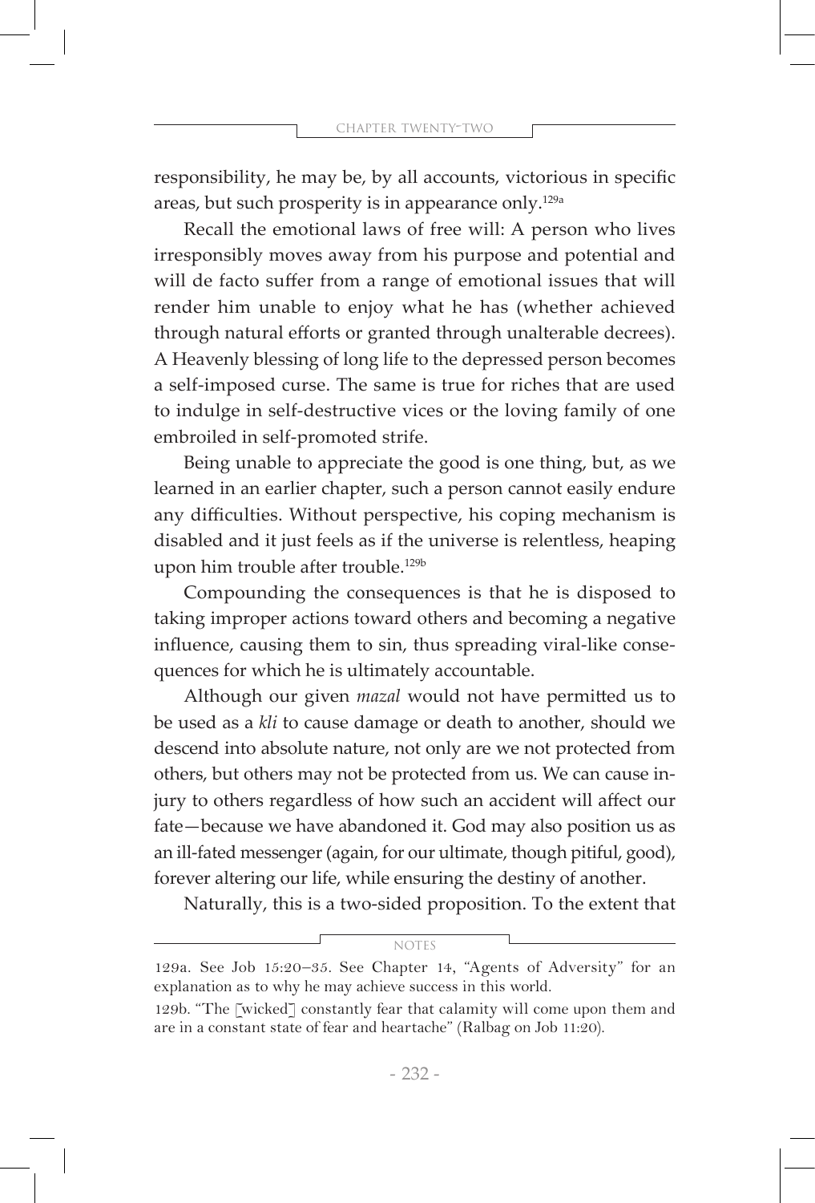responsibility, he may be, by all accounts, victorious in specific areas, but such prosperity is in appearance only.[129a]

Recall the emotional laws of free will: A person who lives irresponsibly moves away from his purpose and potential and will de facto suffer from a range of emotional issues that will render him unable to enjoy what he has (whether achieved through natural efforts or granted through unalterable decrees). A Heavenly blessing of long life to the depressed person becomes a self-imposed curse. The same is true for riches that are used to indulge in self-destructive vices or the loving family of one embroiled in self-promoted strife.

Being unable to appreciate the good is one thing, but, as we learned in an earlier chapter, such a person cannot easily endure any difficulties. Without perspective, his coping mechanism is disabled and it just feels as if the universe is relentless, heaping upon him trouble after trouble.[129b]

Compounding the consequences is that he is disposed to taking improper actions toward others and becoming a negative influence, causing them to sin, thus spreading viral-like consequences for which he is ultimately accountable.

Although our given *mazal* would not have permitted us to be used as a *kli* to cause damage or death to another, should we descend into absolute nature, not only are we not protected from others, but others may not be protected from us. We can cause injury to others regardless of how such an accident will affect our fate—because we have abandoned it. God may also position us as an ill-fated messenger (again, for our ultimate, though pitiful, good), forever altering our life, while ensuring the destiny of another.

Naturally, this is a two-sided proposition. To the extent that

NOTES

129a. See Job 15:20–35. See Chapter 14, "Agents of Adversity" for an explanation as to why he may achieve success in this world.

129b. "The [wicked] constantly fear that calamity will come upon them and are in a constant state of fear and heartache" (Ralbag on Job 11:20).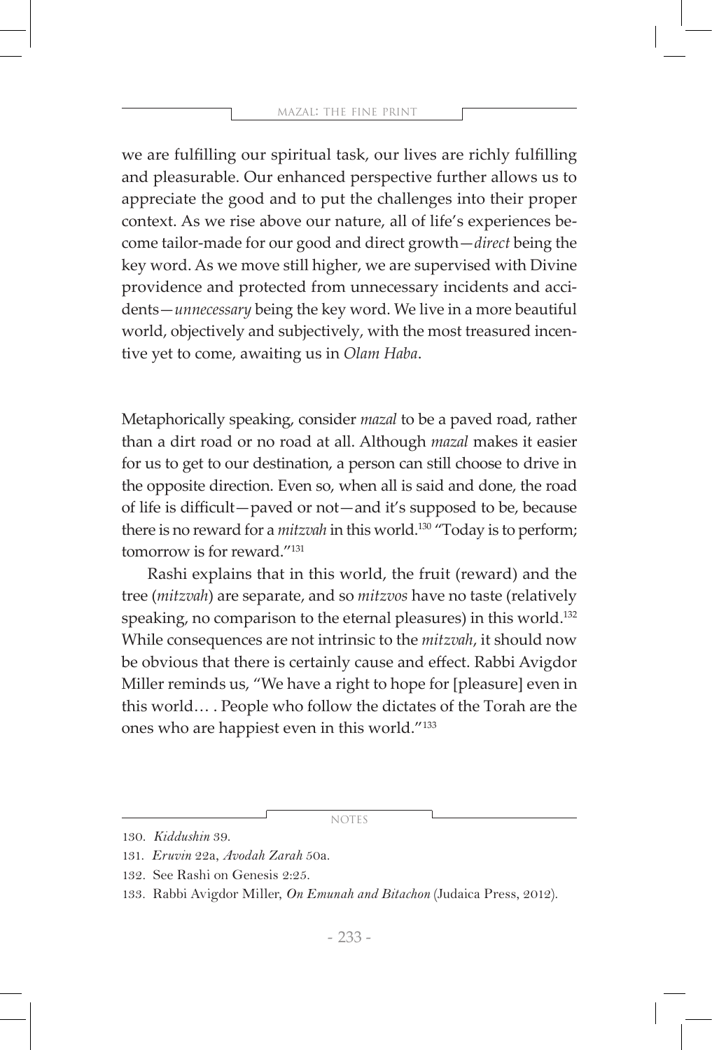we are fulfilling our spiritual task, our lives are richly fulfilling and pleasurable. Our enhanced perspective further allows us to appreciate the good and to put the challenges into their proper context. As we rise above our nature, all of life's experiences become tailor-made for our good and direct growth—*direct* being the key word. As we move still higher, we are supervised with Divine providence and protected from unnecessary incidents and accidents—*unnecessary* being the key word. We live in a more beautiful world, objectively and subjectively, with the most treasured incentive yet to come, awaiting us in *Olam Haba*.

Metaphorically speaking, consider *mazal* to be a paved road, rather than a dirt road or no road at all. Although *mazal* makes it easier for us to get to our destination, a person can still choose to drive in the opposite direction. Even so, when all is said and done, the road of life is difficult—paved or not—and it's supposed to be, because there is no reward for a *mitzvah* in this world.[130] "Today is to perform; tomorrow is for reward."[131]

Rashi explains that in this world, the fruit (reward) and the tree (*mitzvah*) are separate, and so *mitzvos* have no taste (relatively speaking, no comparison to the eternal pleasures) in this world.[132] While consequences are not intrinsic to the *mitzvah*, it should now be obvious that there is certainly cause and effect. Rabbi Avigdor Miller reminds us, "We have a right to hope for [pleasure] even in this world… . People who follow the dictates of the Torah are the ones who are happiest even in this world."[133]

NOTES

130. *Kiddushin* 39.

131. *Eruvin* 22a, *Avodah Zarah* 50a.

132. See Rashi on Genesis 2:25.

133. Rabbi Avigdor Miller, *On Emunah and Bitachon* (Judaica Press, 2012).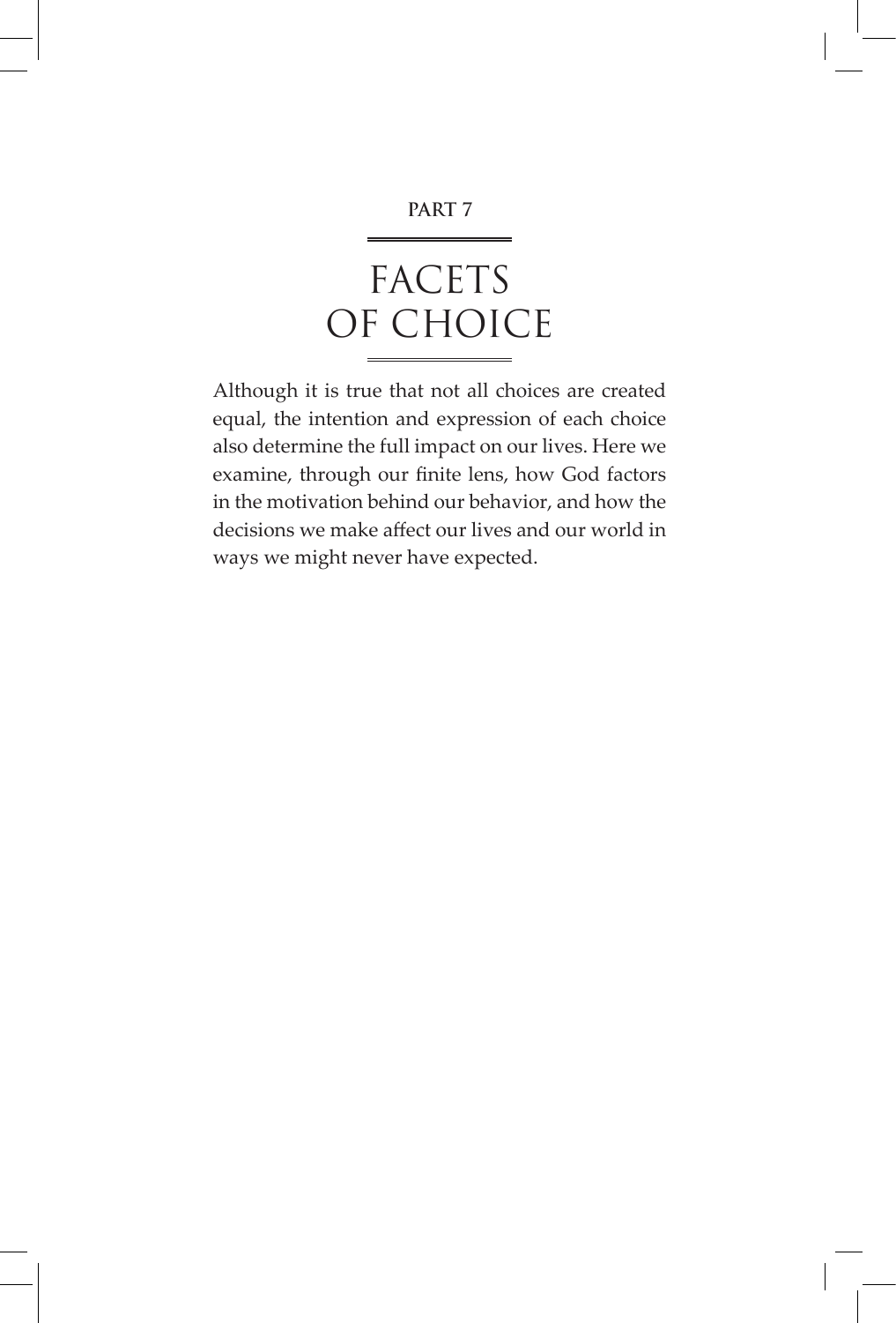PART 7

# FACETS OF CHOICE

Although it is true that not all choices are created equal, the intention and expression of each choice also determine the full impact on our lives. Here we examine, through our finite lens, how God factors in the motivation behind our behavior, and how the decisions we make affect our lives and our world in ways we might never have expected.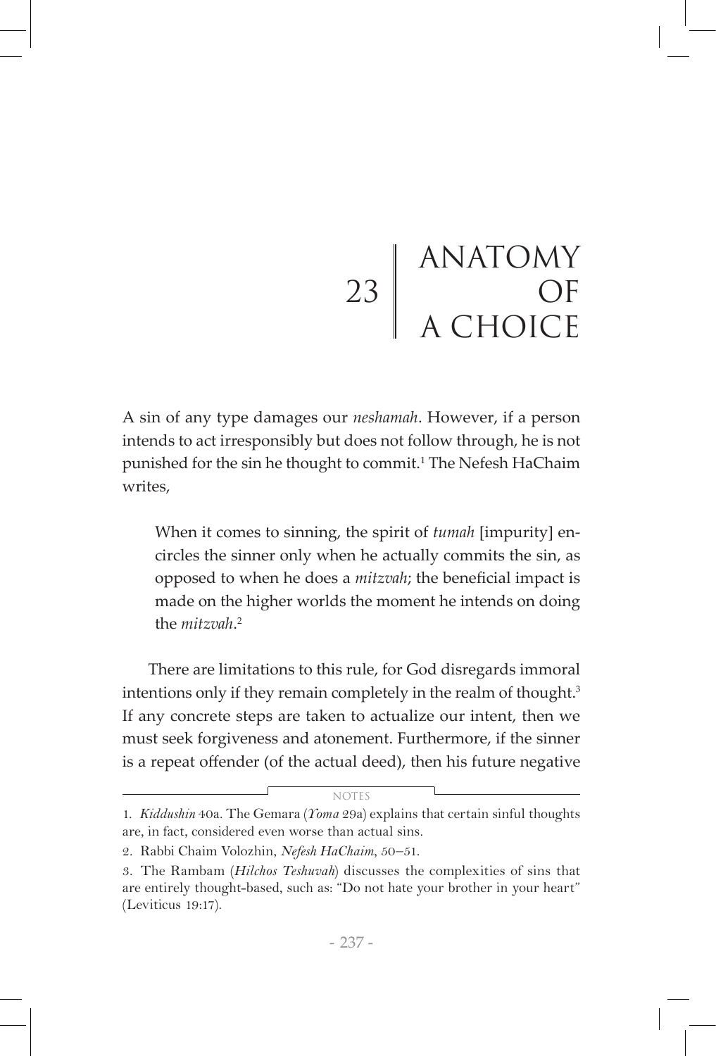# 23 | ANATOMY OF A CHOICE

A sin of any type damages our *neshamah*. However, if a person intends to act irresponsibly but does not follow through, he is not punished for the sin he thought to commit.[1] The Nefesh HaChaim writes,

> When it comes to sinning, the spirit of *tumah* [impurity] encircles the sinner only when he actually commits the sin, as opposed to when he does a *mitzvah*; the beneficial impact is made on the higher worlds the moment he intends on doing the *mitzvah*.[2]

There are limitations to this rule, for God disregards immoral intentions only if they remain completely in the realm of thought.[3] If any concrete steps are taken to actualize our intent, then we must seek forgiveness and atonement. Furthermore, if the sinner is a repeat offender (of the actual deed), then his future negative

NOTES

1. *Kiddushin* 40a. The Gemara (*Yoma* 29a) explains that certain sinful thoughts are, in fact, considered even worse than actual sins.

2. Rabbi Chaim Volozhin, *Nefesh HaChaim*, 50–51.

3. The Rambam (*Hilchos Teshuvah*) discusses the complexities of sins that are entirely thought-based, such as: "Do not hate your brother in your heart" (Leviticus 19:17).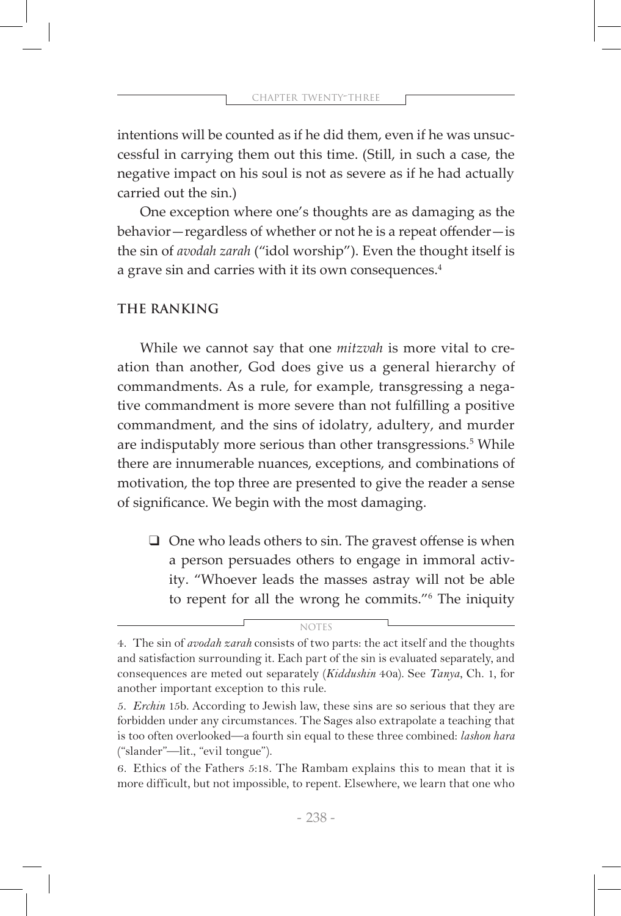intentions will be counted as if he did them, even if he was unsuccessful in carrying them out this time. (Still, in such a case, the negative impact on his soul is not as severe as if he had actually carried out the sin.)

One exception where one's thoughts are as damaging as the behavior—regardless of whether or not he is a repeat offender—is the sin of *avodah zarah* ("idol worship"). Even the thought itself is a grave sin and carries with it its own consequences.[4]

## THE RANKING

While we cannot say that one *mitzvah* is more vital to creation than another, God does give us a general hierarchy of commandments. As a rule, for example, transgressing a negative commandment is more severe than not fulfilling a positive commandment, and the sins of idolatry, adultery, and murder are indisputably more serious than other transgressions.[5] While there are innumerable nuances, exceptions, and combinations of motivation, the top three are presented to give the reader a sense of significance. We begin with the most damaging.

- ❑ One who leads others to sin. The gravest offense is when a person persuades others to engage in immoral activity. "Whoever leads the masses astray will not be able to repent for all the wrong he commits."[6] The iniquity

---

NOTES

4. The sin of *avodah zarah* consists of two parts: the act itself and the thoughts and satisfaction surrounding it. Each part of the sin is evaluated separately, and consequences are meted out separately (*Kiddushin* 40a). See *Tanya*, Ch. 1, for another important exception to this rule.

5. *Erchin* 15b. According to Jewish law, these sins are so serious that they are forbidden under any circumstances. The Sages also extrapolate a teaching that is too often overlooked—a fourth sin equal to these three combined: *lashon hara* ("slander"—lit., "evil tongue").

6. Ethics of the Fathers 5:18. The Rambam explains this to mean that it is more difficult, but not impossible, to repent. Elsewhere, we learn that one who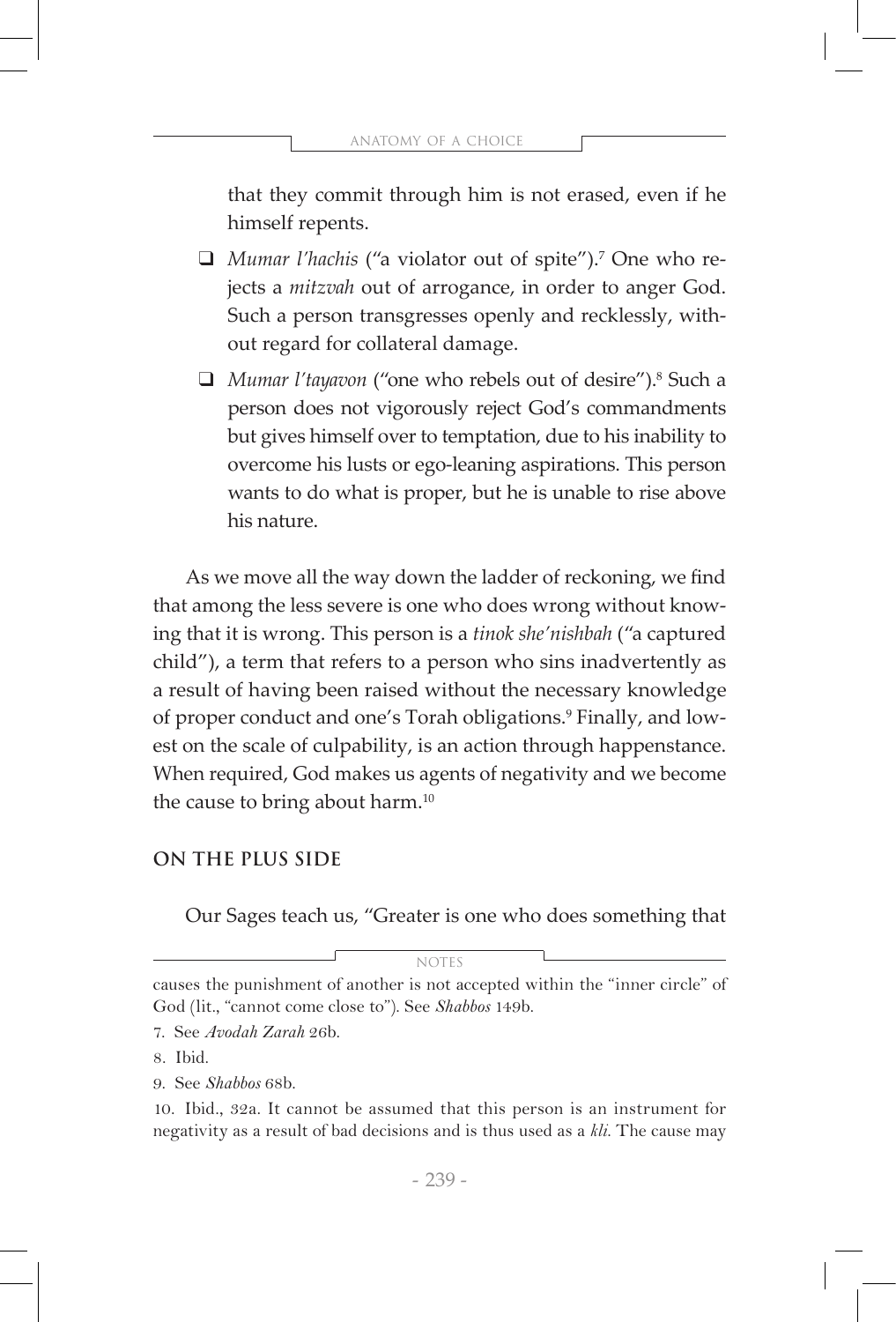that they commit through him is not erased, even if he himself repents.

- *Mumar l'hachis* ("a violator out of spite").[7] One who rejects a *mitzvah* out of arrogance, in order to anger God. Such a person transgresses openly and recklessly, without regard for collateral damage.
- *Mumar l'tayavon* ("one who rebels out of desire").[8] Such a person does not vigorously reject God's commandments but gives himself over to temptation, due to his inability to overcome his lusts or ego-leaning aspirations. This person wants to do what is proper, but he is unable to rise above his nature.

As we move all the way down the ladder of reckoning, we find that among the less severe is one who does wrong without knowing that it is wrong. This person is a *tinok she'nishbah* ("a captured child"), a term that refers to a person who sins inadvertently as a result of having been raised without the necessary knowledge of proper conduct and one's Torah obligations.[9] Finally, and lowest on the scale of culpability, is an action through happenstance. When required, God makes us agents of negativity and we become the cause to bring about harm.[10]

## ON THE PLUS SIDE

Our Sages teach us, "Greater is one who does something that

---

NOTES

causes the punishment of another is not accepted within the "inner circle" of God (lit., "cannot come close to"). See *Shabbos* 149b.

7. See *Avodah Zarah* 26b.

8. Ibid.

9. See *Shabbos* 68b.

10. Ibid., 32a. It cannot be assumed that this person is an instrument for negativity as a result of bad decisions and is thus used as a *kli*. The cause may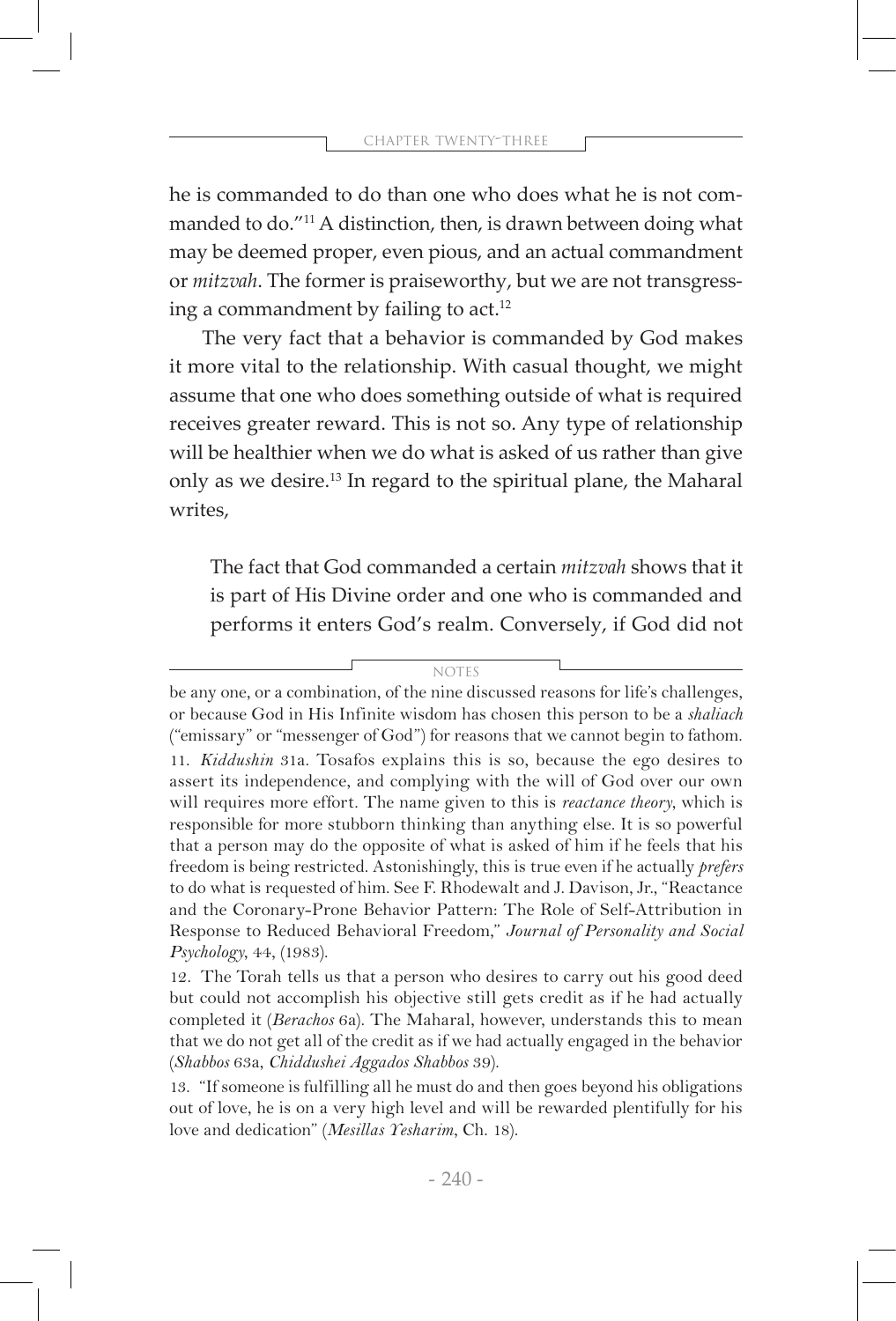he is commanded to do than one who does what he is not commanded to do."[11] A distinction, then, is drawn between doing what may be deemed proper, even pious, and an actual commandment or *mitzvah*. The former is praiseworthy, but we are not transgressing a commandment by failing to act.[12]

The very fact that a behavior is commanded by God makes it more vital to the relationship. With casual thought, we might assume that one who does something outside of what is required receives greater reward. This is not so. Any type of relationship will be healthier when we do what is asked of us rather than give only as we desire.[13] In regard to the spiritual plane, the Maharal writes,

> The fact that God commanded a certain *mitzvah* shows that it is part of His Divine order and one who is commanded and performs it enters God's realm. Conversely, if God did not

---

NOTES

be any one, or a combination, of the nine discussed reasons for life's challenges, or because God in His Infinite wisdom has chosen this person to be a *shaliach* ("emissary" or "messenger of God") for reasons that we cannot begin to fathom.

11. *Kiddushin* 31a. Tosafos explains this is so, because the ego desires to assert its independence, and complying with the will of God over our own will requires more effort. The name given to this is *reactance theory*, which is responsible for more stubborn thinking than anything else. It is so powerful that a person may do the opposite of what is asked of him if he feels that his freedom is being restricted. Astonishingly, this is true even if he actually *prefers* to do what is requested of him. See F. Rhodewalt and J. Davison, Jr., "Reactance and the Coronary-Prone Behavior Pattern: The Role of Self-Attribution in Response to Reduced Behavioral Freedom," *Journal of Personality and Social Psychology*, 44, (1983).

12. The Torah tells us that a person who desires to carry out his good deed but could not accomplish his objective still gets credit as if he had actually completed it (*Berachos* 6a). The Maharal, however, understands this to mean that we do not get all of the credit as if we had actually engaged in the behavior (*Shabbos* 63a, *Chiddushei Aggados Shabbos* 39).

13. "If someone is fulfilling all he must do and then goes beyond his obligations out of love, he is on a very high level and will be rewarded plentifully for his love and dedication" (*Mesillas Yesharim*, Ch. 18).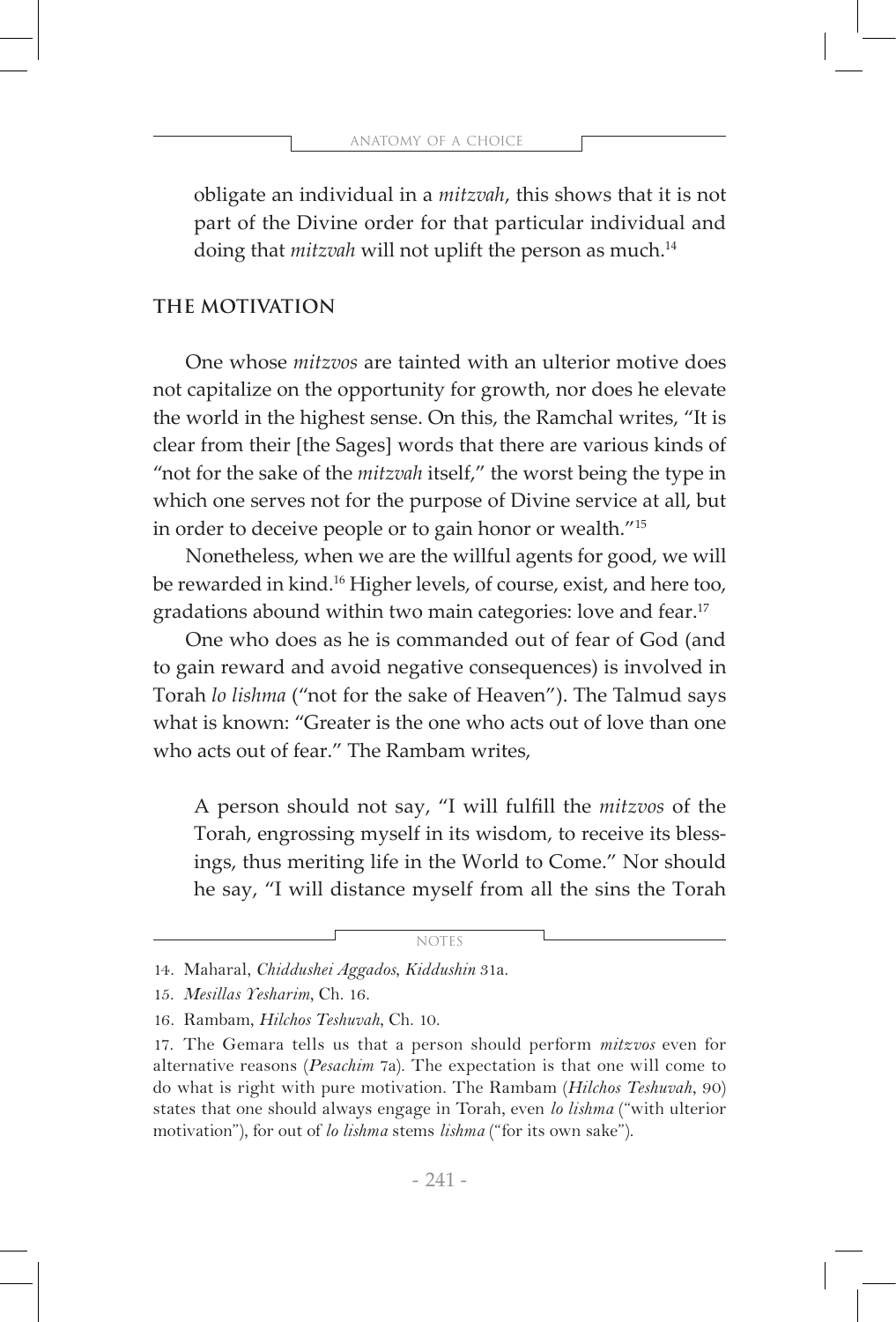obligate an individual in a *mitzvah*, this shows that it is not part of the Divine order for that particular individual and doing that *mitzvah* will not uplift the person as much.[14]

## THE MOTIVATION

One whose *mitzvos* are tainted with an ulterior motive does not capitalize on the opportunity for growth, nor does he elevate the world in the highest sense. On this, the Ramchal writes, "It is clear from their [the Sages] words that there are various kinds of "not for the sake of the *mitzvah* itself," the worst being the type in which one serves not for the purpose of Divine service at all, but in order to deceive people or to gain honor or wealth."[15]

Nonetheless, when we are the willful agents for good, we will be rewarded in kind.[16] Higher levels, of course, exist, and here too, gradations abound within two main categories: love and fear.[17]

One who does as he is commanded out of fear of God (and to gain reward and avoid negative consequences) is involved in Torah *lo lishma* ("not for the sake of Heaven"). The Talmud says what is known: "Greater is the one who acts out of love than one who acts out of fear." The Rambam writes,

> A person should not say, "I will fulfill the *mitzvos* of the Torah, engrossing myself in its wisdom, to receive its blessings, thus meriting life in the World to Come." Nor should he say, "I will distance myself from all the sins the Torah

---

14. Maharal, *Chiddushei Aggados*, *Kiddushin* 31a.

15. *Mesillas Yesharim*, Ch. 16.

16. Rambam, *Hilchos Teshuvah*, Ch. 10.

17. The Gemara tells us that a person should perform *mitzvos* even for alternative reasons (*Pesachim* 7a). The expectation is that one will come to do what is right with pure motivation. The Rambam (*Hilchos Teshuvah*, 90) states that one should always engage in Torah, even *lo lishma* ("with ulterior motivation"), for out of *lo lishma* stems *lishma* ("for its own sake").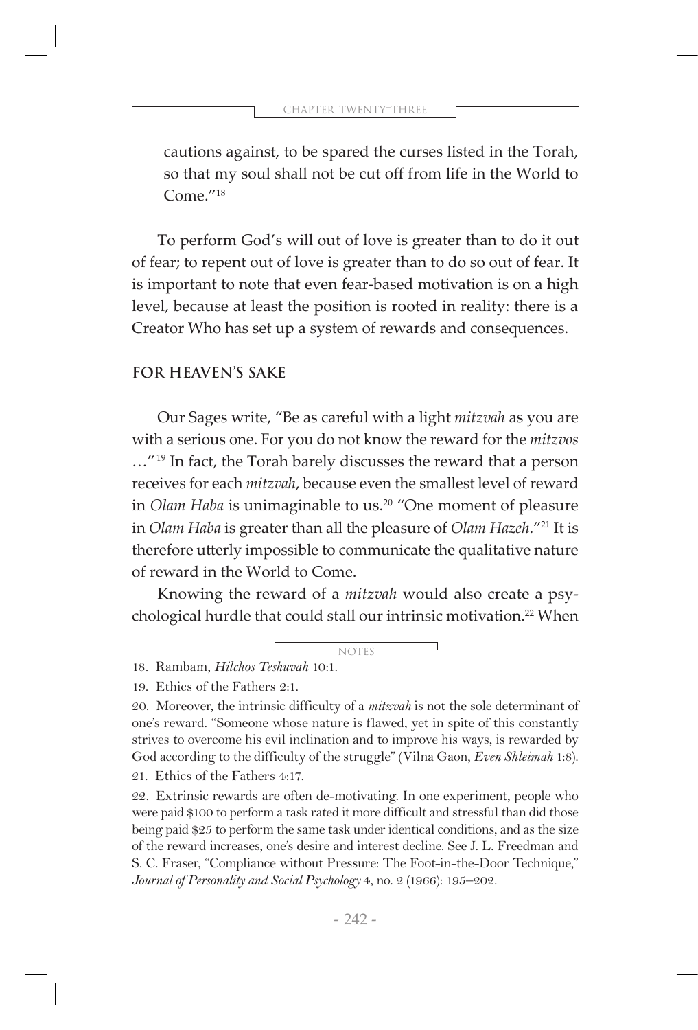cautions against, to be spared the curses listed in the Torah, so that my soul shall not be cut off from life in the World to Come."[18]

To perform God's will out of love is greater than to do it out of fear; to repent out of love is greater than to do so out of fear. It is important to note that even fear-based motivation is on a high level, because at least the position is rooted in reality: there is a Creator Who has set up a system of rewards and consequences.

## FOR HEAVEN'S SAKE

Our Sages write, "Be as careful with a light *mitzvah* as you are with a serious one. For you do not know the reward for the *mitzvos* …"[19] In fact, the Torah barely discusses the reward that a person receives for each *mitzvah*, because even the smallest level of reward in *Olam Haba* is unimaginable to us.[20] "One moment of pleasure in *Olam Haba* is greater than all the pleasure of *Olam Hazeh*."[21] It is therefore utterly impossible to communicate the qualitative nature of reward in the World to Come.

Knowing the reward of a *mitzvah* would also create a psychological hurdle that could stall our intrinsic motivation.[22] When

---

NOTES

18. Rambam, *Hilchos Teshuvah* 10:1.

19. Ethics of the Fathers 2:1.

20. Moreover, the intrinsic difficulty of a *mitzvah* is not the sole determinant of one's reward. "Someone whose nature is flawed, yet in spite of this constantly strives to overcome his evil inclination and to improve his ways, is rewarded by God according to the difficulty of the struggle" (Vilna Gaon, *Even Shleimah* 1:8).

21. Ethics of the Fathers 4:17.

22. Extrinsic rewards are often de-motivating. In one experiment, people who were paid $100 to perform a task rated it more difficult and stressful than did those being paid $25 to perform the same task under identical conditions, and as the size of the reward increases, one's desire and interest decline. See J. L. Freedman and S. C. Fraser, "Compliance without Pressure: The Foot-in-the-Door Technique," *Journal of Personality and Social Psychology* 4, no. 2 (1966): 195–202.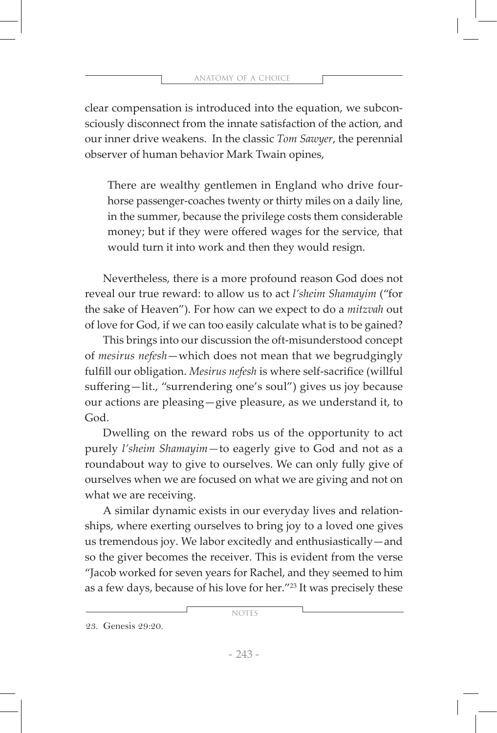clear compensation is introduced into the equation, we subconsciously disconnect from the innate satisfaction of the action, and our inner drive weakens. In the classic *Tom Sawyer*, the perennial observer of human behavior Mark Twain opines,

> There are wealthy gentlemen in England who drive four-horse passenger-coaches twenty or thirty miles on a daily line, in the summer, because the privilege costs them considerable money; but if they were offered wages for the service, that would turn it into work and then they would resign.

Nevertheless, there is a more profound reason God does not reveal our true reward: to allow us to act *l'sheim Shamayim* ("for the sake of Heaven"). For how can we expect to do a *mitzvah* out of love for God, if we can too easily calculate what is to be gained?

This brings into our discussion the oft-misunderstood concept of *mesirus nefesh*—which does not mean that we begrudgingly fulfill our obligation. *Mesirus nefesh* is where self-sacrifice (willful suffering—lit., "surrendering one's soul") gives us joy because our actions are pleasing—give pleasure, as we understand it, to God.

Dwelling on the reward robs us of the opportunity to act purely *l'sheim Shamayim*—to eagerly give to God and not as a roundabout way to give to ourselves. We can only fully give of ourselves when we are focused on what we are giving and not on what we are receiving.

A similar dynamic exists in our everyday lives and relationships, where exerting ourselves to bring joy to a loved one gives us tremendous joy. We labor excitedly and enthusiastically—and so the giver becomes the receiver. This is evident from the verse "Jacob worked for seven years for Rachel, and they seemed to him as a few days, because of his love for her."[23] It was precisely these

NOTES

23. Genesis 29:20.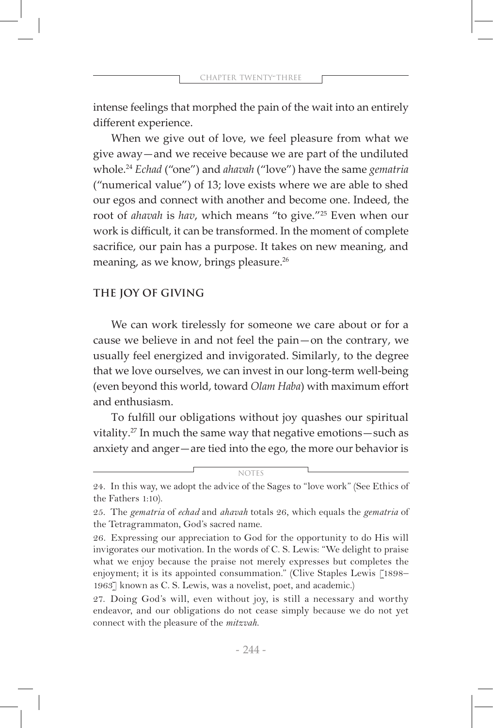intense feelings that morphed the pain of the wait into an entirely different experience.

When we give out of love, we feel pleasure from what we give away—and we receive because we are part of the undiluted whole.[24] *Echad* ("one") and *ahavah* ("love") have the same *gematria* ("numerical value") of 13; love exists where we are able to shed our egos and connect with another and become one. Indeed, the root of *ahavah* is *hav*, which means "to give."[25] Even when our work is difficult, it can be transformed. In the moment of complete sacrifice, our pain has a purpose. It takes on new meaning, and meaning, as we know, brings pleasure.[26]

## THE JOY OF GIVING

We can work tirelessly for someone we care about or for a cause we believe in and not feel the pain—on the contrary, we usually feel energized and invigorated. Similarly, to the degree that we love ourselves, we can invest in our long-term well-being (even beyond this world, toward *Olam Haba*) with maximum effort and enthusiasm.

To fulfill our obligations without joy quashes our spiritual vitality.[27] In much the same way that negative emotions—such as anxiety and anger—are tied into the ego, the more our behavior is

---

NOTES

24. In this way, we adopt the advice of the Sages to "love work" (See Ethics of the Fathers 1:10).

25. The *gematria* of *echad* and *ahavah* totals 26, which equals the *gematria* of the Tetragrammaton, God's sacred name.

26. Expressing our appreciation to God for the opportunity to do His will invigorates our motivation. In the words of C. S. Lewis: "We delight to praise what we enjoy because the praise not merely expresses but completes the enjoyment; it is its appointed consummation." (Clive Staples Lewis [1898–1963] known as C. S. Lewis, was a novelist, poet, and academic.)

27. Doing God's will, even without joy, is still a necessary and worthy endeavor, and our obligations do not cease simply because we do not yet connect with the pleasure of the *mitzvah*.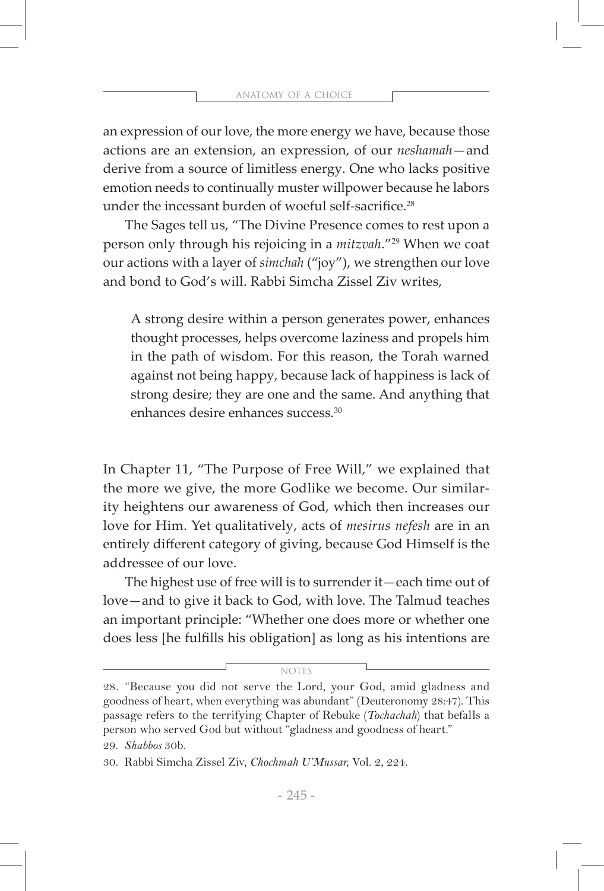an expression of our love, the more energy we have, because those actions are an extension, an expression, of our *neshamah*—and derive from a source of limitless energy. One who lacks positive emotion needs to continually muster willpower because he labors under the incessant burden of woeful self-sacrifice.[28]

The Sages tell us, "The Divine Presence comes to rest upon a person only through his rejoicing in a *mitzvah*."[29] When we coat our actions with a layer of *simchah* ("joy"), we strengthen our love and bond to God's will. Rabbi Simcha Zissel Ziv writes,

> A strong desire within a person generates power, enhances thought processes, helps overcome laziness and propels him in the path of wisdom. For this reason, the Torah warned against not being happy, because lack of happiness is lack of strong desire; they are one and the same. And anything that enhances desire enhances success.[30]

In Chapter 11, "The Purpose of Free Will," we explained that the more we give, the more Godlike we become. Our similarity heightens our awareness of God, which then increases our love for Him. Yet qualitatively, acts of *mesirus nefesh* are in an entirely different category of giving, because God Himself is the addressee of our love.

The highest use of free will is to surrender it—each time out of love—and to give it back to God, with love. The Talmud teaches an important principle: "Whether one does more or whether one does less [he fulfills his obligation] as long as his intentions are

---

NOTES

28. "Because you did not serve the Lord, your God, amid gladness and goodness of heart, when everything was abundant" (Deuteronomy 28:47). This passage refers to the terrifying Chapter of Rebuke (*Tochachah*) that befalls a person who served God but without "gladness and goodness of heart."

29. *Shabbos* 30b.

30. Rabbi Simcha Zissel Ziv, *Chochmah U'Mussar*, Vol. 2, 224.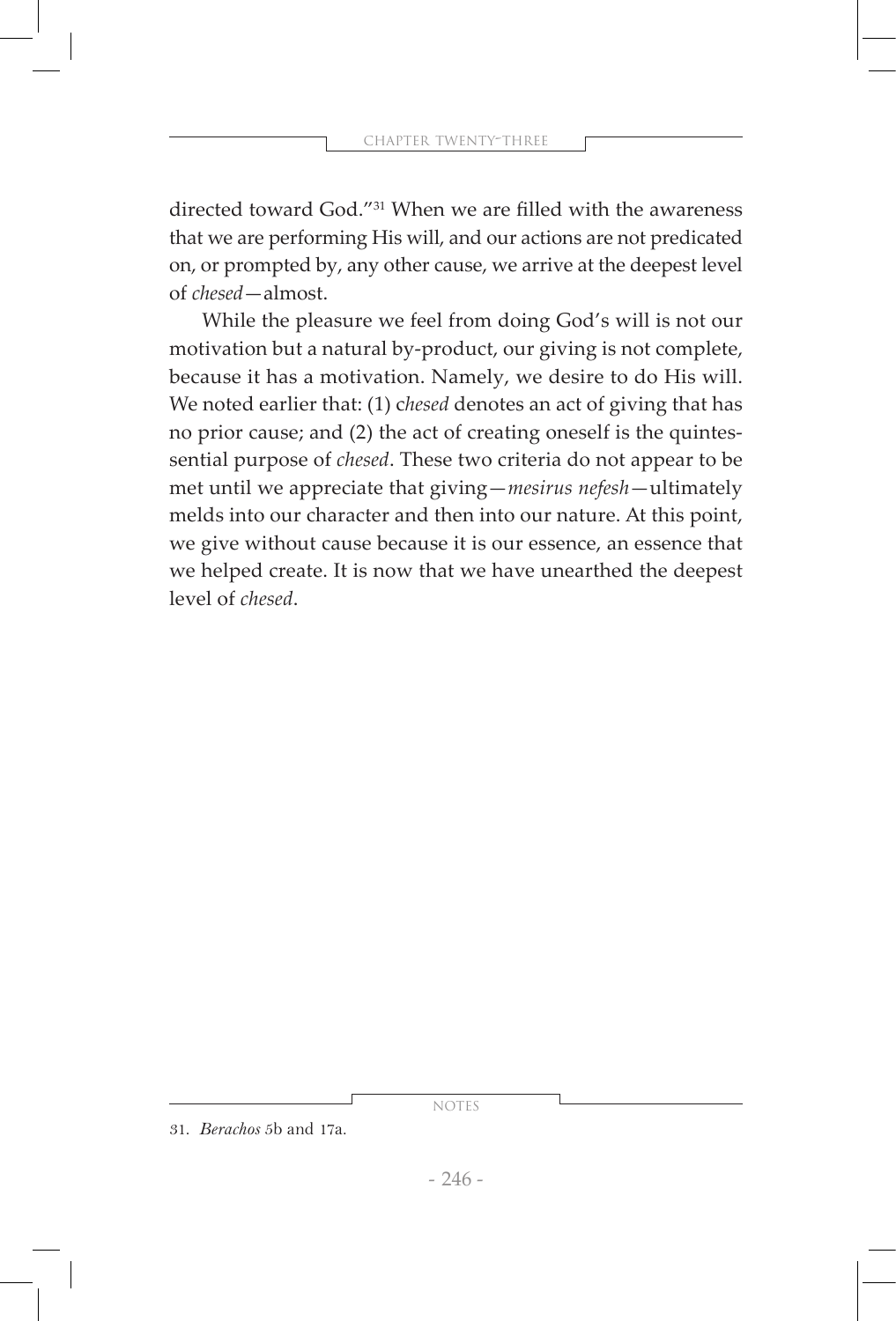directed toward God."[31] When we are filled with the awareness that we are performing His will, and our actions are not predicated on, or prompted by, any other cause, we arrive at the deepest level of *chesed*—almost.

While the pleasure we feel from doing God's will is not our motivation but a natural by-product, our giving is not complete, because it has a motivation. Namely, we desire to do His will. We noted earlier that: (1) c*hesed* denotes an act of giving that has no prior cause; and (2) the act of creating oneself is the quintessential purpose of *chesed*. These two criteria do not appear to be met until we appreciate that giving—*mesirus nefesh*—ultimately melds into our character and then into our nature. At this point, we give without cause because it is our essence, an essence that we helped create. It is now that we have unearthed the deepest level of *chesed*.

NOTES

31. *Berachos* 5b and 17a.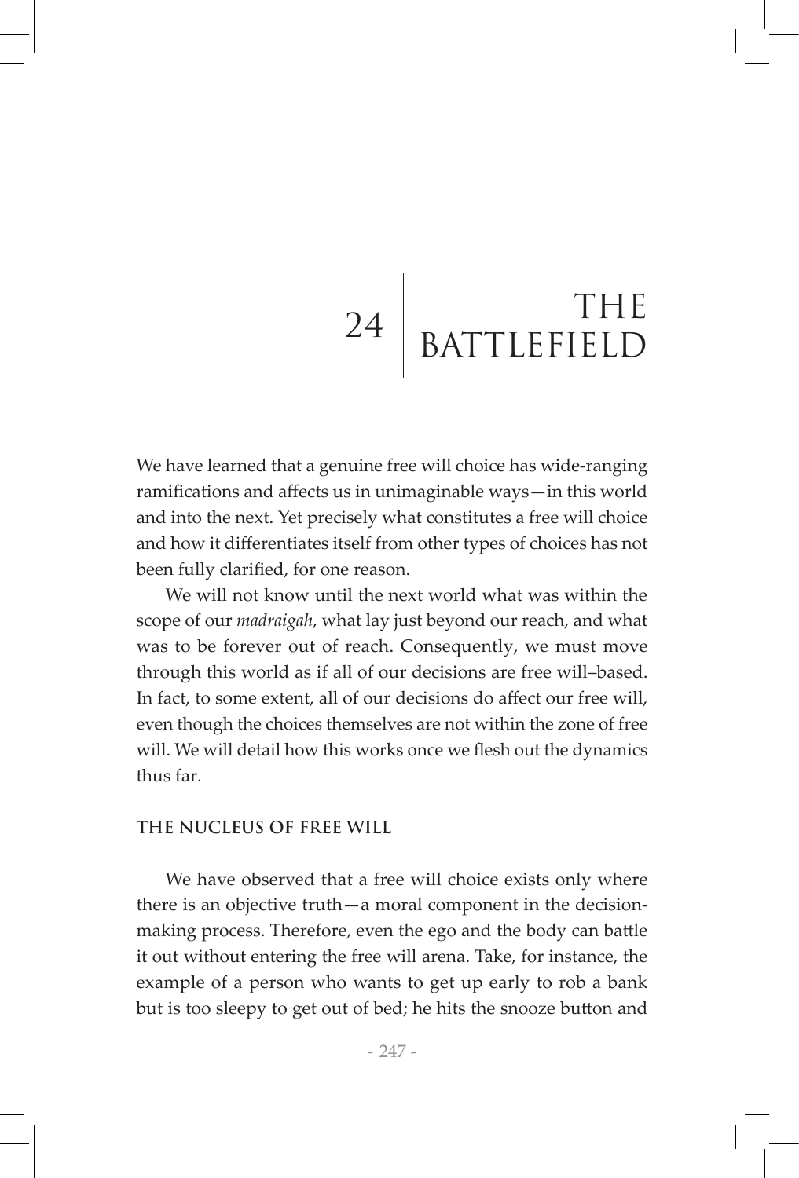# 24 THE BATTLEFIELD

We have learned that a genuine free will choice has wide-ranging ramifications and affects us in unimaginable ways—in this world and into the next. Yet precisely what constitutes a free will choice and how it differentiates itself from other types of choices has not been fully clarified, for one reason.

We will not know until the next world what was within the scope of our *madraigah*, what lay just beyond our reach, and what was to be forever out of reach. Consequently, we must move through this world as if all of our decisions are free will–based. In fact, to some extent, all of our decisions do affect our free will, even though the choices themselves are not within the zone of free will. We will detail how this works once we flesh out the dynamics thus far.

## THE NUCLEUS OF FREE WILL

We have observed that a free will choice exists only where there is an objective truth—a moral component in the decision-making process. Therefore, even the ego and the body can battle it out without entering the free will arena. Take, for instance, the example of a person who wants to get up early to rob a bank but is too sleepy to get out of bed; he hits the snooze button and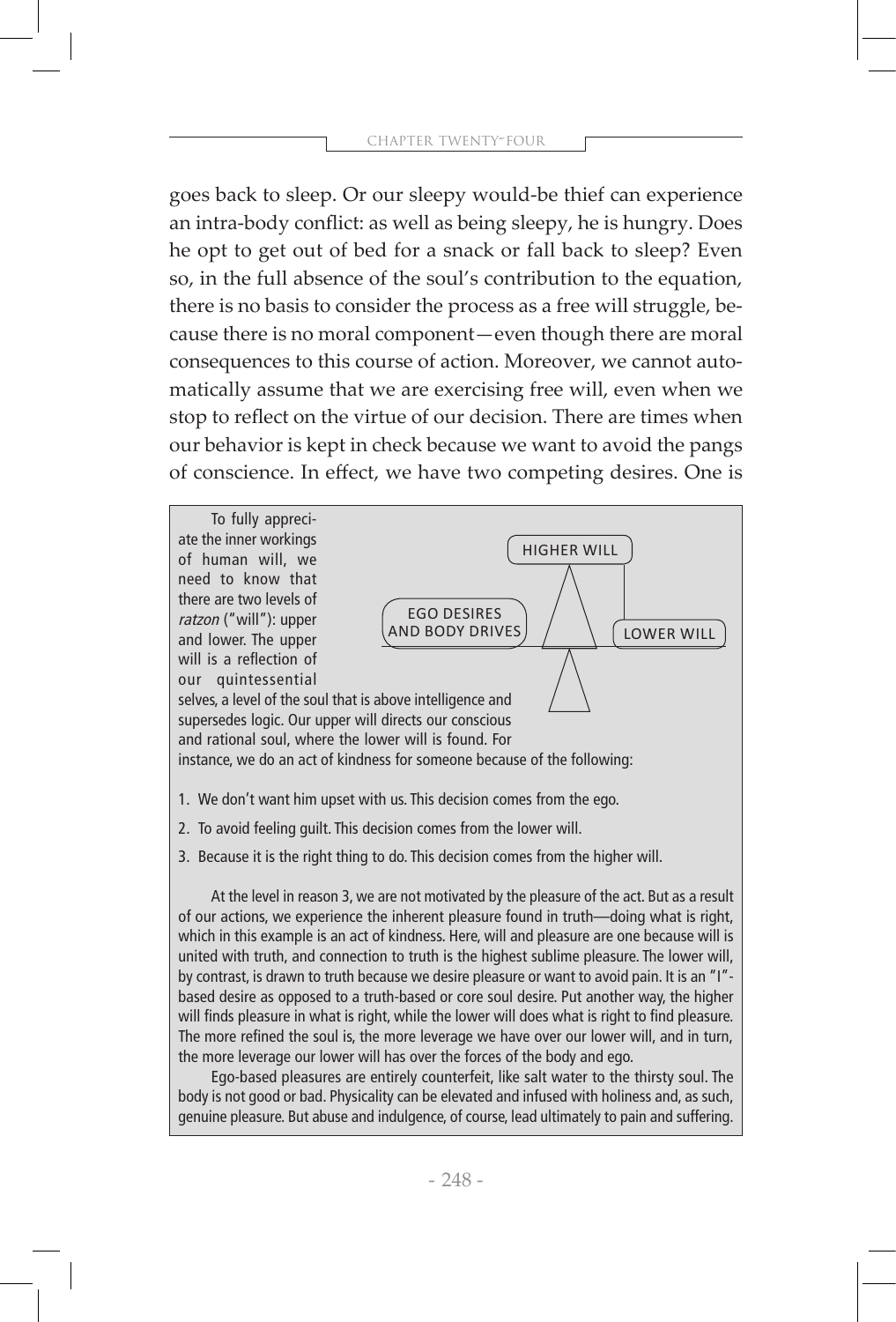goes back to sleep. Or our sleepy would-be thief can experience an intra-body conflict: as well as being sleepy, he is hungry. Does he opt to get out of bed for a snack or fall back to sleep? Even so, in the full absence of the soul's contribution to the equation, there is no basis to consider the process as a free will struggle, because there is no moral component—even though there are moral consequences to this course of action. Moreover, we cannot automatically assume that we are exercising free will, even when we stop to reflect on the virtue of our decision. There are times when our behavior is kept in check because we want to avoid the pangs of conscience. In effect, we have two competing desires. One is

---

HIGHER WILL

EGO DESIRES AND BODY DRIVES

LOWER WILL

To fully appreciate the inner workings of human will, we need to know that there are two levels of *ratzon* ("will"): upper and lower. The upper will is a reflection of our quintessential selves, a level of the soul that is above intelligence and supersedes logic. Our upper will directs our conscious and rational soul, where the lower will is found. For instance, we do an act of kindness for someone because of the following:

1. We don't want him upset with us. This decision comes from the ego.
2. To avoid feeling guilt. This decision comes from the lower will.
3. Because it is the right thing to do. This decision comes from the higher will.

At the level in reason 3, we are not motivated by the pleasure of the act. But as a result of our actions, we experience the inherent pleasure found in truth—doing what is right, which in this example is an act of kindness. Here, will and pleasure are one because will is united with truth, and connection to truth is the highest sublime pleasure. The lower will, by contrast, is drawn to truth because we desire pleasure or want to avoid pain. It is an "I"-based desire as opposed to a truth-based or core soul desire. Put another way, the higher will finds pleasure in what is right, while the lower will does what is right to find pleasure. The more refined the soul is, the more leverage we have over our lower will, and in turn, the more leverage our lower will has over the forces of the body and ego.

Ego-based pleasures are entirely counterfeit, like salt water to the thirsty soul. The body is not good or bad. Physicality can be elevated and infused with holiness and, as such, genuine pleasure. But abuse and indulgence, of course, lead ultimately to pain and suffering.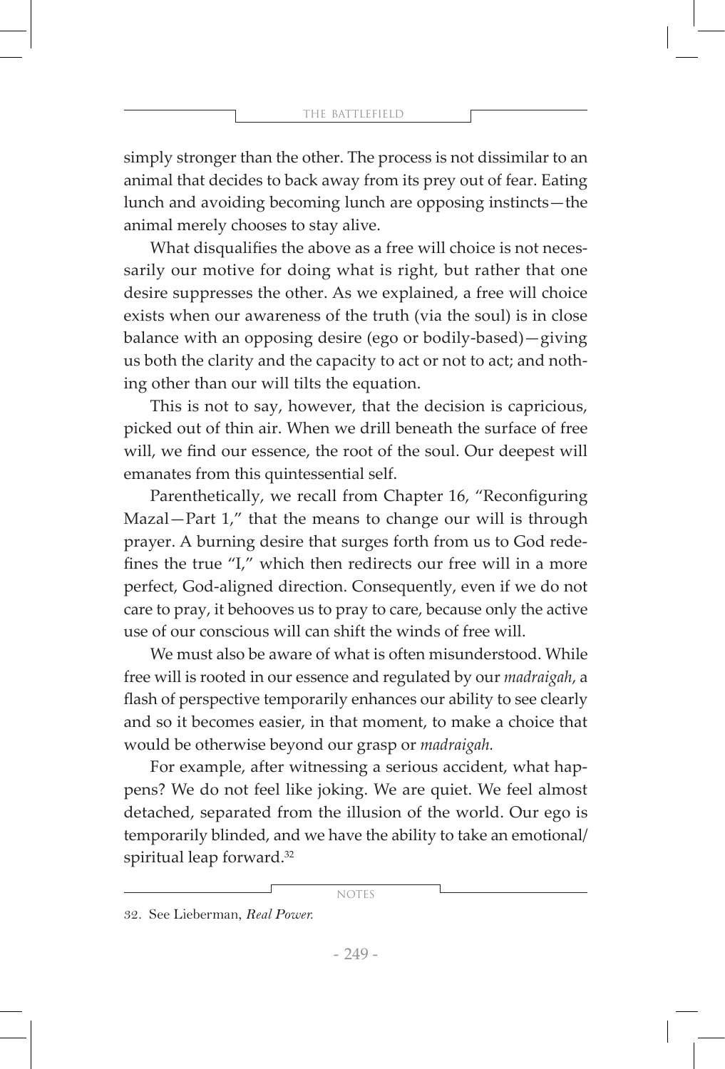simply stronger than the other. The process is not dissimilar to an animal that decides to back away from its prey out of fear. Eating lunch and avoiding becoming lunch are opposing instincts—the animal merely chooses to stay alive.

What disqualifies the above as a free will choice is not necessarily our motive for doing what is right, but rather that one desire suppresses the other. As we explained, a free will choice exists when our awareness of the truth (via the soul) is in close balance with an opposing desire (ego or bodily-based)—giving us both the clarity and the capacity to act or not to act; and nothing other than our will tilts the equation.

This is not to say, however, that the decision is capricious, picked out of thin air. When we drill beneath the surface of free will, we find our essence, the root of the soul. Our deepest will emanates from this quintessential self.

Parenthetically, we recall from Chapter 16, "Reconfiguring Mazal—Part 1," that the means to change our will is through prayer. A burning desire that surges forth from us to God redefines the true "I," which then redirects our free will in a more perfect, God-aligned direction. Consequently, even if we do not care to pray, it behooves us to pray to care, because only the active use of our conscious will can shift the winds of free will.

We must also be aware of what is often misunderstood. While free will is rooted in our essence and regulated by our *madraigah*, a flash of perspective temporarily enhances our ability to see clearly and so it becomes easier, in that moment, to make a choice that would be otherwise beyond our grasp or *madraigah.*

For example, after witnessing a serious accident, what happens? We do not feel like joking. We are quiet. We feel almost detached, separated from the illusion of the world. Our ego is temporarily blinded, and we have the ability to take an emotional/spiritual leap forward.[32]

NOTES

32. See Lieberman, *Real Power.*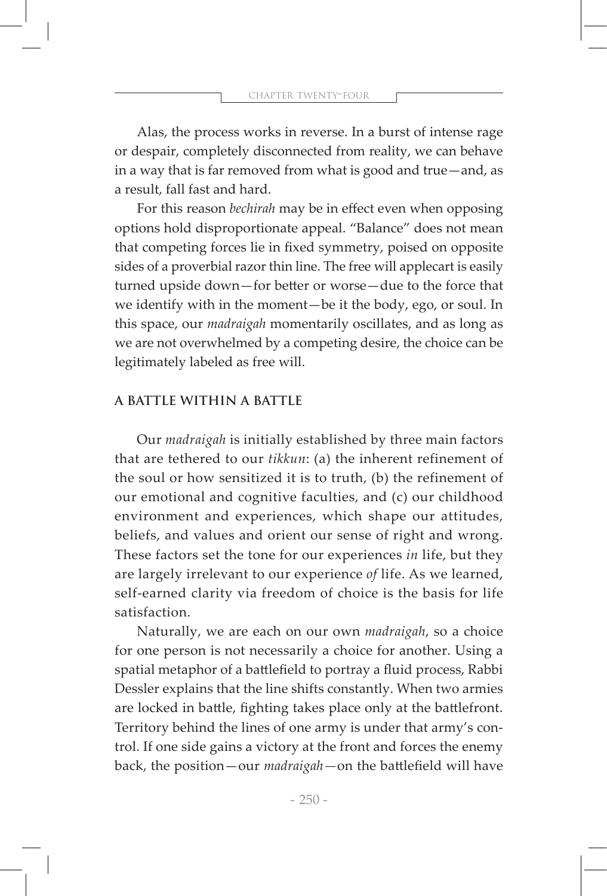Alas, the process works in reverse. In a burst of intense rage or despair, completely disconnected from reality, we can behave in a way that is far removed from what is good and true—and, as a result, fall fast and hard.

For this reason *bechirah* may be in effect even when opposing options hold disproportionate appeal. "Balance" does not mean that competing forces lie in fixed symmetry, poised on opposite sides of a proverbial razor thin line. The free will applecart is easily turned upside down—for better or worse—due to the force that we identify with in the moment—be it the body, ego, or soul. In this space, our *madraigah* momentarily oscillates, and as long as we are not overwhelmed by a competing desire, the choice can be legitimately labeled as free will.

## A BATTLE WITHIN A BATTLE

Our *madraigah* is initially established by three main factors that are tethered to our *tikkun*: (a) the inherent refinement of the soul or how sensitized it is to truth, (b) the refinement of our emotional and cognitive faculties, and (c) our childhood environment and experiences, which shape our attitudes, beliefs, and values and orient our sense of right and wrong. These factors set the tone for our experiences *in* life, but they are largely irrelevant to our experience *of* life. As we learned, self-earned clarity via freedom of choice is the basis for life satisfaction.

Naturally, we are each on our own *madraigah*, so a choice for one person is not necessarily a choice for another. Using a spatial metaphor of a battlefield to portray a fluid process, Rabbi Dessler explains that the line shifts constantly. When two armies are locked in battle, fighting takes place only at the battlefront. Territory behind the lines of one army is under that army's control. If one side gains a victory at the front and forces the enemy back, the position—our *madraigah*—on the battlefield will have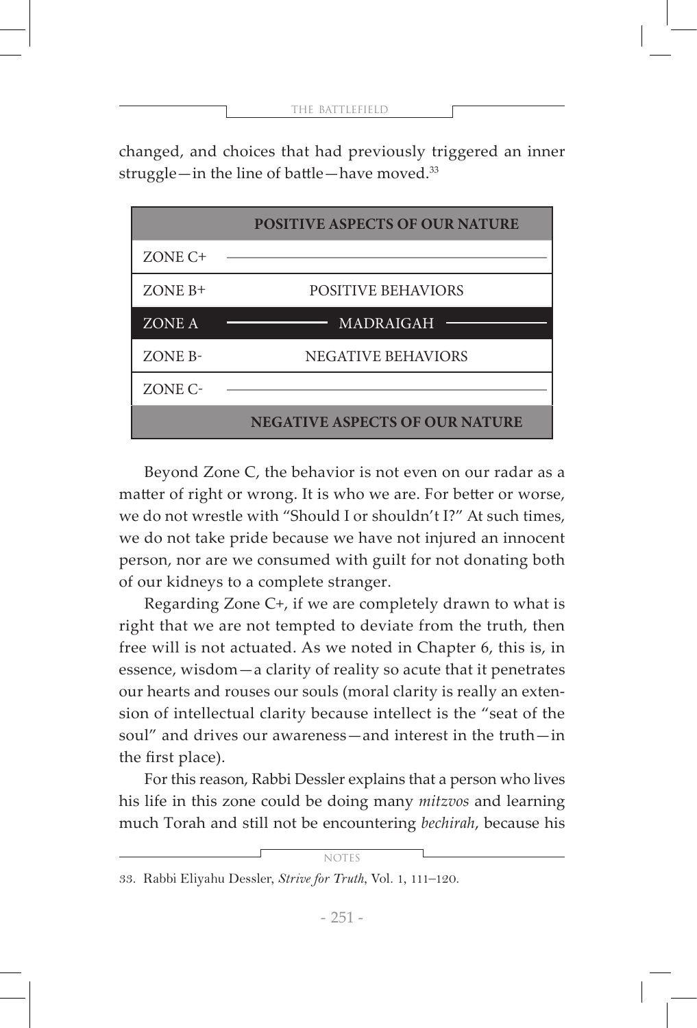changed, and choices that had previously triggered an inner struggle—in the line of battle—have moved.[33]

| | POSITIVE ASPECTS OF OUR NATURE |
|---|---|
| ZONE C+ | ——— |
| ZONE B+ | POSITIVE BEHAVIORS |
| ZONE A | MADRAIGAH |
| ZONE B- | NEGATIVE BEHAVIORS |
| ZONE C- | ——— |
| | NEGATIVE ASPECTS OF OUR NATURE |

Beyond Zone C, the behavior is not even on our radar as a matter of right or wrong. It is who we are. For better or worse, we do not wrestle with "Should I or shouldn't I?" At such times, we do not take pride because we have not injured an innocent person, nor are we consumed with guilt for not donating both of our kidneys to a complete stranger.

Regarding Zone C+, if we are completely drawn to what is right that we are not tempted to deviate from the truth, then free will is not actuated. As we noted in Chapter 6, this is, in essence, wisdom—a clarity of reality so acute that it penetrates our hearts and rouses our souls (moral clarity is really an extension of intellectual clarity because intellect is the "seat of the soul" and drives our awareness—and interest in the truth—in the first place).

For this reason, Rabbi Dessler explains that a person who lives his life in this zone could be doing many *mitzvos* and learning much Torah and still not be encountering *bechirah*, because his

NOTES

33. Rabbi Eliyahu Dessler, *Strive for Truth*, Vol. 1, 111–120.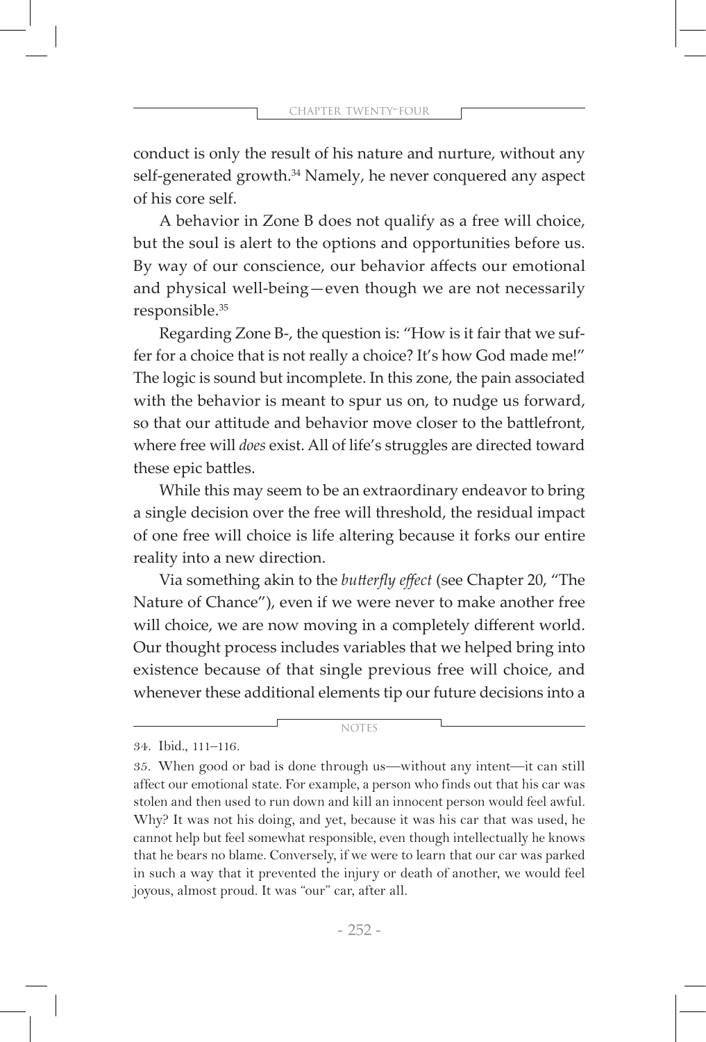conduct is only the result of his nature and nurture, without any self-generated growth.[34] Namely, he never conquered any aspect of his core self.

A behavior in Zone B does not qualify as a free will choice, but the soul is alert to the options and opportunities before us. By way of our conscience, our behavior affects our emotional and physical well-being—even though we are not necessarily responsible.[35]

Regarding Zone B-, the question is: "How is it fair that we suffer for a choice that is not really a choice? It's how God made me!" The logic is sound but incomplete. In this zone, the pain associated with the behavior is meant to spur us on, to nudge us forward, so that our attitude and behavior move closer to the battlefront, where free will *does* exist. All of life's struggles are directed toward these epic battles.

While this may seem to be an extraordinary endeavor to bring a single decision over the free will threshold, the residual impact of one free will choice is life altering because it forks our entire reality into a new direction.

Via something akin to the *butterfly effect* (see Chapter 20, "The Nature of Chance"), even if we were never to make another free will choice, we are now moving in a completely different world. Our thought process includes variables that we helped bring into existence because of that single previous free will choice, and whenever these additional elements tip our future decisions into a

NOTES

34. Ibid., 111–116.

35. When good or bad is done through us—without any intent—it can still affect our emotional state. For example, a person who finds out that his car was stolen and then used to run down and kill an innocent person would feel awful. Why? It was not his doing, and yet, because it was his car that was used, he cannot help but feel somewhat responsible, even though intellectually he knows that he bears no blame. Conversely, if we were to learn that our car was parked in such a way that it prevented the injury or death of another, we would feel joyous, almost proud. It was "our" car, after all.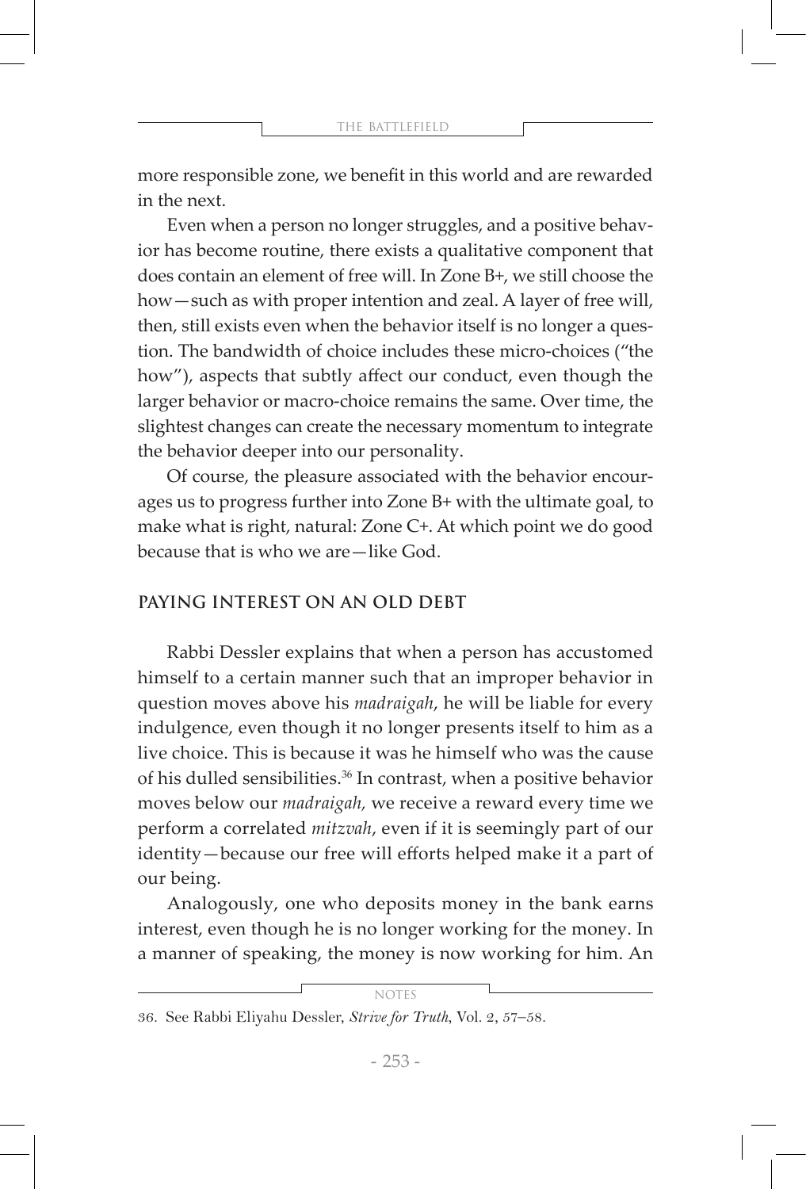more responsible zone, we benefit in this world and are rewarded in the next.

Even when a person no longer struggles, and a positive behavior has become routine, there exists a qualitative component that does contain an element of free will. In Zone B+, we still choose the how—such as with proper intention and zeal. A layer of free will, then, still exists even when the behavior itself is no longer a question. The bandwidth of choice includes these micro-choices ("the how"), aspects that subtly affect our conduct, even though the larger behavior or macro-choice remains the same. Over time, the slightest changes can create the necessary momentum to integrate the behavior deeper into our personality.

Of course, the pleasure associated with the behavior encourages us to progress further into Zone B+ with the ultimate goal, to make what is right, natural: Zone C+. At which point we do good because that is who we are—like God.

## PAYING INTEREST ON AN OLD DEBT

Rabbi Dessler explains that when a person has accustomed himself to a certain manner such that an improper behavior in question moves above his *madraigah*, he will be liable for every indulgence, even though it no longer presents itself to him as a live choice. This is because it was he himself who was the cause of his dulled sensibilities.[36] In contrast, when a positive behavior moves below our *madraigah,* we receive a reward every time we perform a correlated *mitzvah*, even if it is seemingly part of our identity—because our free will efforts helped make it a part of our being.

Analogously, one who deposits money in the bank earns interest, even though he is no longer working for the money. In a manner of speaking, the money is now working for him. An

---

NOTES

36. See Rabbi Eliyahu Dessler, *Strive for Truth*, Vol. 2, 57–58.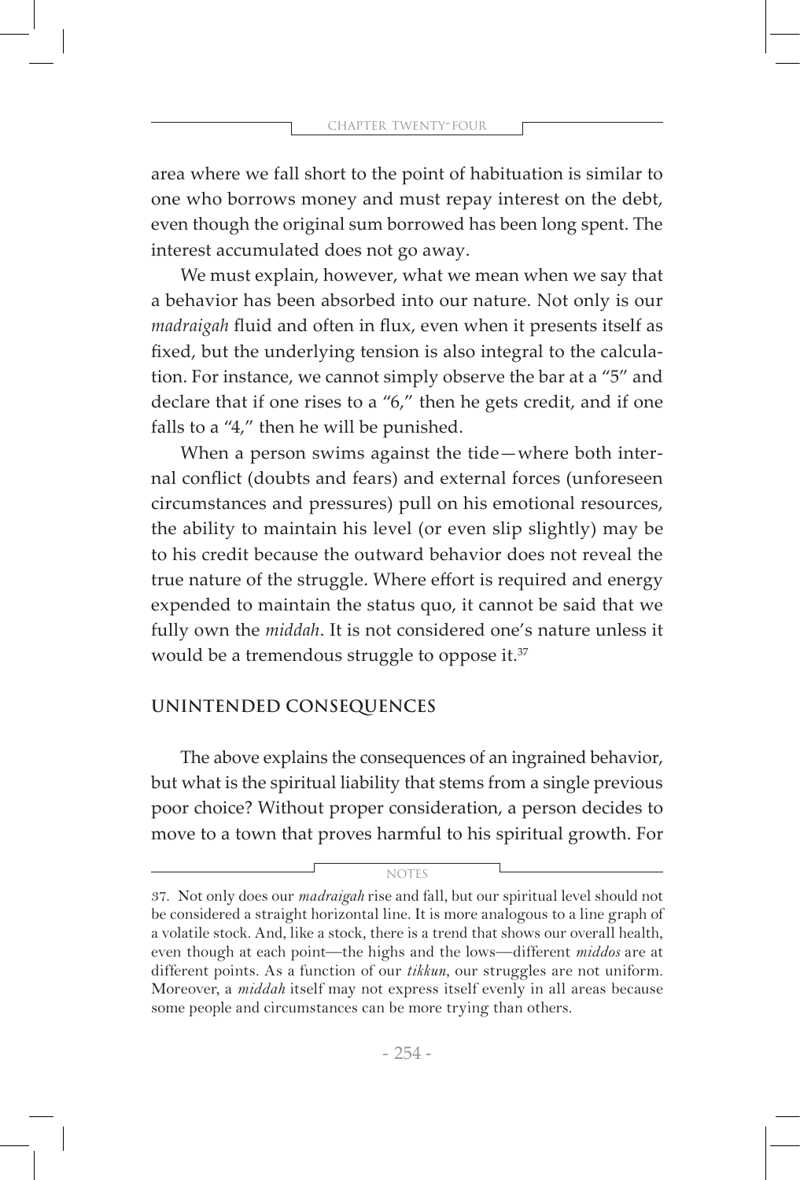area where we fall short to the point of habituation is similar to one who borrows money and must repay interest on the debt, even though the original sum borrowed has been long spent. The interest accumulated does not go away.

We must explain, however, what we mean when we say that a behavior has been absorbed into our nature. Not only is our *madraigah* fluid and often in flux, even when it presents itself as fixed, but the underlying tension is also integral to the calculation. For instance, we cannot simply observe the bar at a "5" and declare that if one rises to a "6," then he gets credit, and if one falls to a "4," then he will be punished.

When a person swims against the tide—where both internal conflict (doubts and fears) and external forces (unforeseen circumstances and pressures) pull on his emotional resources, the ability to maintain his level (or even slip slightly) may be to his credit because the outward behavior does not reveal the true nature of the struggle. Where effort is required and energy expended to maintain the status quo, it cannot be said that we fully own the *middah*. It is not considered one's nature unless it would be a tremendous struggle to oppose it.[37]

## UNINTENDED CONSEQUENCES

The above explains the consequences of an ingrained behavior, but what is the spiritual liability that stems from a single previous poor choice? Without proper consideration, a person decides to move to a town that proves harmful to his spiritual growth. For

NOTES

37. Not only does our *madraigah* rise and fall, but our spiritual level should not be considered a straight horizontal line. It is more analogous to a line graph of a volatile stock. And, like a stock, there is a trend that shows our overall health, even though at each point—the highs and the lows—different *middos* are at different points. As a function of our *tikkun*, our struggles are not uniform. Moreover, a *middah* itself may not express itself evenly in all areas because some people and circumstances can be more trying than others.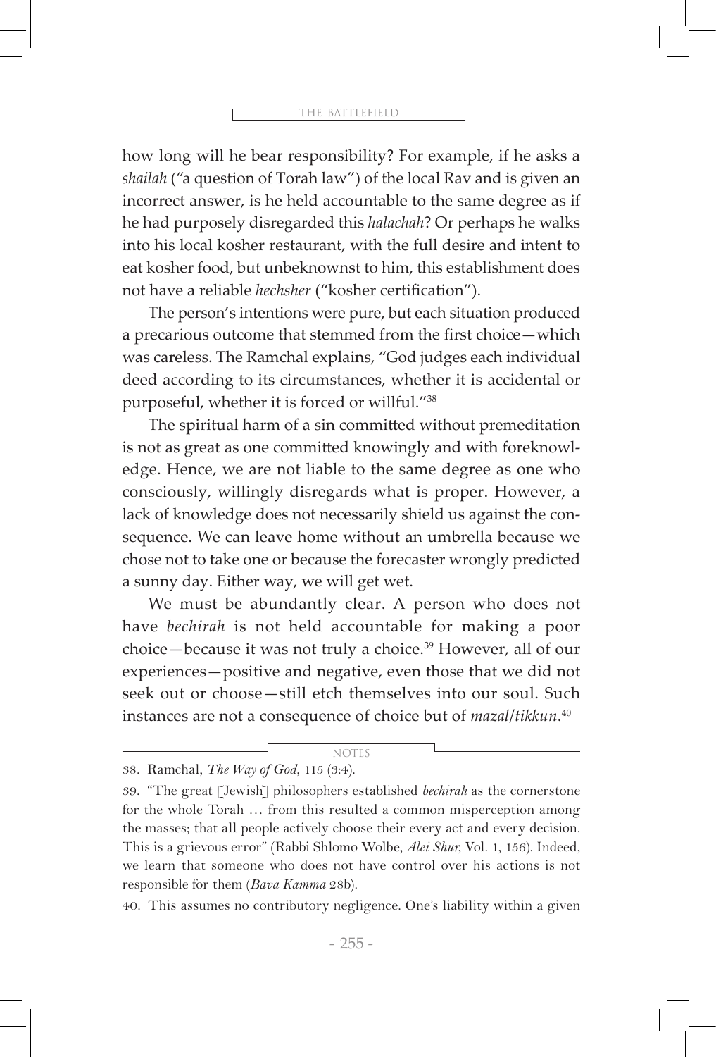how long will he bear responsibility? For example, if he asks a *shailah* ("a question of Torah law") of the local Rav and is given an incorrect answer, is he held accountable to the same degree as if he had purposely disregarded this *halachah*? Or perhaps he walks into his local kosher restaurant, with the full desire and intent to eat kosher food, but unbeknownst to him, this establishment does not have a reliable *hechsher* ("kosher certification").

The person's intentions were pure, but each situation produced a precarious outcome that stemmed from the first choice—which was careless. The Ramchal explains, "God judges each individual deed according to its circumstances, whether it is accidental or purposeful, whether it is forced or willful."[38]

The spiritual harm of a sin committed without premeditation is not as great as one committed knowingly and with foreknowledge. Hence, we are not liable to the same degree as one who consciously, willingly disregards what is proper. However, a lack of knowledge does not necessarily shield us against the consequence. We can leave home without an umbrella because we chose not to take one or because the forecaster wrongly predicted a sunny day. Either way, we will get wet.

We must be abundantly clear. A person who does not have *bechirah* is not held accountable for making a poor choice—because it was not truly a choice.[39] However, all of our experiences—positive and negative, even those that we did not seek out or choose—still etch themselves into our soul. Such instances are not a consequence of choice but of *mazal/tikkun*.[40]

NOTES

38. Ramchal, *The Way of God*, 115 (3:4).

39. "The great [Jewish] philosophers established *bechirah* as the cornerstone for the whole Torah … from this resulted a common misperception among the masses; that all people actively choose their every act and every decision. This is a grievous error" (Rabbi Shlomo Wolbe, *Alei Shur*, Vol. 1, 156). Indeed, we learn that someone who does not have control over his actions is not responsible for them (*Bava Kamma* 28b).

40. This assumes no contributory negligence. One's liability within a given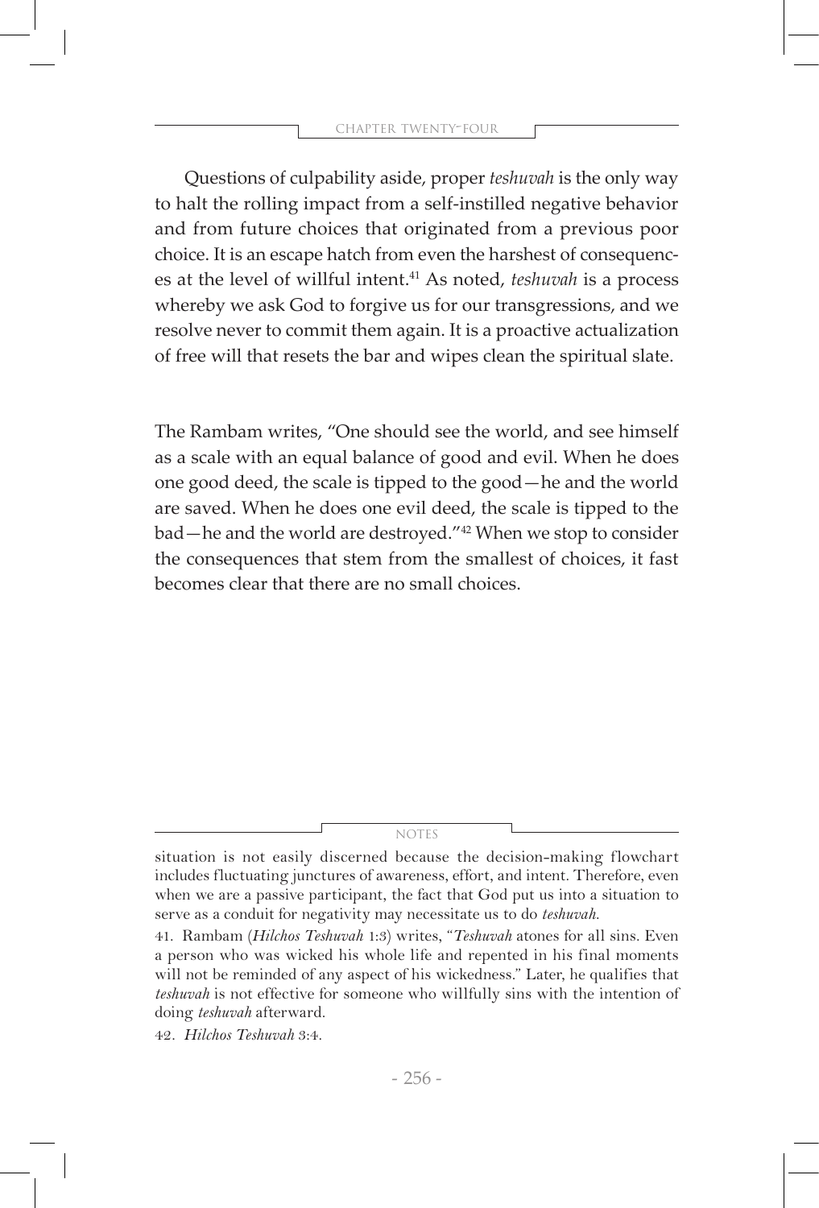Questions of culpability aside, proper *teshuvah* is the only way to halt the rolling impact from a self-instilled negative behavior and from future choices that originated from a previous poor choice. It is an escape hatch from even the harshest of consequences at the level of willful intent.[41] As noted, *teshuvah* is a process whereby we ask God to forgive us for our transgressions, and we resolve never to commit them again. It is a proactive actualization of free will that resets the bar and wipes clean the spiritual slate.

The Rambam writes, "One should see the world, and see himself as a scale with an equal balance of good and evil. When he does one good deed, the scale is tipped to the good—he and the world are saved. When he does one evil deed, the scale is tipped to the bad—he and the world are destroyed."[42] When we stop to consider the consequences that stem from the smallest of choices, it fast becomes clear that there are no small choices.

---

NOTES

situation is not easily discerned because the decision-making flowchart includes fluctuating junctures of awareness, effort, and intent. Therefore, even when we are a passive participant, the fact that God put us into a situation to serve as a conduit for negativity may necessitate us to do *teshuvah*.

41. Rambam (*Hilchos Teshuvah* 1:3) writes, "*Teshuvah* atones for all sins. Even a person who was wicked his whole life and repented in his final moments will not be reminded of any aspect of his wickedness." Later, he qualifies that *teshuvah* is not effective for someone who willfully sins with the intention of doing *teshuvah* afterward.

42. *Hilchos Teshuvah* 3:4.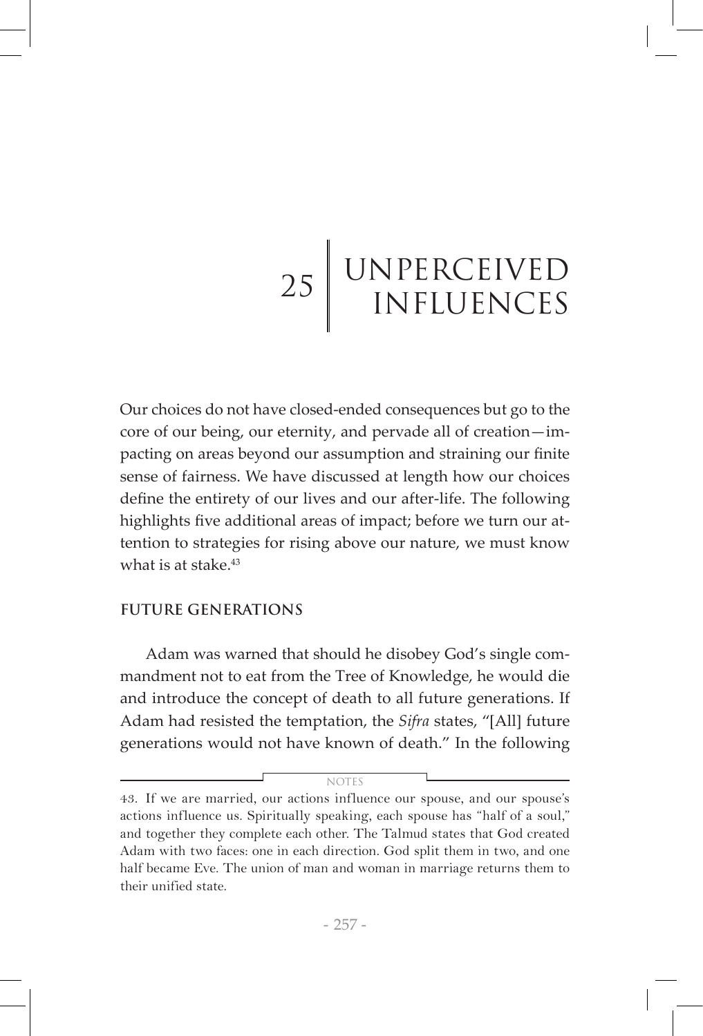# 25 UNPERCEIVED INFLUENCES

Our choices do not have closed-ended consequences but go to the core of our being, our eternity, and pervade all of creation—impacting on areas beyond our assumption and straining our finite sense of fairness. We have discussed at length how our choices define the entirety of our lives and our after-life. The following highlights five additional areas of impact; before we turn our attention to strategies for rising above our nature, we must know what is at stake.[43]

## FUTURE GENERATIONS

Adam was warned that should he disobey God's single commandment not to eat from the Tree of Knowledge, he would die and introduce the concept of death to all future generations. If Adam had resisted the temptation, the *Sifra* states, "[All] future generations would not have known of death." In the following

---

NOTES

43. If we are married, our actions influence our spouse, and our spouse's actions influence us. Spiritually speaking, each spouse has "half of a soul," and together they complete each other. The Talmud states that God created Adam with two faces: one in each direction. God split them in two, and one half became Eve. The union of man and woman in marriage returns them to their unified state.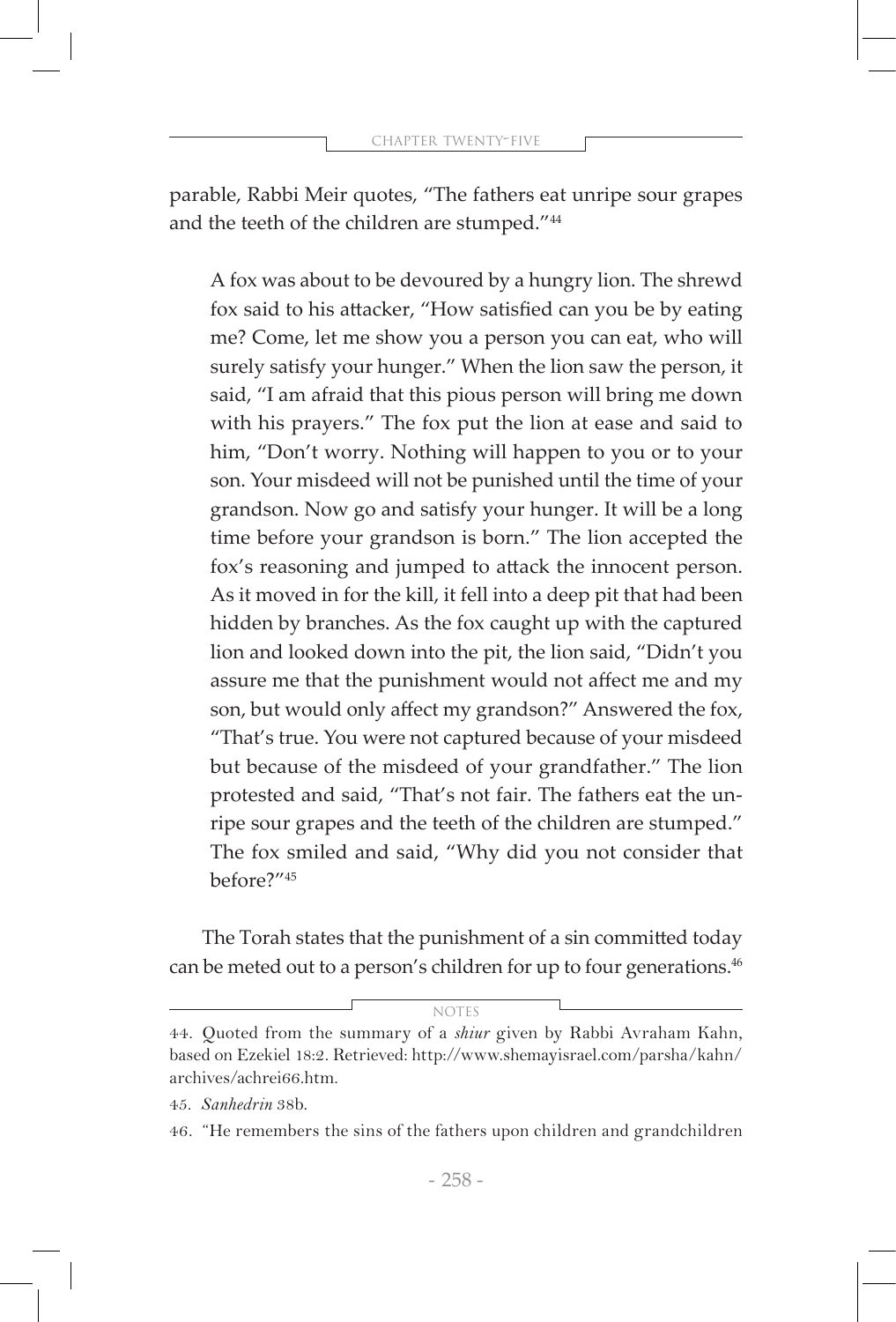parable, Rabbi Meir quotes, "The fathers eat unripe sour grapes and the teeth of the children are stumped."[44]

> A fox was about to be devoured by a hungry lion. The shrewd fox said to his attacker, "How satisfied can you be by eating me? Come, let me show you a person you can eat, who will surely satisfy your hunger." When the lion saw the person, it said, "I am afraid that this pious person will bring me down with his prayers." The fox put the lion at ease and said to him, "Don't worry. Nothing will happen to you or to your son. Your misdeed will not be punished until the time of your grandson. Now go and satisfy your hunger. It will be a long time before your grandson is born." The lion accepted the fox's reasoning and jumped to attack the innocent person. As it moved in for the kill, it fell into a deep pit that had been hidden by branches. As the fox caught up with the captured lion and looked down into the pit, the lion said, "Didn't you assure me that the punishment would not affect me and my son, but would only affect my grandson?" Answered the fox, "That's true. You were not captured because of your misdeed but because of the misdeed of your grandfather." The lion protested and said, "That's not fair. The fathers eat the unripe sour grapes and the teeth of the children are stumped." The fox smiled and said, "Why did you not consider that before?"[45]

The Torah states that the punishment of a sin committed today can be meted out to a person's children for up to four generations.[46]

---

NOTES

44. Quoted from the summary of a *shiur* given by Rabbi Avraham Kahn, based on Ezekiel 18:2. Retrieved: http://www.shemayisrael.com/parsha/kahn/archives/achrei66.htm.

45. *Sanhedrin* 38b.

46. "He remembers the sins of the fathers upon children and grandchildren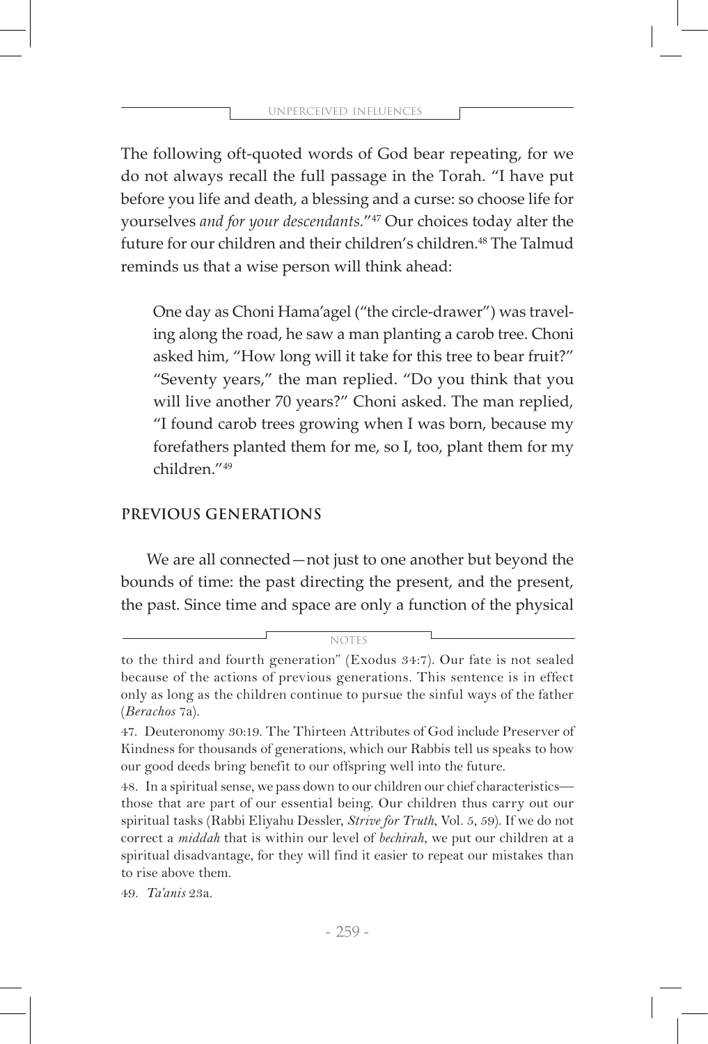The following oft-quoted words of God bear repeating, for we do not always recall the full passage in the Torah. "I have put before you life and death, a blessing and a curse: so choose life for yourselves *and for your descendants*."[47] Our choices today alter the future for our children and their children's children.[48] The Talmud reminds us that a wise person will think ahead:

> One day as Choni Hama'agel ("the circle-drawer") was traveling along the road, he saw a man planting a carob tree. Choni asked him, "How long will it take for this tree to bear fruit?" "Seventy years," the man replied. "Do you think that you will live another 70 years?" Choni asked. The man replied, "I found carob trees growing when I was born, because my forefathers planted them for me, so I, too, plant them for my children."[49]

## PREVIOUS GENERATIONS

We are all connected—not just to one another but beyond the bounds of time: the past directing the present, and the present, the past. Since time and space are only a function of the physical

---

NOTES

to the third and fourth generation" (Exodus 34:7). Our fate is not sealed because of the actions of previous generations. This sentence is in effect only as long as the children continue to pursue the sinful ways of the father (*Berachos* 7a).

47. Deuteronomy 30:19. The Thirteen Attributes of God include Preserver of Kindness for thousands of generations, which our Rabbis tell us speaks to how our good deeds bring benefit to our offspring well into the future.

48. In a spiritual sense, we pass down to our children our chief characteristics—those that are part of our essential being. Our children thus carry out our spiritual tasks (Rabbi Eliyahu Dessler, *Strive for Truth*, Vol. 5, 59). If we do not correct a *middah* that is within our level of *bechirah*, we put our children at a spiritual disadvantage, for they will find it easier to repeat our mistakes than to rise above them.

49. *Ta'anis* 23a.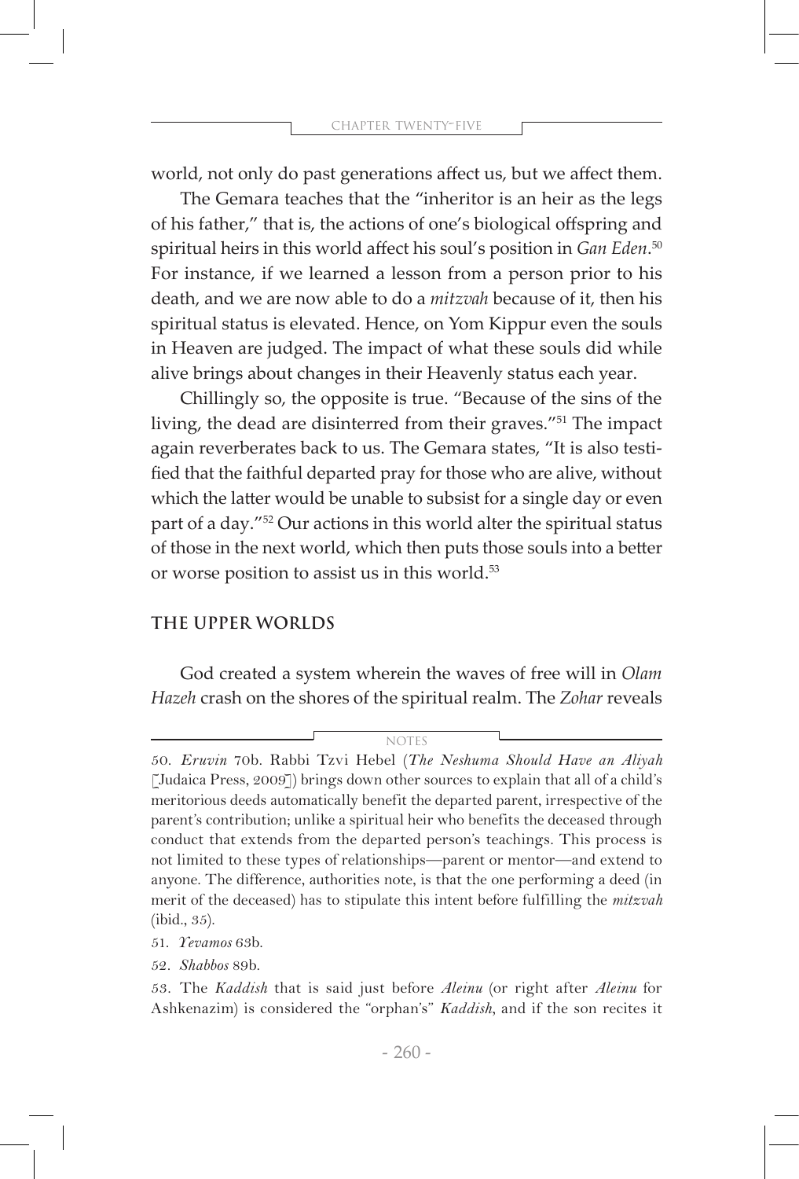world, not only do past generations affect us, but we affect them.

The Gemara teaches that the "inheritor is an heir as the legs of his father," that is, the actions of one's biological offspring and spiritual heirs in this world affect his soul's position in *Gan Eden*.[50] For instance, if we learned a lesson from a person prior to his death, and we are now able to do a *mitzvah* because of it, then his spiritual status is elevated. Hence, on Yom Kippur even the souls in Heaven are judged. The impact of what these souls did while alive brings about changes in their Heavenly status each year.

Chillingly so, the opposite is true. "Because of the sins of the living, the dead are disinterred from their graves."[51] The impact again reverberates back to us. The Gemara states, "It is also testified that the faithful departed pray for those who are alive, without which the latter would be unable to subsist for a single day or even part of a day."[52] Our actions in this world alter the spiritual status of those in the next world, which then puts those souls into a better or worse position to assist us in this world.[53]

## THE UPPER WORLDS

God created a system wherein the waves of free will in *Olam Hazeh* crash on the shores of the spiritual realm. The *Zohar* reveals

---

NOTES

50. *Eruvin* 70b. Rabbi Tzvi Hebel (*The Neshuma Should Have an Aliyah* [Judaica Press, 2009]) brings down other sources to explain that all of a child's meritorious deeds automatically benefit the departed parent, irrespective of the parent's contribution; unlike a spiritual heir who benefits the deceased through conduct that extends from the departed person's teachings. This process is not limited to these types of relationships—parent or mentor—and extend to anyone. The difference, authorities note, is that the one performing a deed (in merit of the deceased) has to stipulate this intent before fulfilling the *mitzvah* (ibid., 35).

51. *Yevamos* 63b.

52. *Shabbos* 89b.

53. The *Kaddish* that is said just before *Aleinu* (or right after *Aleinu* for Ashkenazim) is considered the "orphan's" *Kaddish*, and if the son recites it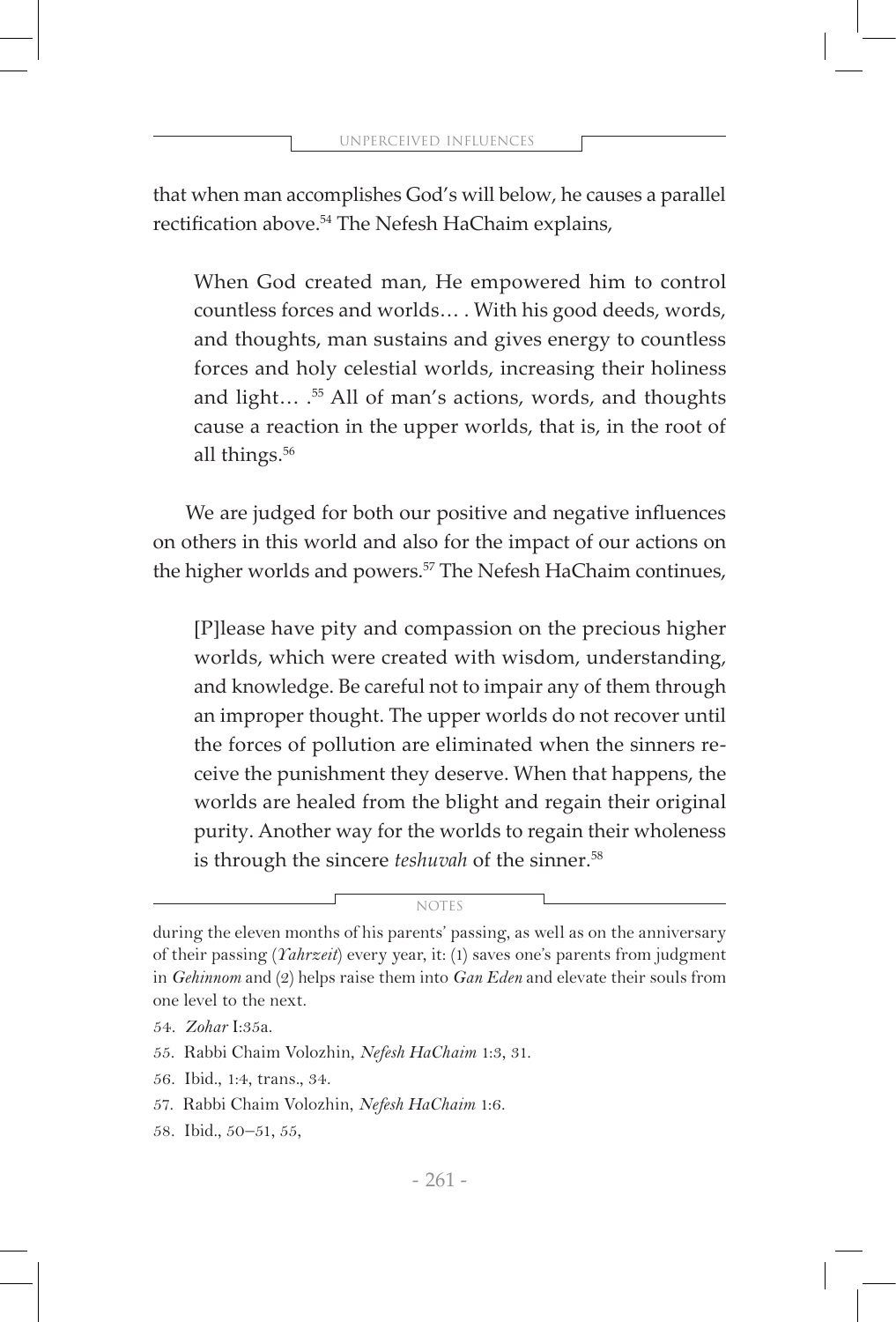that when man accomplishes God's will below, he causes a parallel rectification above.[54] The Nefesh HaChaim explains,

> When God created man, He empowered him to control countless forces and worlds… . With his good deeds, words, and thoughts, man sustains and gives energy to countless forces and holy celestial worlds, increasing their holiness and light… .[55] All of man's actions, words, and thoughts cause a reaction in the upper worlds, that is, in the root of all things.[56]

We are judged for both our positive and negative influences on others in this world and also for the impact of our actions on the higher worlds and powers.[57] The Nefesh HaChaim continues,

> [P]lease have pity and compassion on the precious higher worlds, which were created with wisdom, understanding, and knowledge. Be careful not to impair any of them through an improper thought. The upper worlds do not recover until the forces of pollution are eliminated when the sinners receive the punishment they deserve. When that happens, the worlds are healed from the blight and regain their original purity. Another way for the worlds to regain their wholeness is through the sincere *teshuvah* of the sinner.[58]

NOTES

during the eleven months of his parents' passing, as well as on the anniversary of their passing (*Yahrzeit*) every year, it: (1) saves one's parents from judgment in *Gehinnom* and (2) helps raise them into *Gan Eden* and elevate their souls from one level to the next.

54. *Zohar* I:35a.

55. Rabbi Chaim Volozhin, *Nefesh HaChaim* 1:3, 31.

56. Ibid., 1:4, trans., 34.

57. Rabbi Chaim Volozhin, *Nefesh HaChaim* 1:6.

58. Ibid., 50–51, 55,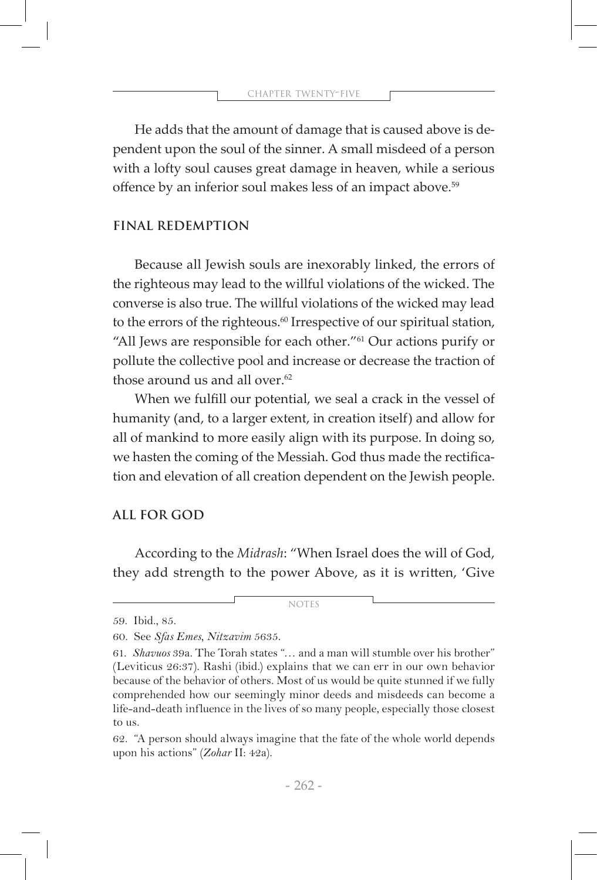He adds that the amount of damage that is caused above is dependent upon the soul of the sinner. A small misdeed of a person with a lofty soul causes great damage in heaven, while a serious offence by an inferior soul makes less of an impact above.[59]

## FINAL REDEMPTION

Because all Jewish souls are inexorably linked, the errors of the righteous may lead to the willful violations of the wicked. The converse is also true. The willful violations of the wicked may lead to the errors of the righteous.[60] Irrespective of our spiritual station, "All Jews are responsible for each other."[61] Our actions purify or pollute the collective pool and increase or decrease the traction of those around us and all over.[62]

When we fulfill our potential, we seal a crack in the vessel of humanity (and, to a larger extent, in creation itself) and allow for all of mankind to more easily align with its purpose. In doing so, we hasten the coming of the Messiah. God thus made the rectification and elevation of all creation dependent on the Jewish people.

## ALL FOR GOD

According to the *Midrash*: "When Israel does the will of God, they add strength to the power Above, as it is written, 'Give

---

NOTES

59. Ibid., 85.

60. See *Sfas Emes*, *Nitzavim* 5635.

61. *Shavuos* 39a. The Torah states "… and a man will stumble over his brother" (Leviticus 26:37). Rashi (ibid.) explains that we can err in our own behavior because of the behavior of others. Most of us would be quite stunned if we fully comprehended how our seemingly minor deeds and misdeeds can become a life-and-death influence in the lives of so many people, especially those closest to us.

62. "A person should always imagine that the fate of the whole world depends upon his actions" (*Zohar* II: 42a).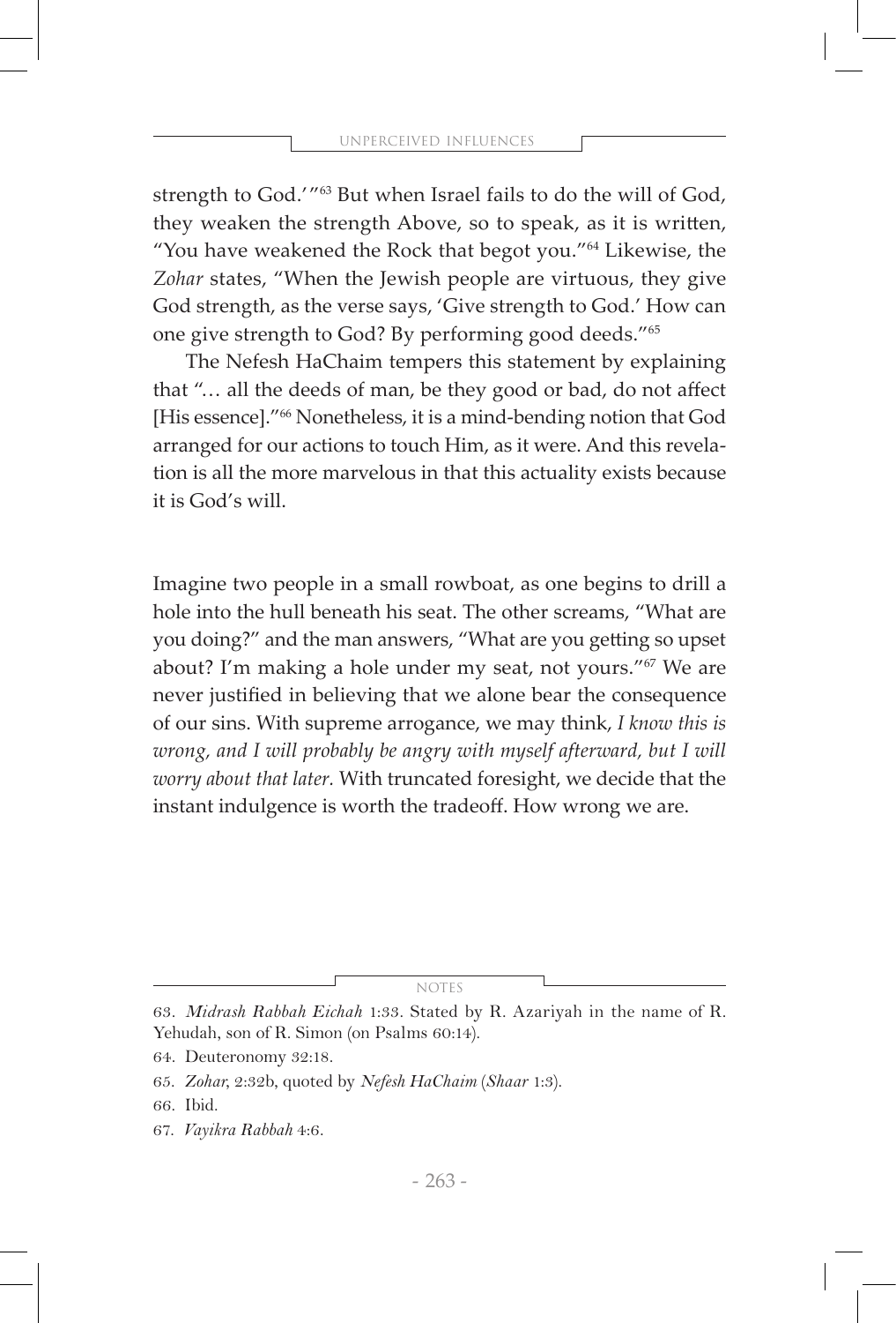strength to God.'"[63] But when Israel fails to do the will of God, they weaken the strength Above, so to speak, as it is written, "You have weakened the Rock that begot you."[64] Likewise, the *Zohar* states, "When the Jewish people are virtuous, they give God strength, as the verse says, 'Give strength to God.' How can one give strength to God? By performing good deeds."[65]

The Nefesh HaChaim tempers this statement by explaining that "... all the deeds of man, be they good or bad, do not affect [His essence]."[66] Nonetheless, it is a mind-bending notion that God arranged for our actions to touch Him, as it were. And this revelation is all the more marvelous in that this actuality exists because it is God's will.

Imagine two people in a small rowboat, as one begins to drill a hole into the hull beneath his seat. The other screams, "What are you doing?" and the man answers, "What are you getting so upset about? I'm making a hole under my seat, not yours."[67] We are never justified in believing that we alone bear the consequence of our sins. With supreme arrogance, we may think, *I know this is wrong, and I will probably be angry with myself afterward, but I will worry about that later.* With truncated foresight, we decide that the instant indulgence is worth the tradeoff. How wrong we are.

NOTES

63. *Midrash Rabbah Eichah* 1:33. Stated by R. Azariyah in the name of R. Yehudah, son of R. Simon (on Psalms 60:14).

64. Deuteronomy 32:18.

65. *Zohar*, 2:32b, quoted by *Nefesh HaChaim* (*Shaar* 1:3).

66. Ibid.

67. *Vayikra Rabbah* 4:6.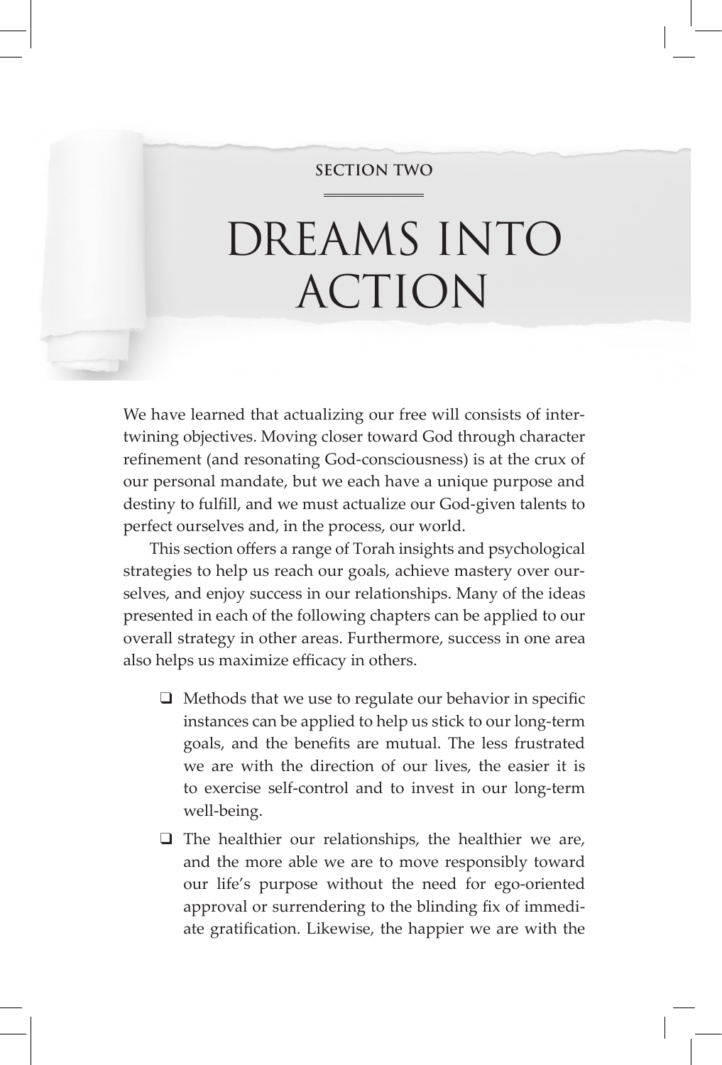**SECTION TWO**

# DREAMS INTO ACTION

We have learned that actualizing our free will consists of intertwining objectives. Moving closer toward God through character refinement (and resonating God-consciousness) is at the crux of our personal mandate, but we each have a unique purpose and destiny to fulfill, and we must actualize our God-given talents to perfect ourselves and, in the process, our world.

This section offers a range of Torah insights and psychological strategies to help us reach our goals, achieve mastery over ourselves, and enjoy success in our relationships. Many of the ideas presented in each of the following chapters can be applied to our overall strategy in other areas. Furthermore, success in one area also helps us maximize efficacy in others.

- Methods that we use to regulate our behavior in specific instances can be applied to help us stick to our long-term goals, and the benefits are mutual. The less frustrated we are with the direction of our lives, the easier it is to exercise self-control and to invest in our long-term well-being.
- The healthier our relationships, the healthier we are, and the more able we are to move responsibly toward our life's purpose without the need for ego-oriented approval or surrendering to the blinding fix of immediate gratification. Likewise, the happier we are with the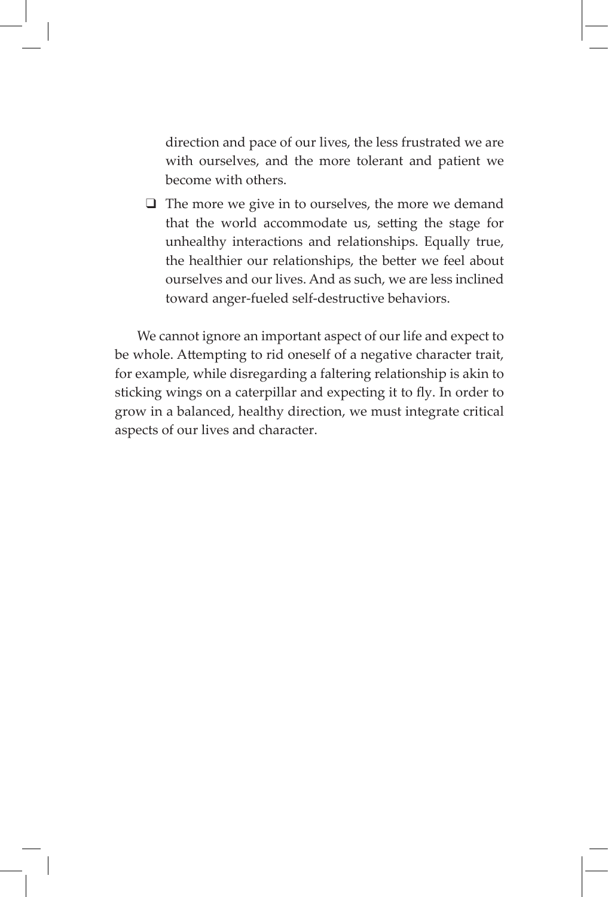direction and pace of our lives, the less frustrated we are with ourselves, and the more tolerant and patient we become with others.

- The more we give in to ourselves, the more we demand that the world accommodate us, setting the stage for unhealthy interactions and relationships. Equally true, the healthier our relationships, the better we feel about ourselves and our lives. And as such, we are less inclined toward anger-fueled self-destructive behaviors.

We cannot ignore an important aspect of our life and expect to be whole. Attempting to rid oneself of a negative character trait, for example, while disregarding a faltering relationship is akin to sticking wings on a caterpillar and expecting it to fly. In order to grow in a balanced, healthy direction, we must integrate critical aspects of our lives and character.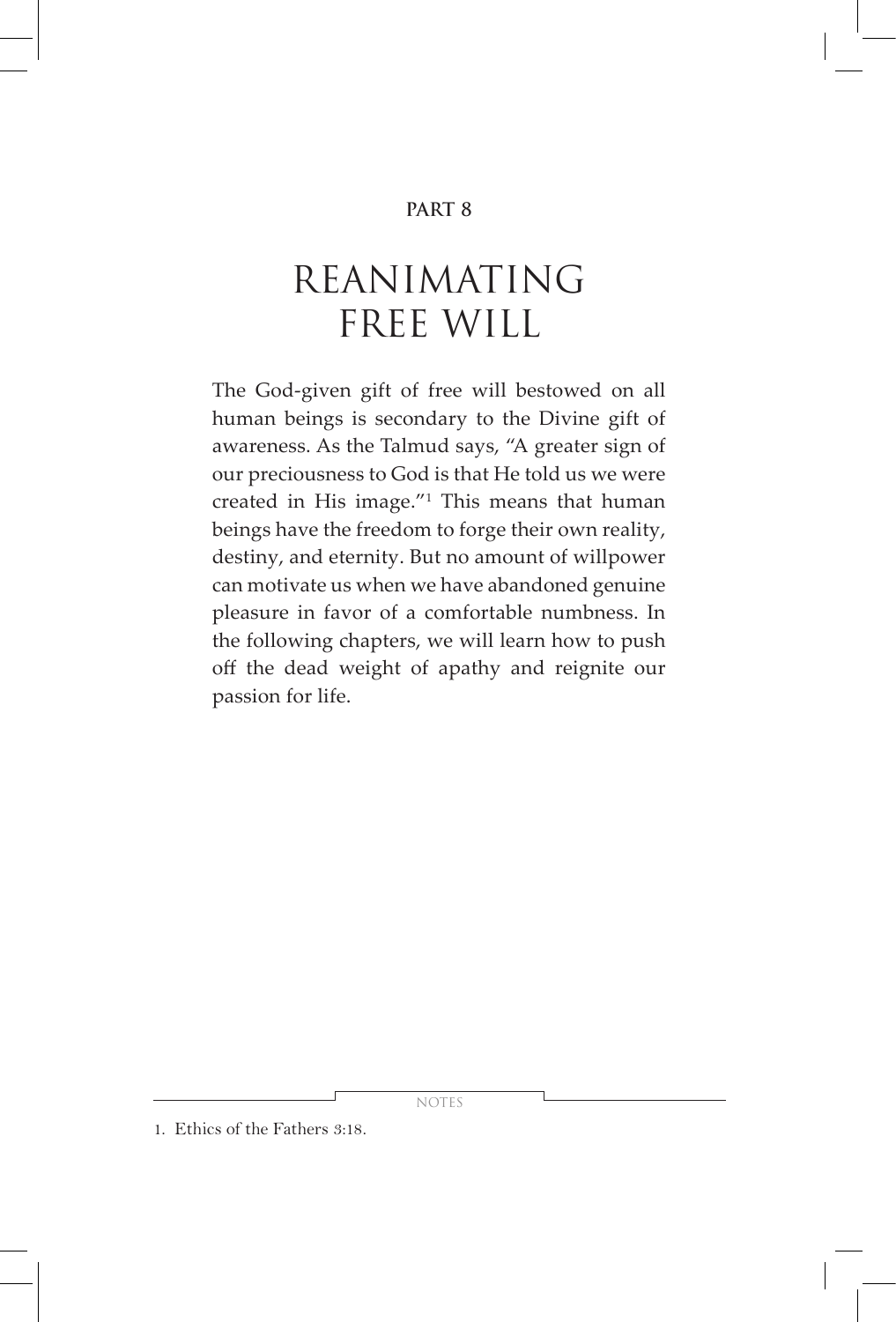**PART 8**

# REANIMATING FREE WILL

The God-given gift of free will bestowed on all human beings is secondary to the Divine gift of awareness. As the Talmud says, "A greater sign of our preciousness to God is that He told us we were created in His image."[1] This means that human beings have the freedom to forge their own reality, destiny, and eternity. But no amount of willpower can motivate us when we have abandoned genuine pleasure in favor of a comfortable numbness. In the following chapters, we will learn how to push off the dead weight of apathy and reignite our passion for life.

NOTES

1. Ethics of the Fathers 3:18.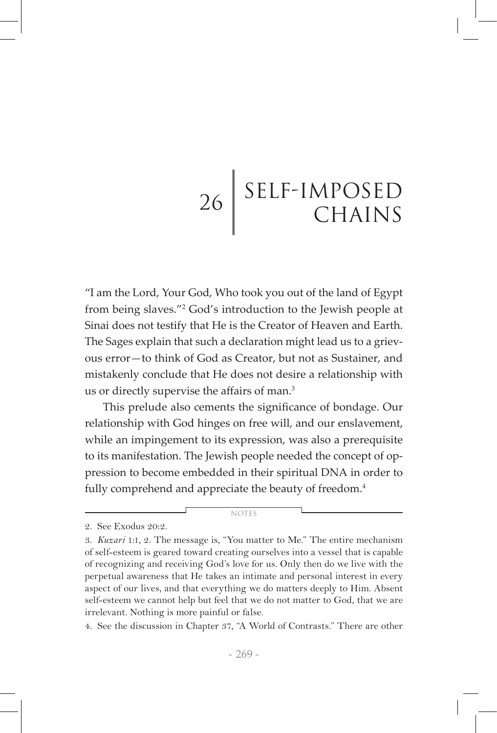# 26 SELF-IMPOSED CHAINS

"I am the Lord, Your God, Who took you out of the land of Egypt from being slaves."[2] God's introduction to the Jewish people at Sinai does not testify that He is the Creator of Heaven and Earth. The Sages explain that such a declaration might lead us to a grievous error—to think of God as Creator, but not as Sustainer, and mistakenly conclude that He does not desire a relationship with us or directly supervise the affairs of man.[3]

This prelude also cements the significance of bondage. Our relationship with God hinges on free will, and our enslavement, while an impingement to its expression, was also a prerequisite to its manifestation. The Jewish people needed the concept of oppression to become embedded in their spiritual DNA in order to fully comprehend and appreciate the beauty of freedom.[4]

NOTES

2. See Exodus 20:2.

3. *Kuzari* 1:1, 2. The message is, "You matter to Me." The entire mechanism of self-esteem is geared toward creating ourselves into a vessel that is capable of recognizing and receiving God's love for us. Only then do we live with the perpetual awareness that He takes an intimate and personal interest in every aspect of our lives, and that everything we do matters deeply to Him. Absent self-esteem we cannot help but feel that we do not matter to God, that we are irrelevant. Nothing is more painful or false.

4. See the discussion in Chapter 37, "A World of Contrasts." There are other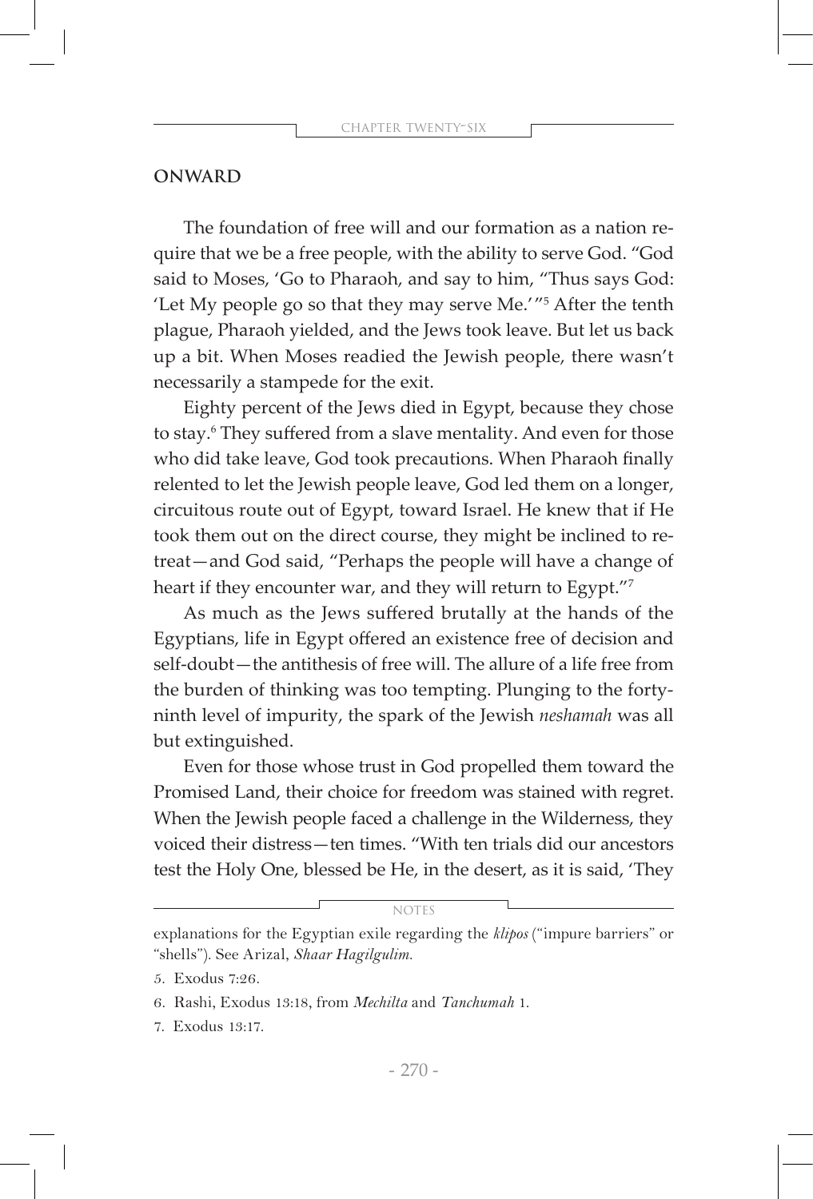## ONWARD

The foundation of free will and our formation as a nation require that we be a free people, with the ability to serve God. "God said to Moses, 'Go to Pharaoh, and say to him, "Thus says God: 'Let My people go so that they may serve Me.'"[5] After the tenth plague, Pharaoh yielded, and the Jews took leave. But let us back up a bit. When Moses readied the Jewish people, there wasn't necessarily a stampede for the exit.

Eighty percent of the Jews died in Egypt, because they chose to stay.[6] They suffered from a slave mentality. And even for those who did take leave, God took precautions. When Pharaoh finally relented to let the Jewish people leave, God led them on a longer, circuitous route out of Egypt, toward Israel. He knew that if He took them out on the direct course, they might be inclined to retreat—and God said, "Perhaps the people will have a change of heart if they encounter war, and they will return to Egypt."[7]

As much as the Jews suffered brutally at the hands of the Egyptians, life in Egypt offered an existence free of decision and self-doubt—the antithesis of free will. The allure of a life free from the burden of thinking was too tempting. Plunging to the forty-ninth level of impurity, the spark of the Jewish *neshamah* was all but extinguished.

Even for those whose trust in God propelled them toward the Promised Land, their choice for freedom was stained with regret. When the Jewish people faced a challenge in the Wilderness, they voiced their distress—ten times. "With ten trials did our ancestors test the Holy One, blessed be He, in the desert, as it is said, 'They

---

NOTES

explanations for the Egyptian exile regarding the *klipos* ("impure barriers" or "shells"). See Arizal, *Shaar Hagilgulim.*

5. Exodus 7:26.

6. Rashi, Exodus 13:18, from *Mechilta* and *Tanchumah* 1.

7. Exodus 13:17.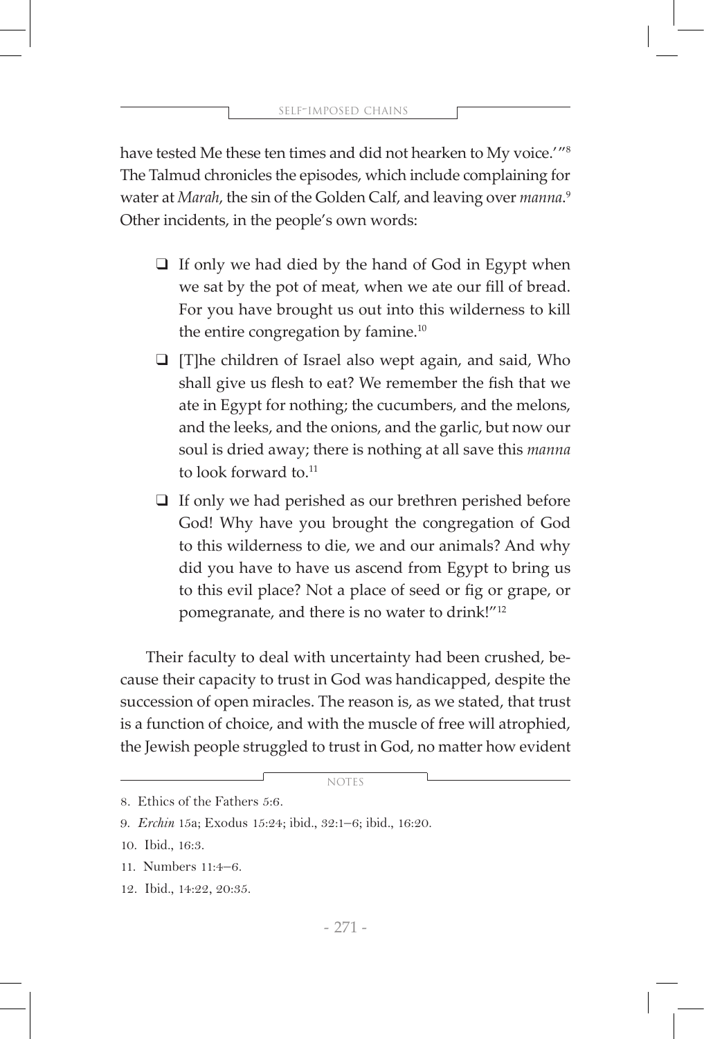have tested Me these ten times and did not hearken to My voice.'"[8] The Talmud chronicles the episodes, which include complaining for water at *Marah*, the sin of the Golden Calf, and leaving over *manna*.[9] Other incidents, in the people's own words:

- If only we had died by the hand of God in Egypt when we sat by the pot of meat, when we ate our fill of bread. For you have brought us out into this wilderness to kill the entire congregation by famine.[10]
- [T]he children of Israel also wept again, and said, Who shall give us flesh to eat? We remember the fish that we ate in Egypt for nothing; the cucumbers, and the melons, and the leeks, and the onions, and the garlic, but now our soul is dried away; there is nothing at all save this *manna* to look forward to.[11]
- If only we had perished as our brethren perished before God! Why have you brought the congregation of God to this wilderness to die, we and our animals? And why did you have to have us ascend from Egypt to bring us to this evil place? Not a place of seed or fig or grape, or pomegranate, and there is no water to drink!"[12]

Their faculty to deal with uncertainty had been crushed, because their capacity to trust in God was handicapped, despite the succession of open miracles. The reason is, as we stated, that trust is a function of choice, and with the muscle of free will atrophied, the Jewish people struggled to trust in God, no matter how evident

---

NOTES

8. Ethics of the Fathers 5:6.
9. *Erchin* 15a; Exodus 15:24; ibid., 32:1–6; ibid., 16:20.
10. Ibid., 16:3.
11. Numbers 11:4–6.
12. Ibid., 14:22, 20:35.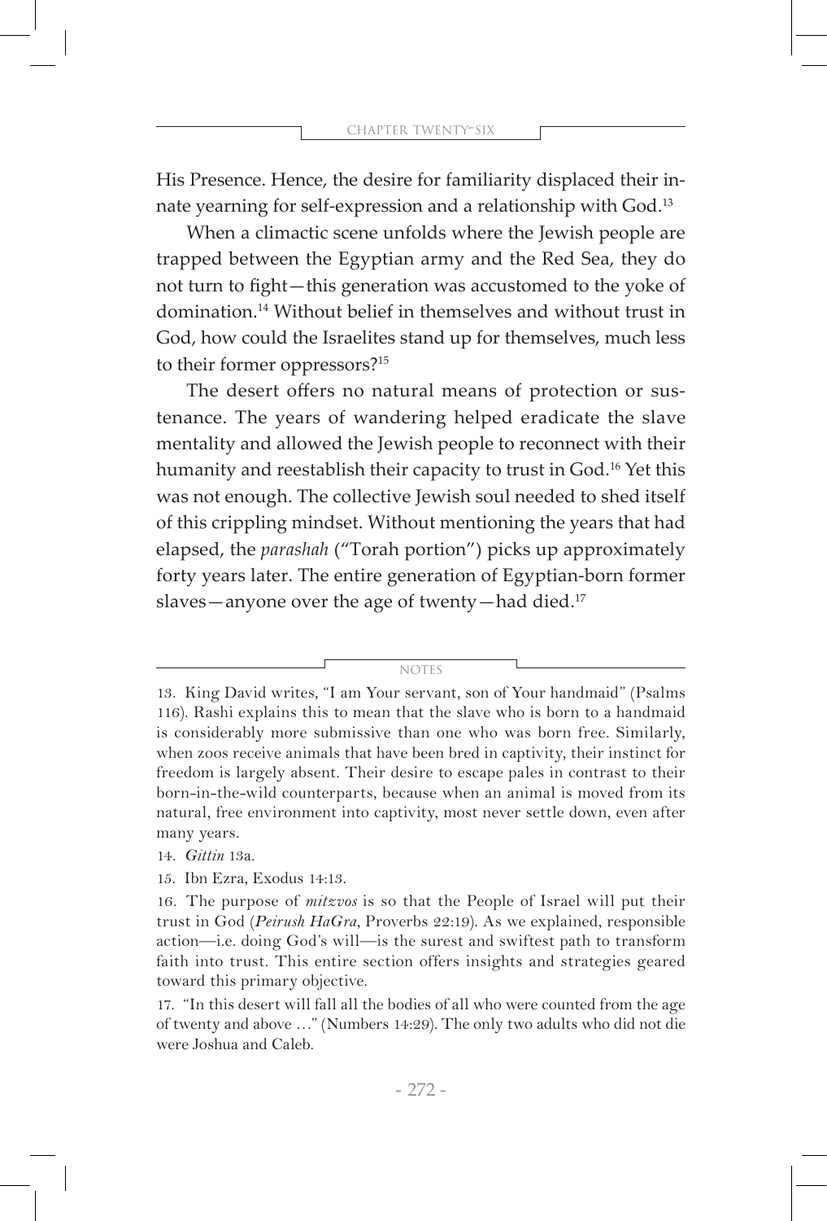His Presence. Hence, the desire for familiarity displaced their innate yearning for self-expression and a relationship with God.[13]

When a climactic scene unfolds where the Jewish people are trapped between the Egyptian army and the Red Sea, they do not turn to fight—this generation was accustomed to the yoke of domination.[14] Without belief in themselves and without trust in God, how could the Israelites stand up for themselves, much less to their former oppressors?[15]

The desert offers no natural means of protection or sustenance. The years of wandering helped eradicate the slave mentality and allowed the Jewish people to reconnect with their humanity and reestablish their capacity to trust in God.[16] Yet this was not enough. The collective Jewish soul needed to shed itself of this crippling mindset. Without mentioning the years that had elapsed, the *parashah* ("Torah portion") picks up approximately forty years later. The entire generation of Egyptian-born former slaves—anyone over the age of twenty—had died.[17]

---

NOTES

13. King David writes, "I am Your servant, son of Your handmaid" (Psalms 116). Rashi explains this to mean that the slave who is born to a handmaid is considerably more submissive than one who was born free. Similarly, when zoos receive animals that have been bred in captivity, their instinct for freedom is largely absent. Their desire to escape pales in contrast to their born-in-the-wild counterparts, because when an animal is moved from its natural, free environment into captivity, most never settle down, even after many years.

14. *Gittin* 13a.

15. Ibn Ezra, Exodus 14:13.

16. The purpose of *mitzvos* is so that the People of Israel will put their trust in God (*Peirush HaGra*, Proverbs 22:19). As we explained, responsible action—i.e. doing God's will—is the surest and swiftest path to transform faith into trust. This entire section offers insights and strategies geared toward this primary objective.

17. "In this desert will fall all the bodies of all who were counted from the age of twenty and above …" (Numbers 14:29). The only two adults who did not die were Joshua and Caleb.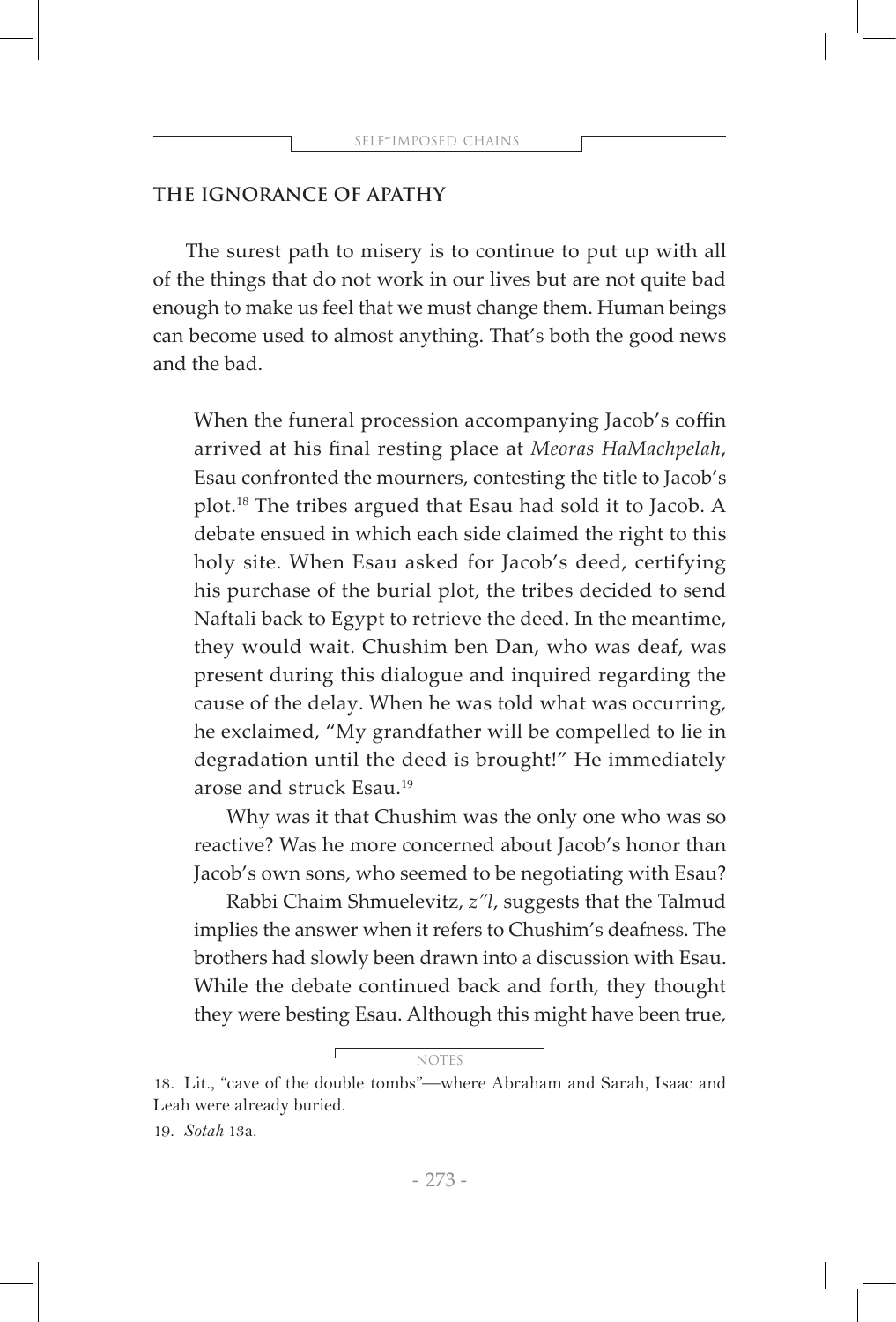## THE IGNORANCE OF APATHY

The surest path to misery is to continue to put up with all of the things that do not work in our lives but are not quite bad enough to make us feel that we must change them. Human beings can become used to almost anything. That's both the good news and the bad.

> When the funeral procession accompanying Jacob's coffin arrived at his final resting place at *Meoras HaMachpelah*, Esau confronted the mourners, contesting the title to Jacob's plot.[18] The tribes argued that Esau had sold it to Jacob. A debate ensued in which each side claimed the right to this holy site. When Esau asked for Jacob's deed, certifying his purchase of the burial plot, the tribes decided to send Naftali back to Egypt to retrieve the deed. In the meantime, they would wait. Chushim ben Dan, who was deaf, was present during this dialogue and inquired regarding the cause of the delay. When he was told what was occurring, he exclaimed, "My grandfather will be compelled to lie in degradation until the deed is brought!" He immediately arose and struck Esau.[19]
>
> Why was it that Chushim was the only one who was so reactive? Was he more concerned about Jacob's honor than Jacob's own sons, who seemed to be negotiating with Esau?
>
> Rabbi Chaim Shmuelevitz, *z"l*, suggests that the Talmud implies the answer when it refers to Chushim's deafness. The brothers had slowly been drawn into a discussion with Esau. While the debate continued back and forth, they thought they were besting Esau. Although this might have been true,

---

NOTES

18. Lit., "cave of the double tombs"—where Abraham and Sarah, Isaac and Leah were already buried.

19. *Sotah* 13a.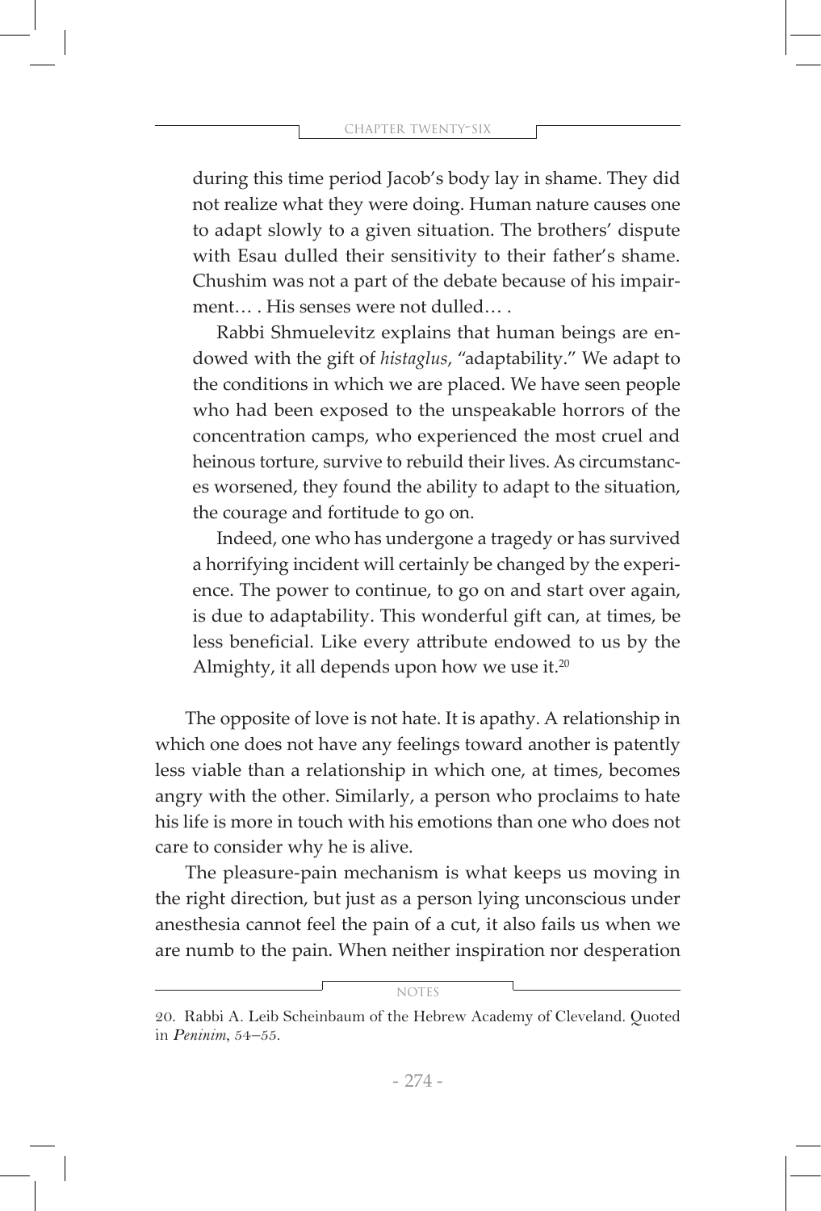> during this time period Jacob's body lay in shame. They did not realize what they were doing. Human nature causes one to adapt slowly to a given situation. The brothers' dispute with Esau dulled their sensitivity to their father's shame. Chushim was not a part of the debate because of his impairment… . His senses were not dulled… .
>
> Rabbi Shmuelevitz explains that human beings are endowed with the gift of *histaglus*, "adaptability." We adapt to the conditions in which we are placed. We have seen people who had been exposed to the unspeakable horrors of the concentration camps, who experienced the most cruel and heinous torture, survive to rebuild their lives. As circumstances worsened, they found the ability to adapt to the situation, the courage and fortitude to go on.
>
> Indeed, one who has undergone a tragedy or has survived a horrifying incident will certainly be changed by the experience. The power to continue, to go on and start over again, is due to adaptability. This wonderful gift can, at times, be less beneficial. Like every attribute endowed to us by the Almighty, it all depends upon how we use it.[20]

The opposite of love is not hate. It is apathy. A relationship in which one does not have any feelings toward another is patently less viable than a relationship in which one, at times, becomes angry with the other. Similarly, a person who proclaims to hate his life is more in touch with his emotions than one who does not care to consider why he is alive.

The pleasure-pain mechanism is what keeps us moving in the right direction, but just as a person lying unconscious under anesthesia cannot feel the pain of a cut, it also fails us when we are numb to the pain. When neither inspiration nor desperation

---

NOTES

20. Rabbi A. Leib Scheinbaum of the Hebrew Academy of Cleveland. Quoted in *Peninim*, 54–55.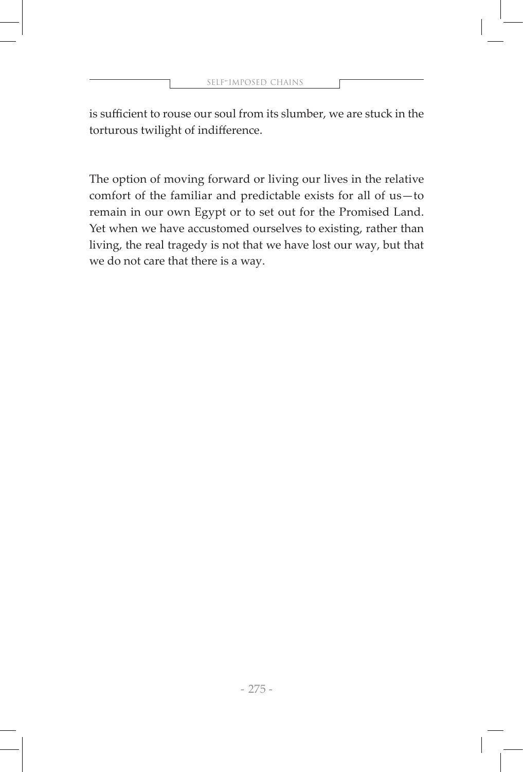is sufficient to rouse our soul from its slumber, we are stuck in the torturous twilight of indifference.

The option of moving forward or living our lives in the relative comfort of the familiar and predictable exists for all of us—to remain in our own Egypt or to set out for the Promised Land. Yet when we have accustomed ourselves to existing, rather than living, the real tragedy is not that we have lost our way, but that we do not care that there is a way.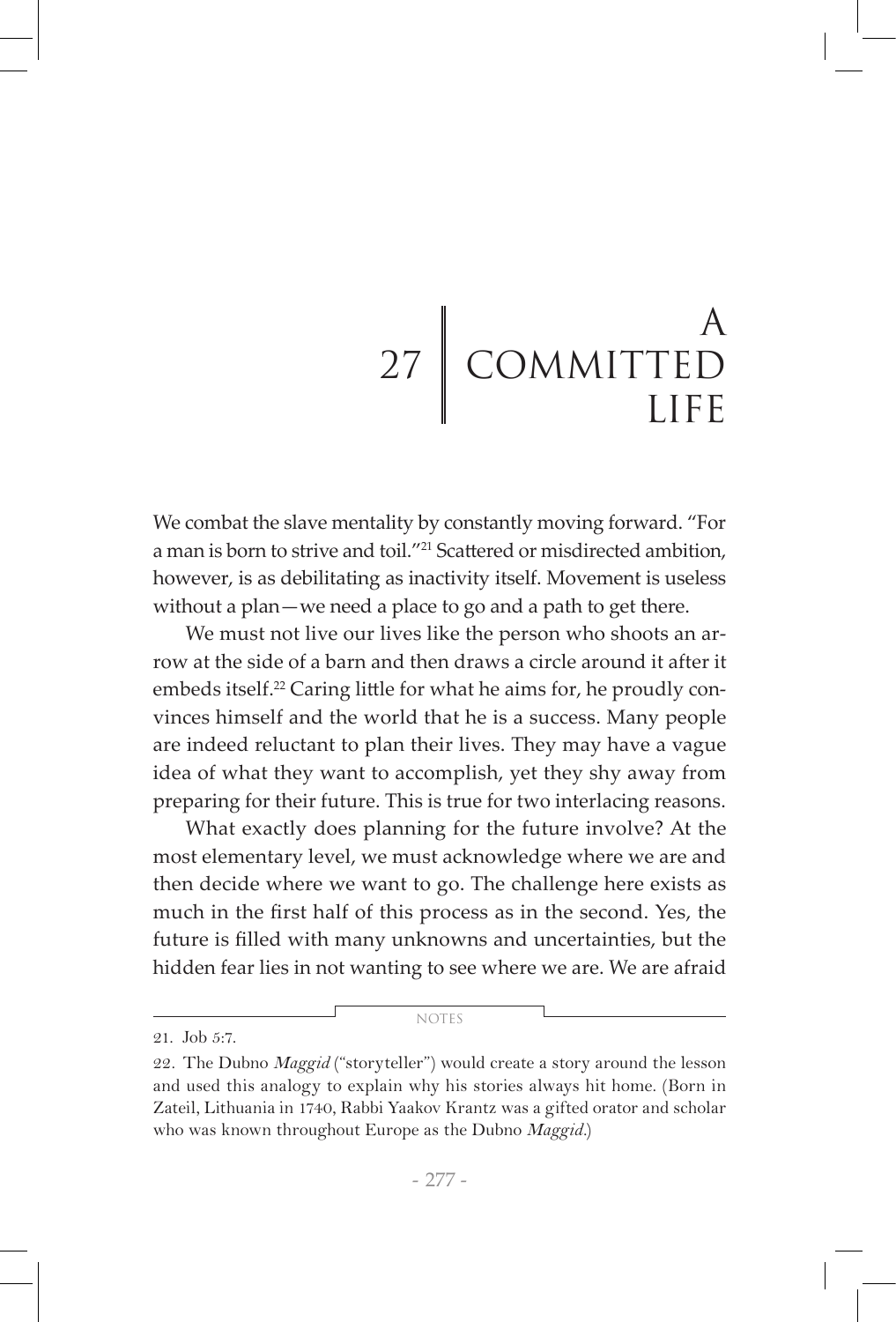# 27 A COMMITTED LIFE

We combat the slave mentality by constantly moving forward. "For a man is born to strive and toil."[21] Scattered or misdirected ambition, however, is as debilitating as inactivity itself. Movement is useless without a plan—we need a place to go and a path to get there.

We must not live our lives like the person who shoots an arrow at the side of a barn and then draws a circle around it after it embeds itself.[22] Caring little for what he aims for, he proudly convinces himself and the world that he is a success. Many people are indeed reluctant to plan their lives. They may have a vague idea of what they want to accomplish, yet they shy away from preparing for their future. This is true for two interlacing reasons.

What exactly does planning for the future involve? At the most elementary level, we must acknowledge where we are and then decide where we want to go. The challenge here exists as much in the first half of this process as in the second. Yes, the future is filled with many unknowns and uncertainties, but the hidden fear lies in not wanting to see where we are. We are afraid

---

NOTES

21. Job 5:7.

22. The Dubno *Maggid* ("storyteller") would create a story around the lesson and used this analogy to explain why his stories always hit home. (Born in Zateil, Lithuania in 1740, Rabbi Yaakov Krantz was a gifted orator and scholar who was known throughout Europe as the Dubno *Maggid*.)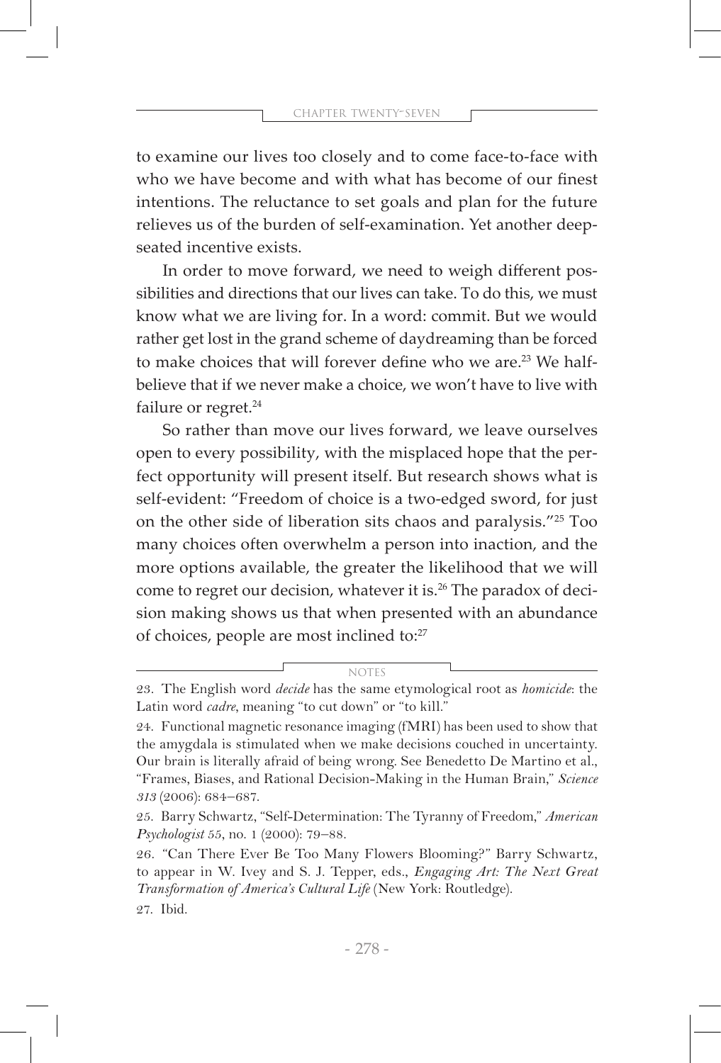to examine our lives too closely and to come face-to-face with who we have become and with what has become of our finest intentions. The reluctance to set goals and plan for the future relieves us of the burden of self-examination. Yet another deep-seated incentive exists.

In order to move forward, we need to weigh different possibilities and directions that our lives can take. To do this, we must know what we are living for. In a word: commit. But we would rather get lost in the grand scheme of daydreaming than be forced to make choices that will forever define who we are.[23] We half-believe that if we never make a choice, we won't have to live with failure or regret.[24]

So rather than move our lives forward, we leave ourselves open to every possibility, with the misplaced hope that the perfect opportunity will present itself. But research shows what is self-evident: "Freedom of choice is a two-edged sword, for just on the other side of liberation sits chaos and paralysis."[25] Too many choices often overwhelm a person into inaction, and the more options available, the greater the likelihood that we will come to regret our decision, whatever it is.[26] The paradox of decision making shows us that when presented with an abundance of choices, people are most inclined to:[27]

---

NOTES

23. The English word *decide* has the same etymological root as *homicide*: the Latin word *cadre*, meaning "to cut down" or "to kill."

24. Functional magnetic resonance imaging (fMRI) has been used to show that the amygdala is stimulated when we make decisions couched in uncertainty. Our brain is literally afraid of being wrong. See Benedetto De Martino et al., "Frames, Biases, and Rational Decision-Making in the Human Brain," *Science 313* (2006): 684–687.

25. Barry Schwartz, "Self-Determination: The Tyranny of Freedom," *American Psychologist 55*, no. 1 (2000): 79–88.

26. "Can There Ever Be Too Many Flowers Blooming?" Barry Schwartz, to appear in W. Ivey and S. J. Tepper, eds., *Engaging Art: The Next Great Transformation of America's Cultural Life* (New York: Routledge).

27. Ibid.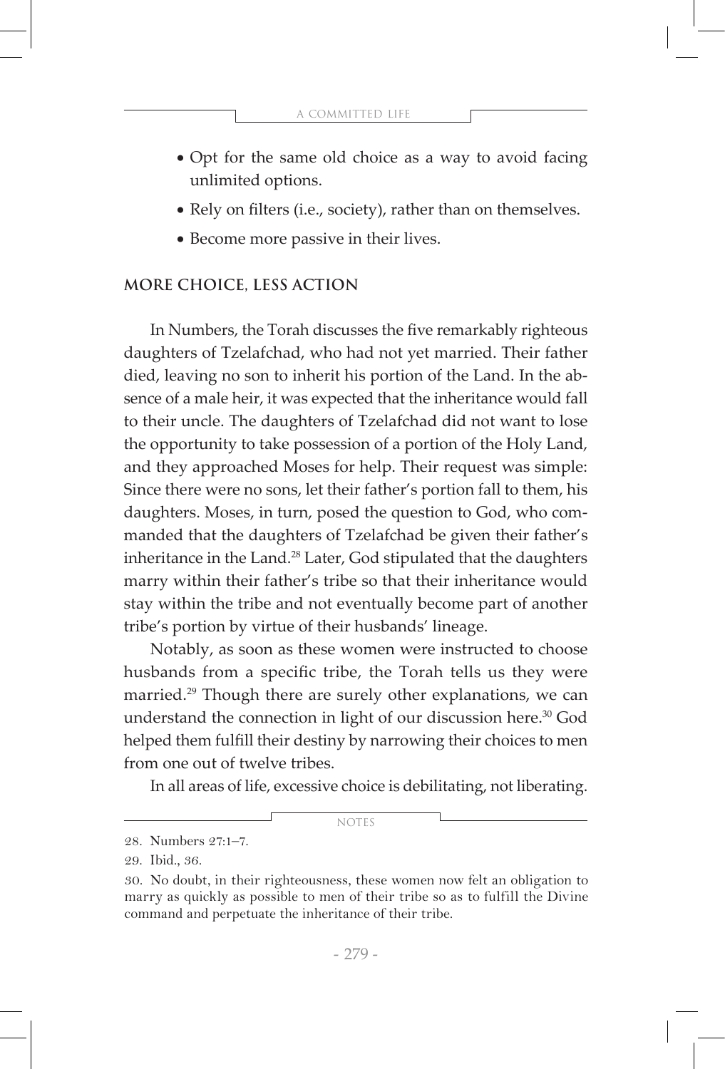- Opt for the same old choice as a way to avoid facing unlimited options.
- Rely on filters (i.e., society), rather than on themselves.
- Become more passive in their lives.

## MORE CHOICE, LESS ACTION

In Numbers, the Torah discusses the five remarkably righteous daughters of Tzelafchad, who had not yet married. Their father died, leaving no son to inherit his portion of the Land. In the absence of a male heir, it was expected that the inheritance would fall to their uncle. The daughters of Tzelafchad did not want to lose the opportunity to take possession of a portion of the Holy Land, and they approached Moses for help. Their request was simple: Since there were no sons, let their father's portion fall to them, his daughters. Moses, in turn, posed the question to God, who commanded that the daughters of Tzelafchad be given their father's inheritance in the Land.[28] Later, God stipulated that the daughters marry within their father's tribe so that their inheritance would stay within the tribe and not eventually become part of another tribe's portion by virtue of their husbands' lineage.

Notably, as soon as these women were instructed to choose husbands from a specific tribe, the Torah tells us they were married.[29] Though there are surely other explanations, we can understand the connection in light of our discussion here.[30] God helped them fulfill their destiny by narrowing their choices to men from one out of twelve tribes.

In all areas of life, excessive choice is debilitating, not liberating.

NOTES

28. Numbers 27:1–7.

29. Ibid., 36.

30. No doubt, in their righteousness, these women now felt an obligation to marry as quickly as possible to men of their tribe so as to fulfill the Divine command and perpetuate the inheritance of their tribe.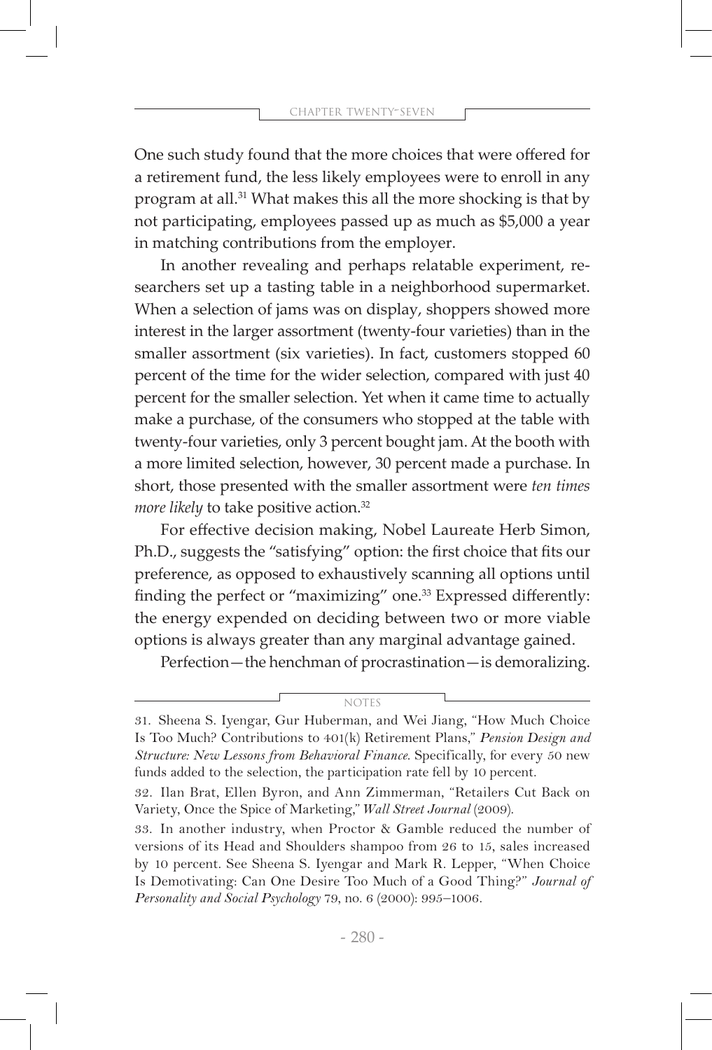One such study found that the more choices that were offered for a retirement fund, the less likely employees were to enroll in any program at all.[31] What makes this all the more shocking is that by not participating, employees passed up as much as $5,000 a year in matching contributions from the employer.

In another revealing and perhaps relatable experiment, researchers set up a tasting table in a neighborhood supermarket. When a selection of jams was on display, shoppers showed more interest in the larger assortment (twenty-four varieties) than in the smaller assortment (six varieties). In fact, customers stopped 60 percent of the time for the wider selection, compared with just 40 percent for the smaller selection. Yet when it came time to actually make a purchase, of the consumers who stopped at the table with twenty-four varieties, only 3 percent bought jam. At the booth with a more limited selection, however, 30 percent made a purchase. In short, those presented with the smaller assortment were *ten times more likely* to take positive action.[32]

For effective decision making, Nobel Laureate Herb Simon, Ph.D., suggests the "satisfying" option: the first choice that fits our preference, as opposed to exhaustively scanning all options until finding the perfect or "maximizing" one.[33] Expressed differently: the energy expended on deciding between two or more viable options is always greater than any marginal advantage gained.

Perfection—the henchman of procrastination—is demoralizing.

---

NOTES

31. Sheena S. Iyengar, Gur Huberman, and Wei Jiang, "How Much Choice Is Too Much? Contributions to 401(k) Retirement Plans," *Pension Design and Structure: New Lessons from Behavioral Finance.* Specifically, for every 50 new funds added to the selection, the participation rate fell by 10 percent.

32. Ilan Brat, Ellen Byron, and Ann Zimmerman, "Retailers Cut Back on Variety, Once the Spice of Marketing," *Wall Street Journal* (2009).

33. In another industry, when Proctor & Gamble reduced the number of versions of its Head and Shoulders shampoo from 26 to 15, sales increased by 10 percent. See Sheena S. Iyengar and Mark R. Lepper, "When Choice Is Demotivating: Can One Desire Too Much of a Good Thing?" *Journal of Personality and Social Psychology* 79, no. 6 (2000): 995–1006.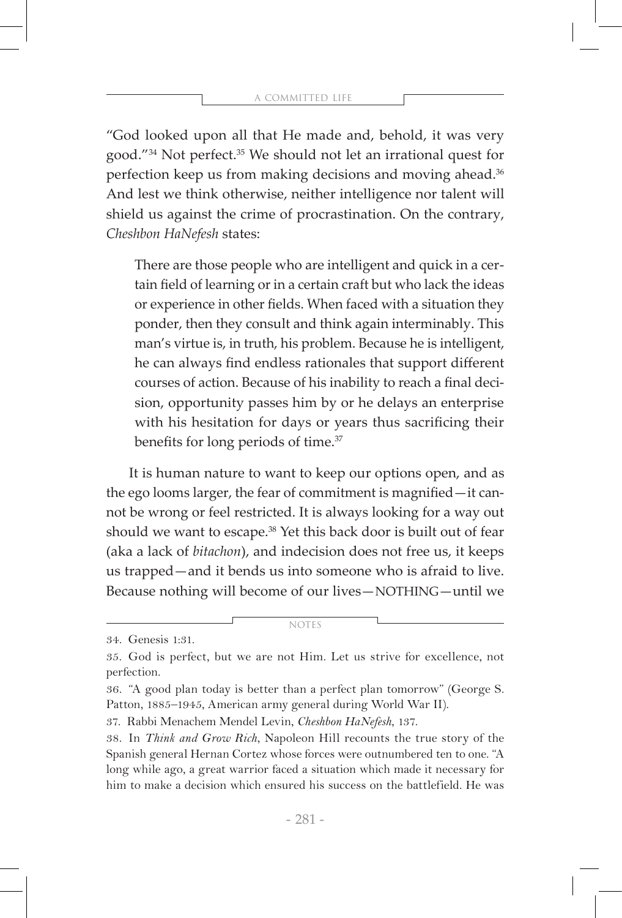"God looked upon all that He made and, behold, it was very good."[34] Not perfect.[35] We should not let an irrational quest for perfection keep us from making decisions and moving ahead.[36] And lest we think otherwise, neither intelligence nor talent will shield us against the crime of procrastination. On the contrary, *Cheshbon HaNefesh* states:

> There are those people who are intelligent and quick in a certain field of learning or in a certain craft but who lack the ideas or experience in other fields. When faced with a situation they ponder, then they consult and think again interminably. This man's virtue is, in truth, his problem. Because he is intelligent, he can always find endless rationales that support different courses of action. Because of his inability to reach a final decision, opportunity passes him by or he delays an enterprise with his hesitation for days or years thus sacrificing their benefits for long periods of time.[37]

It is human nature to want to keep our options open, and as the ego looms larger, the fear of commitment is magnified—it cannot be wrong or feel restricted. It is always looking for a way out should we want to escape.[38] Yet this back door is built out of fear (aka a lack of *bitachon*), and indecision does not free us, it keeps us trapped—and it bends us into someone who is afraid to live. Because nothing will become of our lives—NOTHING—until we

---

NOTES

34. Genesis 1:31.

35. God is perfect, but we are not Him. Let us strive for excellence, not perfection.

36. "A good plan today is better than a perfect plan tomorrow" (George S. Patton, 1885–1945, American army general during World War II).

37. Rabbi Menachem Mendel Levin, *Cheshbon HaNefesh*, 137.

38. In *Think and Grow Rich*, Napoleon Hill recounts the true story of the Spanish general Hernan Cortez whose forces were outnumbered ten to one. "A long while ago, a great warrior faced a situation which made it necessary for him to make a decision which ensured his success on the battlefield. He was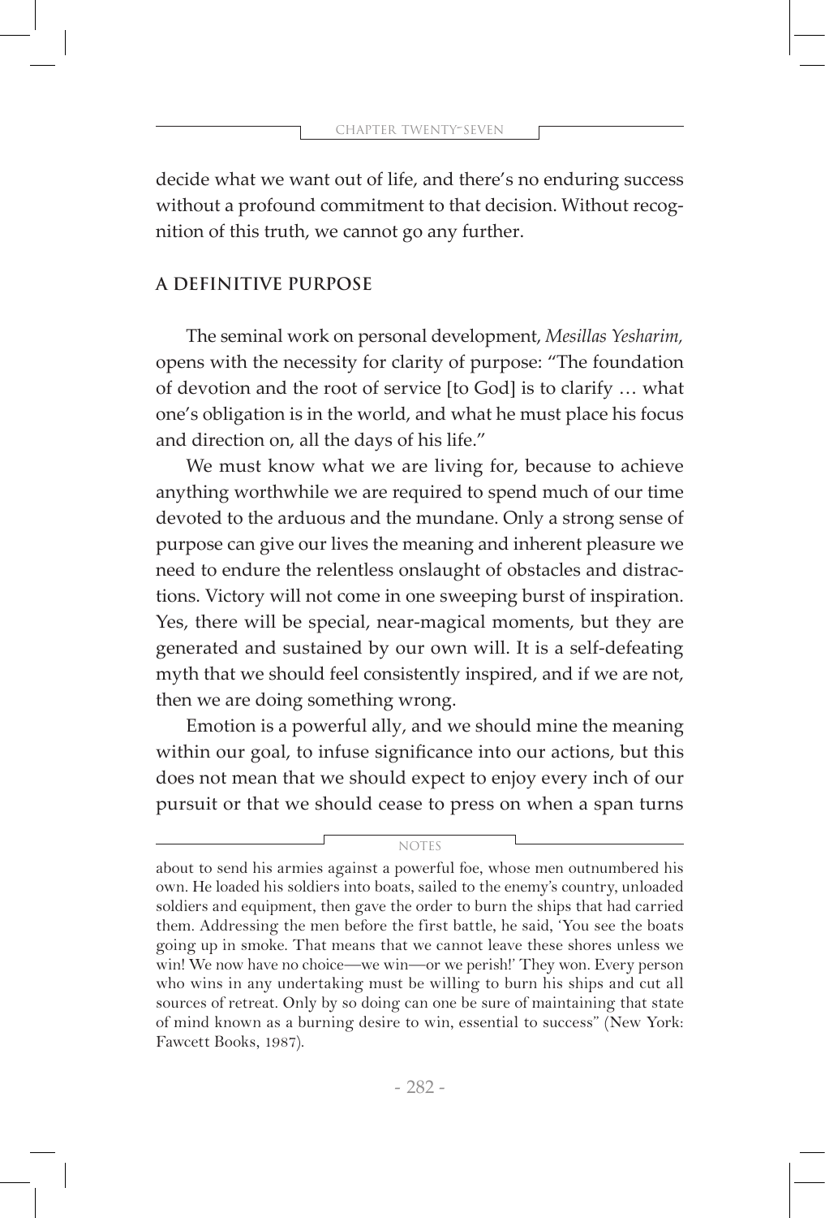decide what we want out of life, and there's no enduring success without a profound commitment to that decision. Without recognition of this truth, we cannot go any further.

## A DEFINITIVE PURPOSE

The seminal work on personal development, *Mesillas Yesharim,* opens with the necessity for clarity of purpose: "The foundation of devotion and the root of service [to God] is to clarify … what one's obligation is in the world, and what he must place his focus and direction on, all the days of his life."

We must know what we are living for, because to achieve anything worthwhile we are required to spend much of our time devoted to the arduous and the mundane. Only a strong sense of purpose can give our lives the meaning and inherent pleasure we need to endure the relentless onslaught of obstacles and distractions. Victory will not come in one sweeping burst of inspiration. Yes, there will be special, near-magical moments, but they are generated and sustained by our own will. It is a self-defeating myth that we should feel consistently inspired, and if we are not, then we are doing something wrong.

Emotion is a powerful ally, and we should mine the meaning within our goal, to infuse significance into our actions, but this does not mean that we should expect to enjoy every inch of our pursuit or that we should cease to press on when a span turns

---

NOTES

about to send his armies against a powerful foe, whose men outnumbered his own. He loaded his soldiers into boats, sailed to the enemy's country, unloaded soldiers and equipment, then gave the order to burn the ships that had carried them. Addressing the men before the first battle, he said, 'You see the boats going up in smoke. That means that we cannot leave these shores unless we win! We now have no choice—we win—or we perish!' They won. Every person who wins in any undertaking must be willing to burn his ships and cut all sources of retreat. Only by so doing can one be sure of maintaining that state of mind known as a burning desire to win, essential to success" (New York: Fawcett Books, 1987).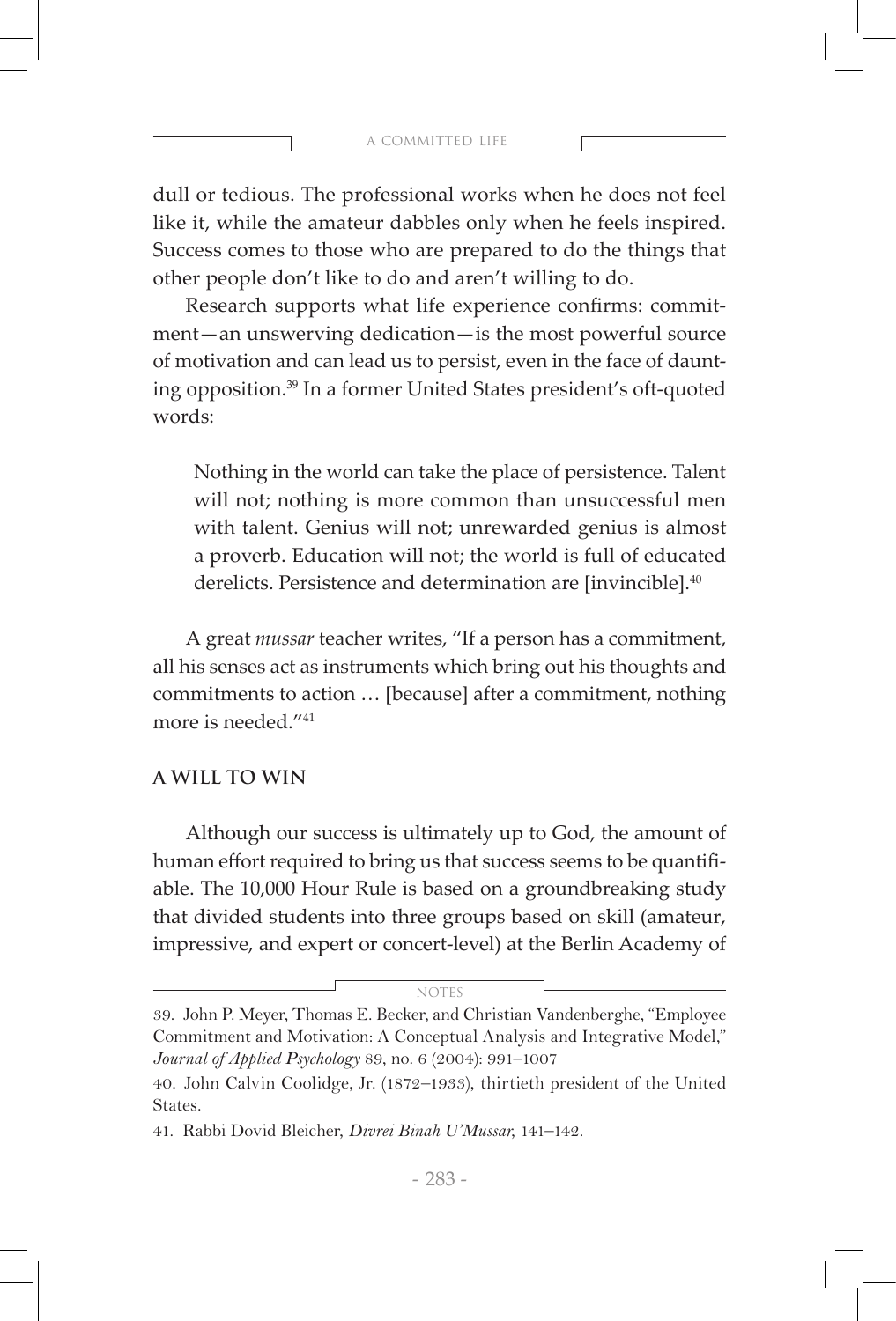dull or tedious. The professional works when he does not feel like it, while the amateur dabbles only when he feels inspired. Success comes to those who are prepared to do the things that other people don't like to do and aren't willing to do.

Research supports what life experience confirms: commitment—an unswerving dedication—is the most powerful source of motivation and can lead us to persist, even in the face of daunting opposition.[39] In a former United States president's oft-quoted words:

> Nothing in the world can take the place of persistence. Talent will not; nothing is more common than unsuccessful men with talent. Genius will not; unrewarded genius is almost a proverb. Education will not; the world is full of educated derelicts. Persistence and determination are [invincible].[40]

A great *mussar* teacher writes, "If a person has a commitment, all his senses act as instruments which bring out his thoughts and commitments to action … [because] after a commitment, nothing more is needed."[41]

## A WILL TO WIN

Although our success is ultimately up to God, the amount of human effort required to bring us that success seems to be quantifiable. The 10,000 Hour Rule is based on a groundbreaking study that divided students into three groups based on skill (amateur, impressive, and expert or concert-level) at the Berlin Academy of

NOTES

39. John P. Meyer, Thomas E. Becker, and Christian Vandenberghe, "Employee Commitment and Motivation: A Conceptual Analysis and Integrative Model," *Journal of Applied Psychology* 89, no. 6 (2004): 991–1007

40. John Calvin Coolidge, Jr. (1872–1933), thirtieth president of the United States.

41. Rabbi Dovid Bleicher, *Divrei Binah U'Mussar*, 141–142.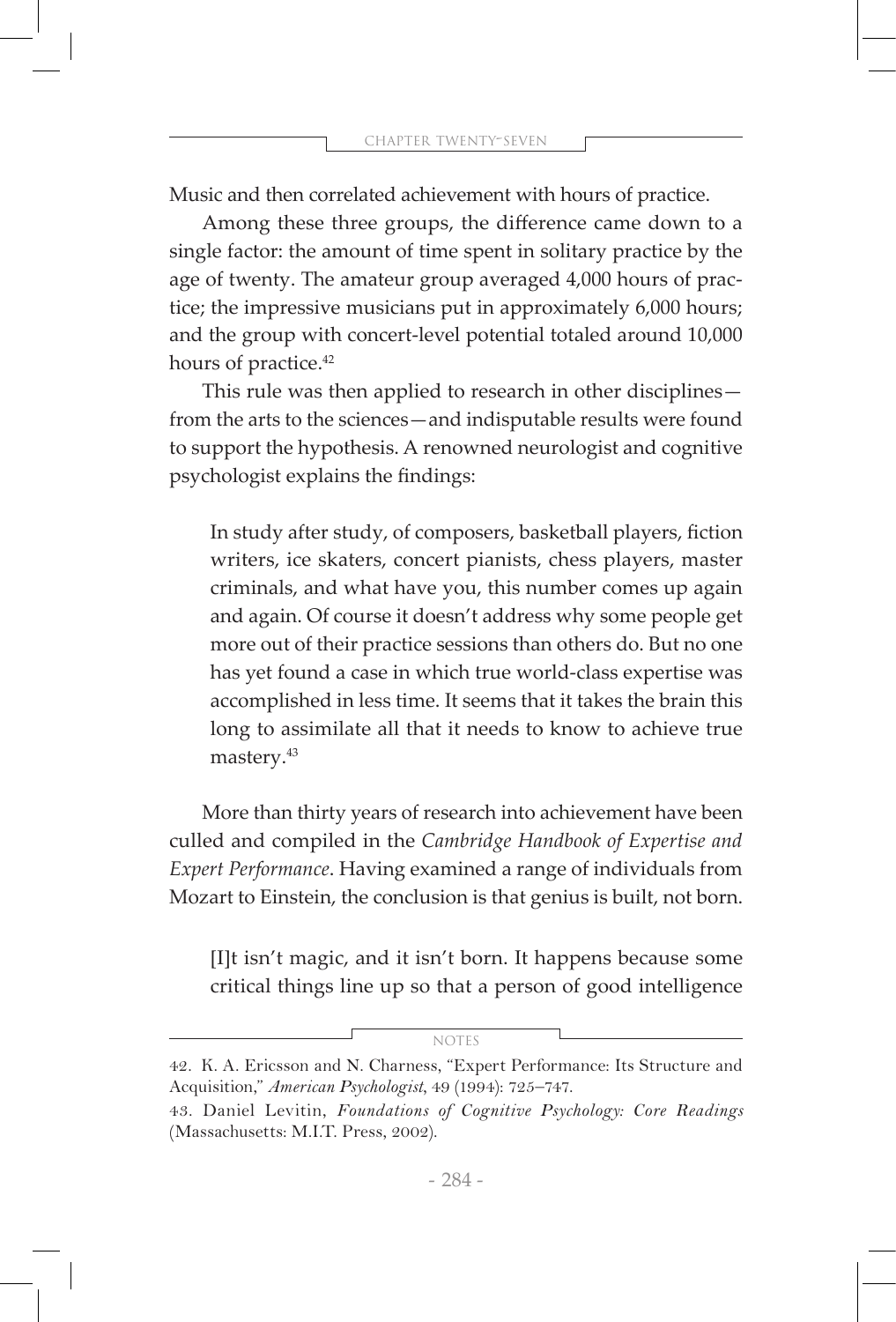Music and then correlated achievement with hours of practice.

Among these three groups, the difference came down to a single factor: the amount of time spent in solitary practice by the age of twenty. The amateur group averaged 4,000 hours of practice; the impressive musicians put in approximately 6,000 hours; and the group with concert-level potential totaled around 10,000 hours of practice.[42]

This rule was then applied to research in other disciplines—from the arts to the sciences—and indisputable results were found to support the hypothesis. A renowned neurologist and cognitive psychologist explains the findings:

> In study after study, of composers, basketball players, fiction writers, ice skaters, concert pianists, chess players, master criminals, and what have you, this number comes up again and again. Of course it doesn't address why some people get more out of their practice sessions than others do. But no one has yet found a case in which true world-class expertise was accomplished in less time. It seems that it takes the brain this long to assimilate all that it needs to know to achieve true mastery.[43]

More than thirty years of research into achievement have been culled and compiled in the *Cambridge Handbook of Expertise and Expert Performance*. Having examined a range of individuals from Mozart to Einstein, the conclusion is that genius is built, not born.

> [I]t isn't magic, and it isn't born. It happens because some critical things line up so that a person of good intelligence

NOTES

42. K. A. Ericsson and N. Charness, "Expert Performance: Its Structure and Acquisition," *American Psychologist*, 49 (1994): 725–747.

43. Daniel Levitin, *Foundations of Cognitive Psychology: Core Readings* (Massachusetts: M.I.T. Press, 2002).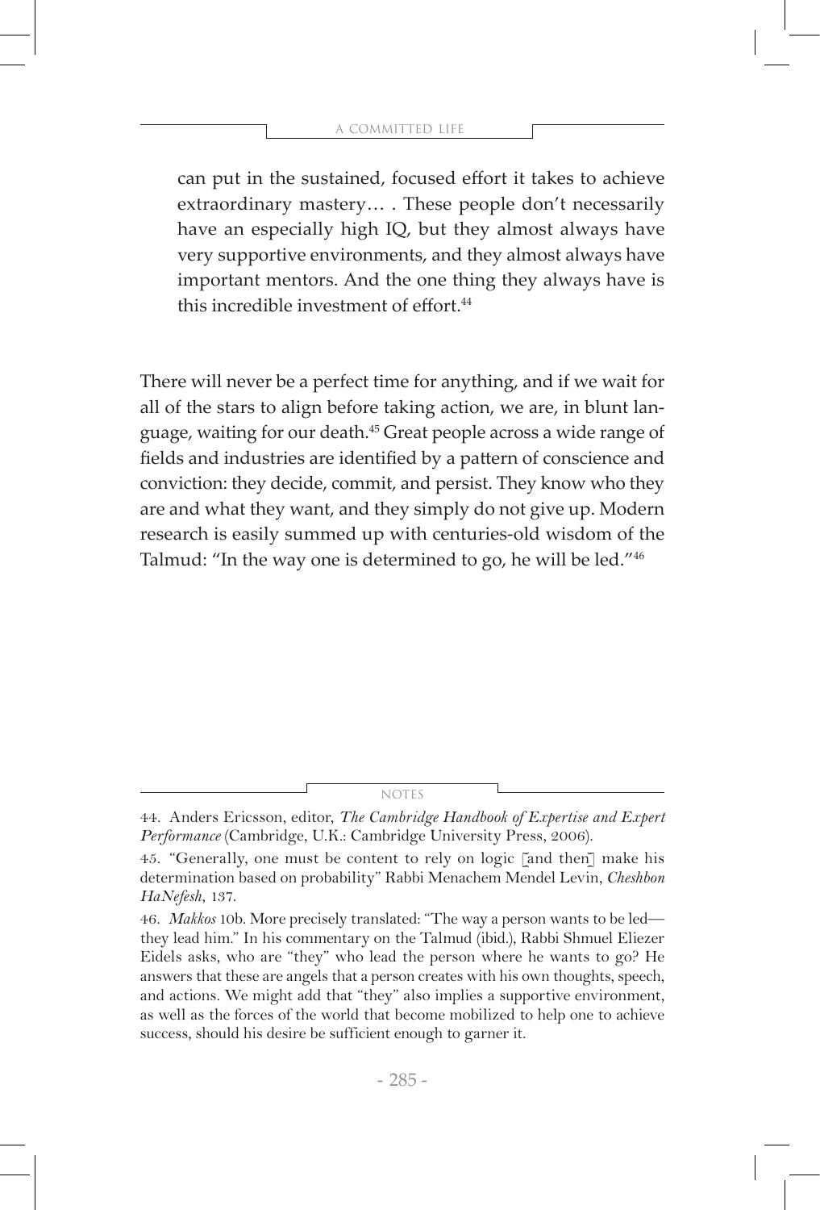> can put in the sustained, focused effort it takes to achieve extraordinary mastery… . These people don't necessarily have an especially high IQ, but they almost always have very supportive environments, and they almost always have important mentors. And the one thing they always have is this incredible investment of effort.[44]

There will never be a perfect time for anything, and if we wait for all of the stars to align before taking action, we are, in blunt language, waiting for our death.[45] Great people across a wide range of fields and industries are identified by a pattern of conscience and conviction: they decide, commit, and persist. They know who they are and what they want, and they simply do not give up. Modern research is easily summed up with centuries-old wisdom of the Talmud: "In the way one is determined to go, he will be led."[46]

---

NOTES

44. Anders Ericsson, editor, *The Cambridge Handbook of Expertise and Expert Performance* (Cambridge, U.K.: Cambridge University Press, 2006).

45. "Generally, one must be content to rely on logic [and then] make his determination based on probability" Rabbi Menachem Mendel Levin, *Cheshbon HaNefesh*, 137.

46. *Makkos* 10b. More precisely translated: "The way a person wants to be led—they lead him." In his commentary on the Talmud (ibid.), Rabbi Shmuel Eliezer Eidels asks, who are "they" who lead the person where he wants to go? He answers that these are angels that a person creates with his own thoughts, speech, and actions. We might add that "they" also implies a supportive environment, as well as the forces of the world that become mobilized to help one to achieve success, should his desire be sufficient enough to garner it.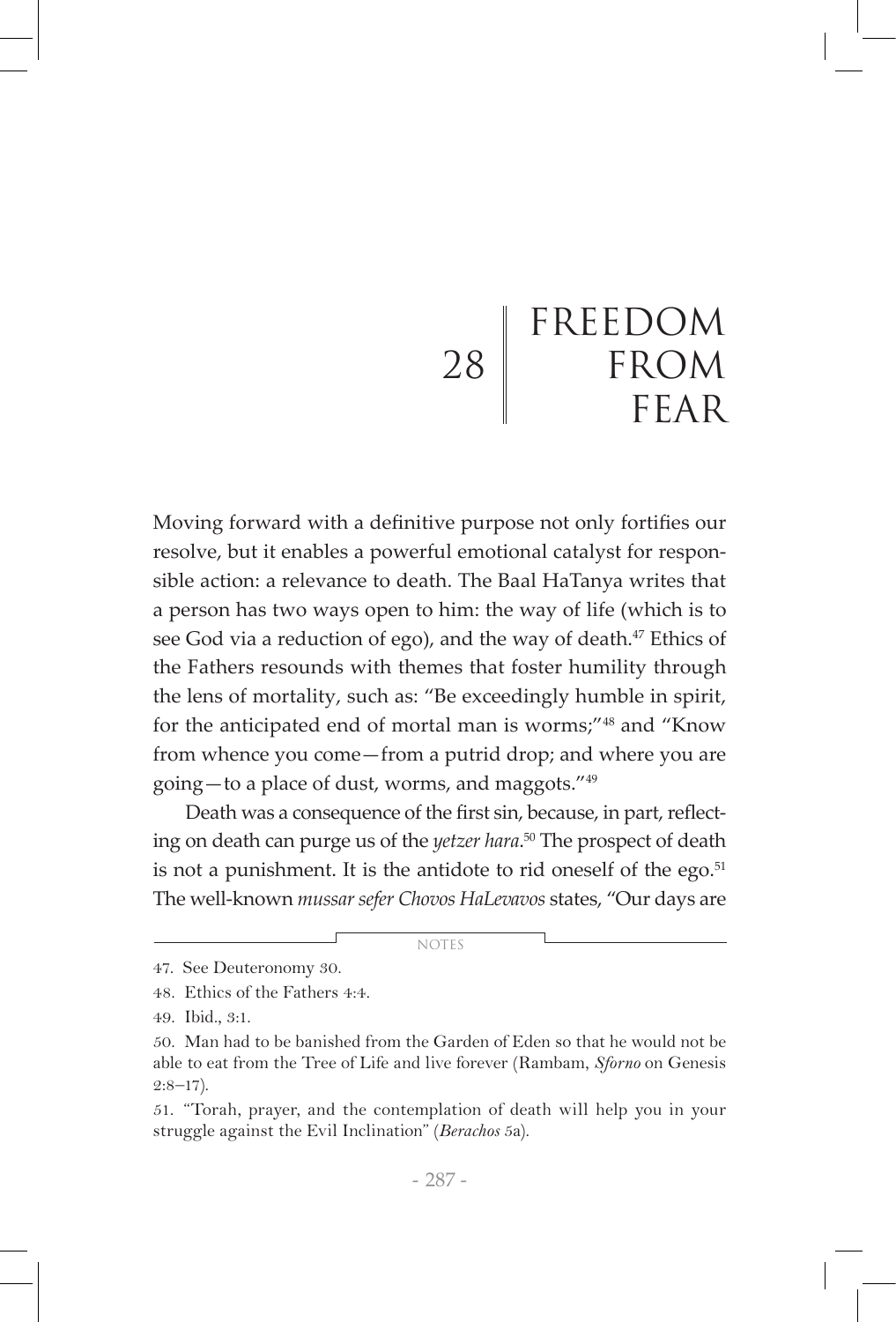# 28 FREEDOM FROM FEAR

Moving forward with a definitive purpose not only fortifies our resolve, but it enables a powerful emotional catalyst for responsible action: a relevance to death. The Baal HaTanya writes that a person has two ways open to him: the way of life (which is to see God via a reduction of ego), and the way of death.[47] Ethics of the Fathers resounds with themes that foster humility through the lens of mortality, such as: "Be exceedingly humble in spirit, for the anticipated end of mortal man is worms;"[48] and "Know from whence you come—from a putrid drop; and where you are going—to a place of dust, worms, and maggots."[49]

Death was a consequence of the first sin, because, in part, reflecting on death can purge us of the *yetzer hara*.[50] The prospect of death is not a punishment. It is the antidote to rid oneself of the ego.[51] The well-known *mussar sefer Chovos HaLevavos* states, "Our days are

---

NOTES

47. See Deuteronomy 30.

48. Ethics of the Fathers 4:4.

49. Ibid., 3:1.

50. Man had to be banished from the Garden of Eden so that he would not be able to eat from the Tree of Life and live forever (Rambam, *Sforno* on Genesis 2:8–17).

51. "Torah, prayer, and the contemplation of death will help you in your struggle against the Evil Inclination" (*Berachos* 5a).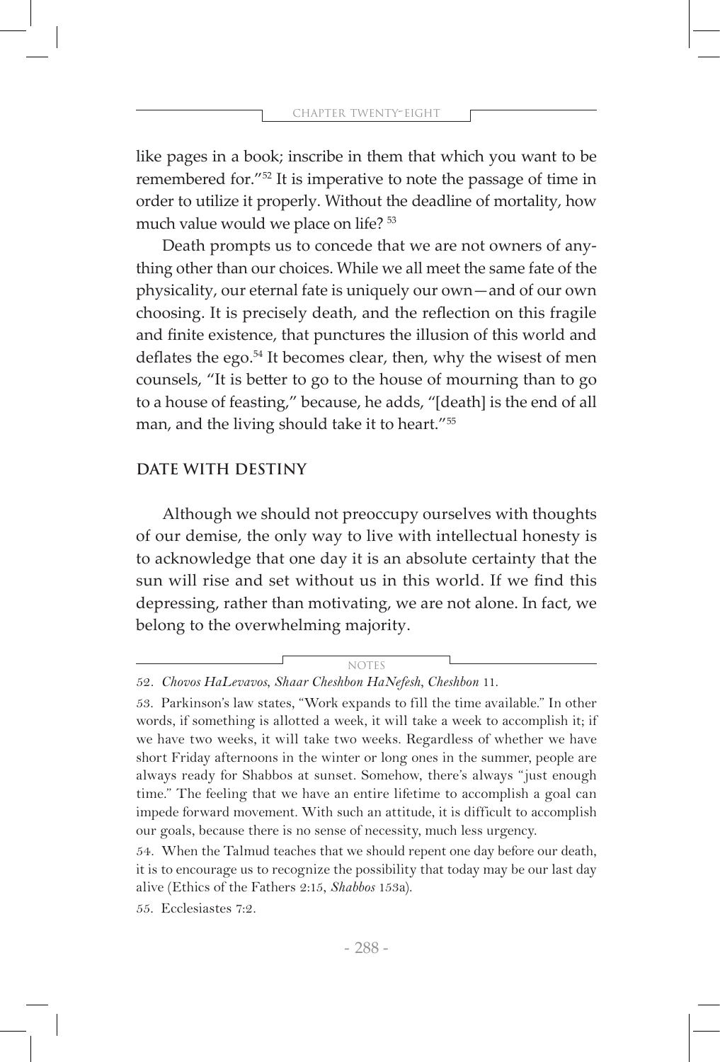like pages in a book; inscribe in them that which you want to be remembered for."[52] It is imperative to note the passage of time in order to utilize it properly. Without the deadline of mortality, how much value would we place on life? [53]

Death prompts us to concede that we are not owners of anything other than our choices. While we all meet the same fate of the physicality, our eternal fate is uniquely our own—and of our own choosing. It is precisely death, and the reflection on this fragile and finite existence, that punctures the illusion of this world and deflates the ego.[54] It becomes clear, then, why the wisest of men counsels, "It is better to go to the house of mourning than to go to a house of feasting," because, he adds, "[death] is the end of all man, and the living should take it to heart."[55]

## DATE WITH DESTINY

Although we should not preoccupy ourselves with thoughts of our demise, the only way to live with intellectual honesty is to acknowledge that one day it is an absolute certainty that the sun will rise and set without us in this world. If we find this depressing, rather than motivating, we are not alone. In fact, we belong to the overwhelming majority.

---

NOTES

52. *Chovos HaLevavos, Shaar Cheshbon HaNefesh, Cheshbon* 11.

53. Parkinson's law states, "Work expands to fill the time available." In other words, if something is allotted a week, it will take a week to accomplish it; if we have two weeks, it will take two weeks. Regardless of whether we have short Friday afternoons in the winter or long ones in the summer, people are always ready for Shabbos at sunset. Somehow, there's always "just enough time." The feeling that we have an entire lifetime to accomplish a goal can impede forward movement. With such an attitude, it is difficult to accomplish our goals, because there is no sense of necessity, much less urgency.

54. When the Talmud teaches that we should repent one day before our death, it is to encourage us to recognize the possibility that today may be our last day alive (Ethics of the Fathers 2:15, *Shabbos* 153a).

55. Ecclesiastes 7:2.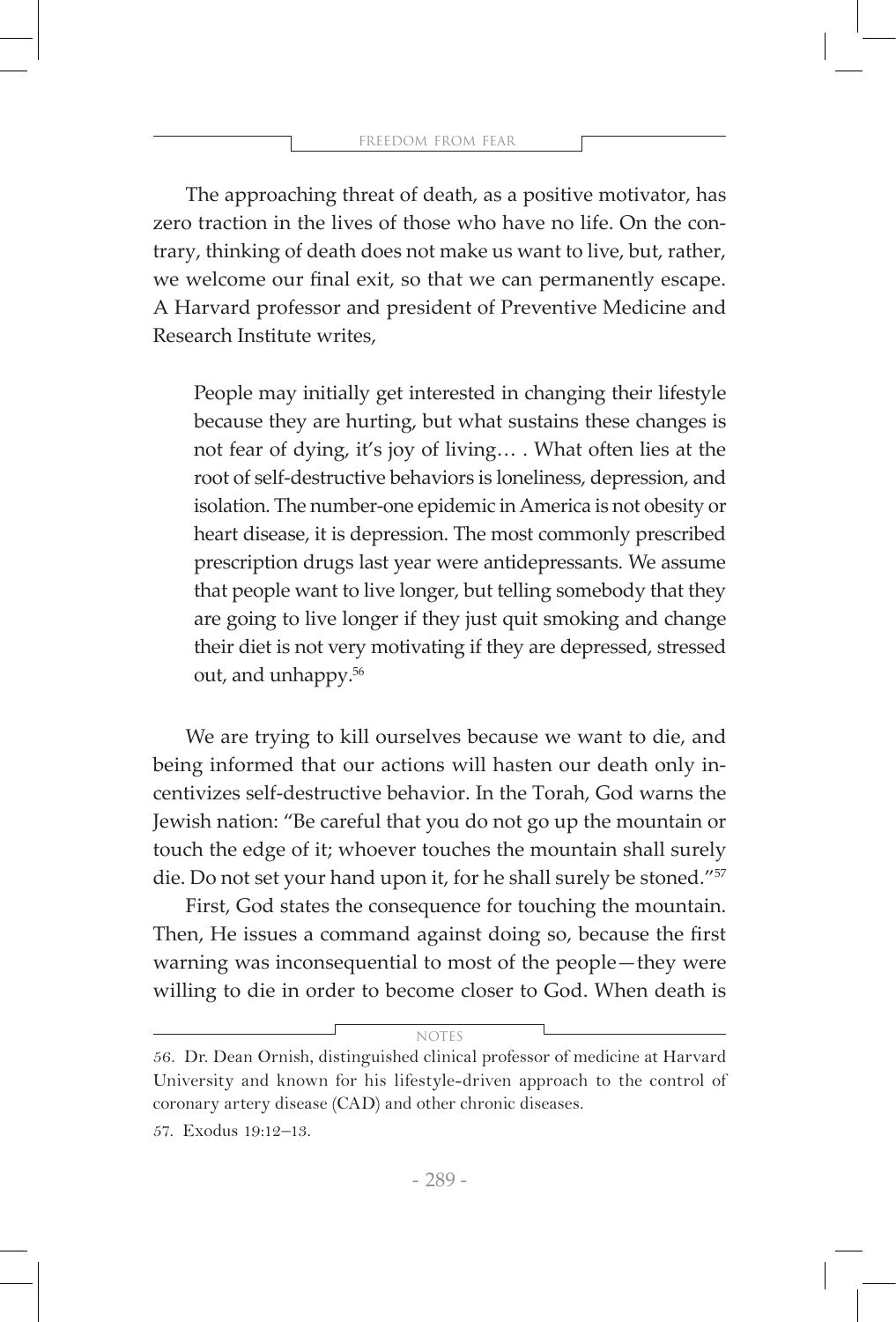The approaching threat of death, as a positive motivator, has zero traction in the lives of those who have no life. On the contrary, thinking of death does not make us want to live, but, rather, we welcome our final exit, so that we can permanently escape. A Harvard professor and president of Preventive Medicine and Research Institute writes,

> People may initially get interested in changing their lifestyle because they are hurting, but what sustains these changes is not fear of dying, it's joy of living… . What often lies at the root of self-destructive behaviors is loneliness, depression, and isolation. The number-one epidemic in America is not obesity or heart disease, it is depression. The most commonly prescribed prescription drugs last year were antidepressants. We assume that people want to live longer, but telling somebody that they are going to live longer if they just quit smoking and change their diet is not very motivating if they are depressed, stressed out, and unhappy.[56]

We are trying to kill ourselves because we want to die, and being informed that our actions will hasten our death only incentivizes self-destructive behavior. In the Torah, God warns the Jewish nation: "Be careful that you do not go up the mountain or touch the edge of it; whoever touches the mountain shall surely die. Do not set your hand upon it, for he shall surely be stoned."[57]

First, God states the consequence for touching the mountain. Then, He issues a command against doing so, because the first warning was inconsequential to most of the people—they were willing to die in order to become closer to God. When death is

NOTES

56. Dr. Dean Ornish, distinguished clinical professor of medicine at Harvard University and known for his lifestyle-driven approach to the control of coronary artery disease (CAD) and other chronic diseases.

57. Exodus 19:12–13.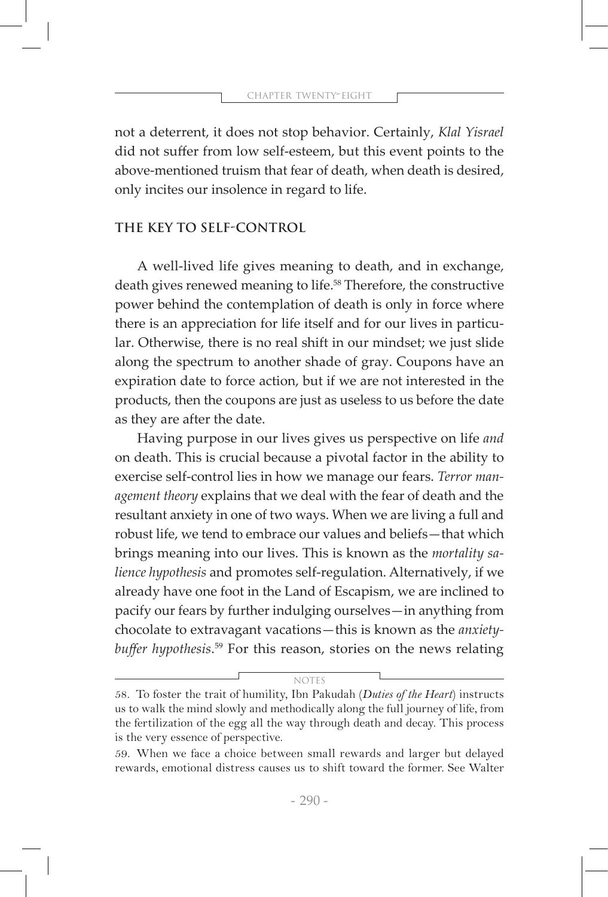not a deterrent, it does not stop behavior. Certainly, *Klal Yisrael* did not suffer from low self-esteem, but this event points to the above-mentioned truism that fear of death, when death is desired, only incites our insolence in regard to life.

## THE KEY TO SELF-CONTROL

A well-lived life gives meaning to death, and in exchange, death gives renewed meaning to life.[58] Therefore, the constructive power behind the contemplation of death is only in force where there is an appreciation for life itself and for our lives in particular. Otherwise, there is no real shift in our mindset; we just slide along the spectrum to another shade of gray. Coupons have an expiration date to force action, but if we are not interested in the products, then the coupons are just as useless to us before the date as they are after the date.

Having purpose in our lives gives us perspective on life *and* on death. This is crucial because a pivotal factor in the ability to exercise self-control lies in how we manage our fears. *Terror management theory* explains that we deal with the fear of death and the resultant anxiety in one of two ways. When we are living a full and robust life, we tend to embrace our values and beliefs—that which brings meaning into our lives. This is known as the *mortality salience hypothesis* and promotes self-regulation. Alternatively, if we already have one foot in the Land of Escapism, we are inclined to pacify our fears by further indulging ourselves—in anything from chocolate to extravagant vacations—this is known as the *anxiety-buffer hypothesis*.[59] For this reason, stories on the news relating

NOTES

58. To foster the trait of humility, Ibn Pakudah (*Duties of the Heart*) instructs us to walk the mind slowly and methodically along the full journey of life, from the fertilization of the egg all the way through death and decay. This process is the very essence of perspective.

59. When we face a choice between small rewards and larger but delayed rewards, emotional distress causes us to shift toward the former. See Walter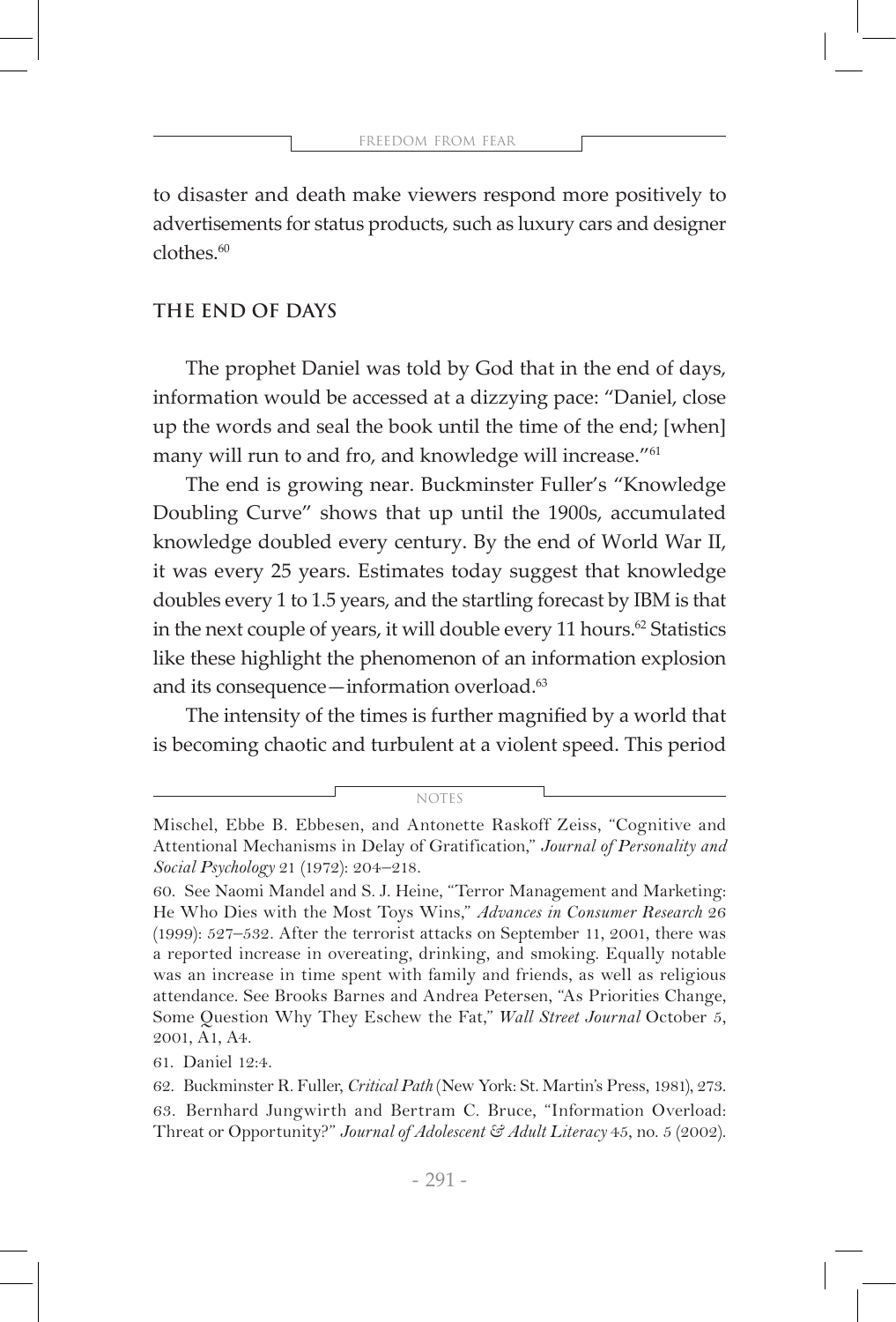to disaster and death make viewers respond more positively to advertisements for status products, such as luxury cars and designer clothes.[60]

## THE END OF DAYS

The prophet Daniel was told by God that in the end of days, information would be accessed at a dizzying pace: "Daniel, close up the words and seal the book until the time of the end; [when] many will run to and fro, and knowledge will increase."[61]

The end is growing near. Buckminster Fuller's "Knowledge Doubling Curve" shows that up until the 1900s, accumulated knowledge doubled every century. By the end of World War II, it was every 25 years. Estimates today suggest that knowledge doubles every 1 to 1.5 years, and the startling forecast by IBM is that in the next couple of years, it will double every 11 hours.[62] Statistics like these highlight the phenomenon of an information explosion and its consequence—information overload.[63]

The intensity of the times is further magnified by a world that is becoming chaotic and turbulent at a violent speed. This period

NOTES

Mischel, Ebbe B. Ebbesen, and Antonette Raskoff Zeiss, "Cognitive and Attentional Mechanisms in Delay of Gratification," *Journal of Personality and Social Psychology* 21 (1972): 204–218.

60. See Naomi Mandel and S. J. Heine, "Terror Management and Marketing: He Who Dies with the Most Toys Wins," *Advances in Consumer Research* 26 (1999): 527–532. After the terrorist attacks on September 11, 2001, there was a reported increase in overeating, drinking, and smoking. Equally notable was an increase in time spent with family and friends, as well as religious attendance. See Brooks Barnes and Andrea Petersen, "As Priorities Change, Some Question Why They Eschew the Fat," *Wall Street Journal* October 5, 2001, A1, A4.

61. Daniel 12:4.

62. Buckminster R. Fuller, *Critical Path* (New York: St. Martin's Press, 1981), 273.

63. Bernhard Jungwirth and Bertram C. Bruce, "Information Overload: Threat or Opportunity?" *Journal of Adolescent & Adult Literacy* 45, no. 5 (2002).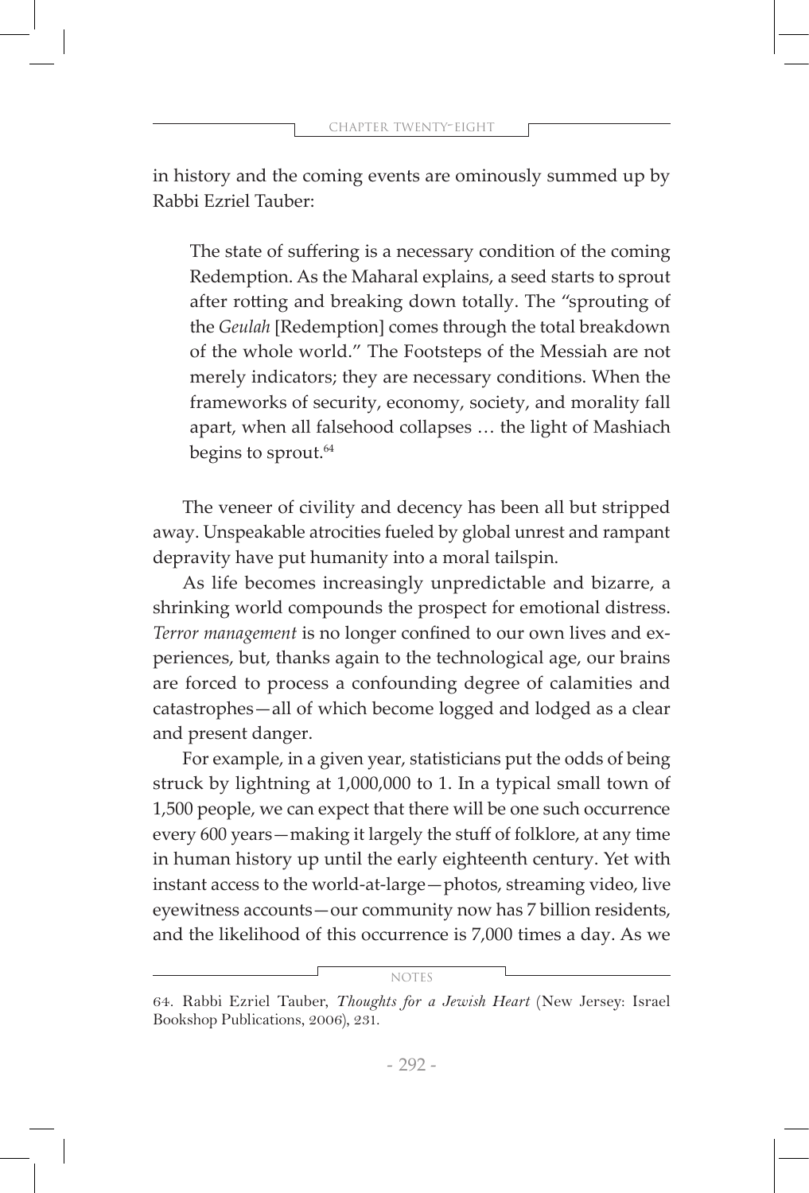in history and the coming events are ominously summed up by Rabbi Ezriel Tauber:

> The state of suffering is a necessary condition of the coming Redemption. As the Maharal explains, a seed starts to sprout after rotting and breaking down totally. The "sprouting of the *Geulah* [Redemption] comes through the total breakdown of the whole world." The Footsteps of the Messiah are not merely indicators; they are necessary conditions. When the frameworks of security, economy, society, and morality fall apart, when all falsehood collapses … the light of Mashiach begins to sprout.[64]

The veneer of civility and decency has been all but stripped away. Unspeakable atrocities fueled by global unrest and rampant depravity have put humanity into a moral tailspin.

As life becomes increasingly unpredictable and bizarre, a shrinking world compounds the prospect for emotional distress. *Terror management* is no longer confined to our own lives and experiences, but, thanks again to the technological age, our brains are forced to process a confounding degree of calamities and catastrophes—all of which become logged and lodged as a clear and present danger.

For example, in a given year, statisticians put the odds of being struck by lightning at 1,000,000 to 1. In a typical small town of 1,500 people, we can expect that there will be one such occurrence every 600 years—making it largely the stuff of folklore, at any time in human history up until the early eighteenth century. Yet with instant access to the world-at-large—photos, streaming video, live eyewitness accounts—our community now has 7 billion residents, and the likelihood of this occurrence is 7,000 times a day. As we

---

NOTES

64. Rabbi Ezriel Tauber, *Thoughts for a Jewish Heart* (New Jersey: Israel Bookshop Publications, 2006), 231.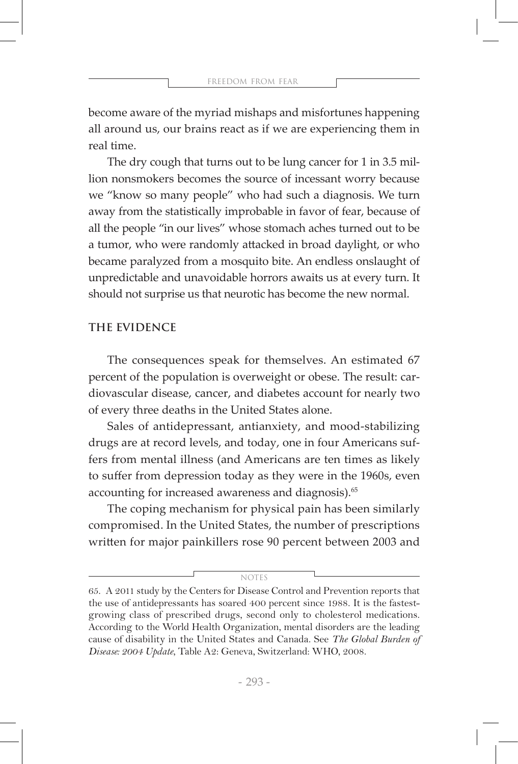become aware of the myriad mishaps and misfortunes happening all around us, our brains react as if we are experiencing them in real time.

The dry cough that turns out to be lung cancer for 1 in 3.5 million nonsmokers becomes the source of incessant worry because we "know so many people" who had such a diagnosis. We turn away from the statistically improbable in favor of fear, because of all the people "in our lives" whose stomach aches turned out to be a tumor, who were randomly attacked in broad daylight, or who became paralyzed from a mosquito bite. An endless onslaught of unpredictable and unavoidable horrors awaits us at every turn. It should not surprise us that neurotic has become the new normal.

## THE EVIDENCE

The consequences speak for themselves. An estimated 67 percent of the population is overweight or obese. The result: cardiovascular disease, cancer, and diabetes account for nearly two of every three deaths in the United States alone.

Sales of antidepressant, antianxiety, and mood-stabilizing drugs are at record levels, and today, one in four Americans suffers from mental illness (and Americans are ten times as likely to suffer from depression today as they were in the 1960s, even accounting for increased awareness and diagnosis).[65]

The coping mechanism for physical pain has been similarly compromised. In the United States, the number of prescriptions written for major painkillers rose 90 percent between 2003 and

NOTES

65. A 2011 study by the Centers for Disease Control and Prevention reports that the use of antidepressants has soared 400 percent since 1988. It is the fastest-growing class of prescribed drugs, second only to cholesterol medications. According to the World Health Organization, mental disorders are the leading cause of disability in the United States and Canada. See *The Global Burden of Disease: 2004 Update*, Table A2: Geneva, Switzerland: WHO, 2008.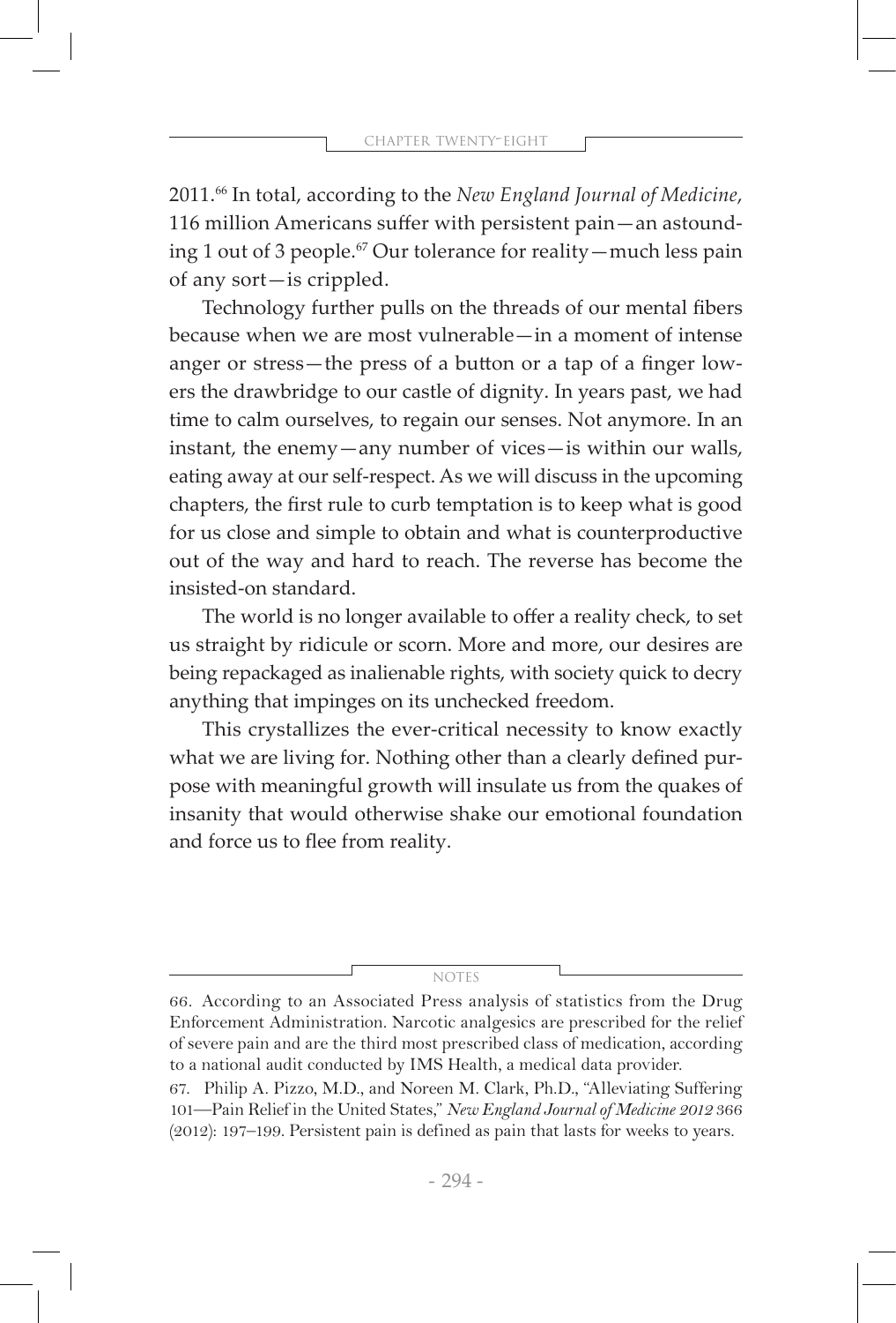2011.[66] In total, according to the *New England Journal of Medicine*, 116 million Americans suffer with persistent pain—an astounding 1 out of 3 people.[67] Our tolerance for reality—much less pain of any sort—is crippled.

Technology further pulls on the threads of our mental fibers because when we are most vulnerable—in a moment of intense anger or stress—the press of a button or a tap of a finger lowers the drawbridge to our castle of dignity. In years past, we had time to calm ourselves, to regain our senses. Not anymore. In an instant, the enemy—any number of vices—is within our walls, eating away at our self-respect. As we will discuss in the upcoming chapters, the first rule to curb temptation is to keep what is good for us close and simple to obtain and what is counterproductive out of the way and hard to reach. The reverse has become the insisted-on standard.

The world is no longer available to offer a reality check, to set us straight by ridicule or scorn. More and more, our desires are being repackaged as inalienable rights, with society quick to decry anything that impinges on its unchecked freedom.

This crystallizes the ever-critical necessity to know exactly what we are living for. Nothing other than a clearly defined purpose with meaningful growth will insulate us from the quakes of insanity that would otherwise shake our emotional foundation and force us to flee from reality.

NOTES

66. According to an Associated Press analysis of statistics from the Drug Enforcement Administration. Narcotic analgesics are prescribed for the relief of severe pain and are the third most prescribed class of medication, according to a national audit conducted by IMS Health, a medical data provider.

67. Philip A. Pizzo, M.D., and Noreen M. Clark, Ph.D., "Alleviating Suffering 101—Pain Relief in the United States," *New England Journal of Medicine 2012* 366 (2012): 197–199. Persistent pain is defined as pain that lasts for weeks to years.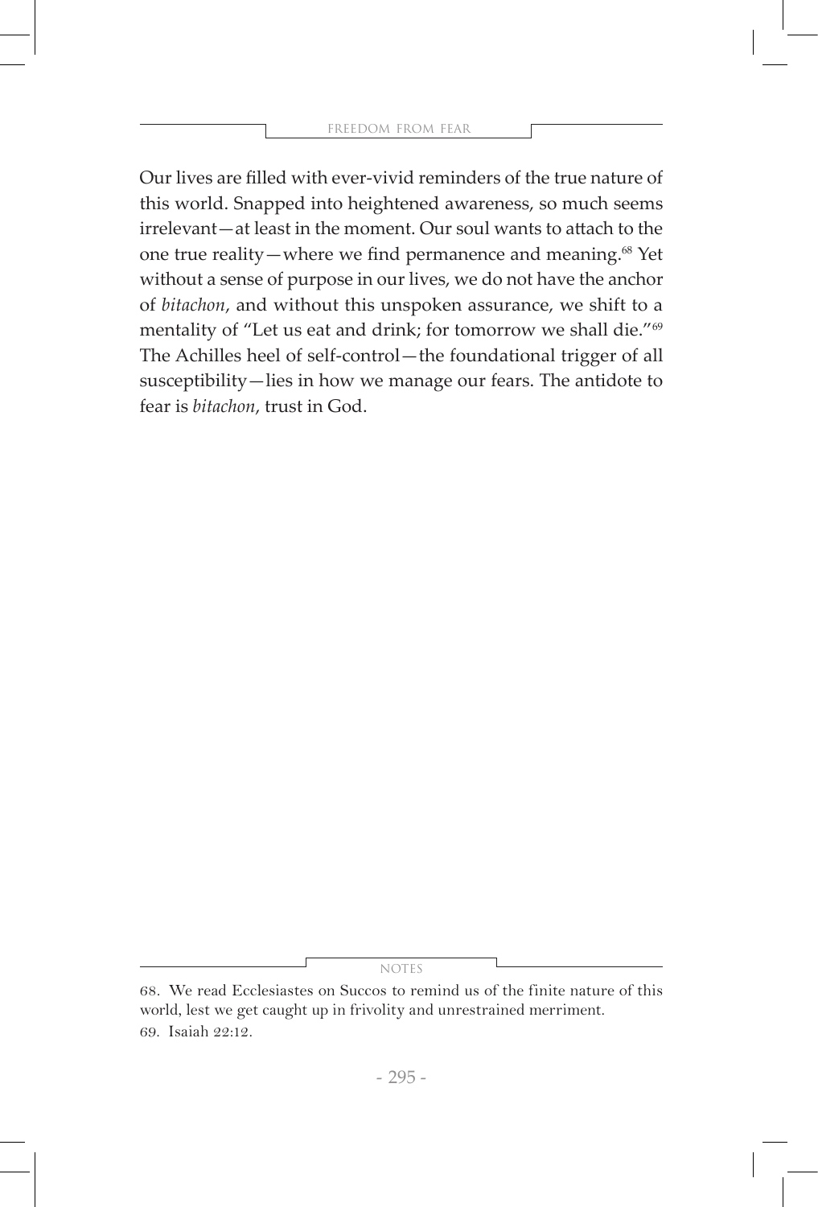Our lives are filled with ever-vivid reminders of the true nature of this world. Snapped into heightened awareness, so much seems irrelevant—at least in the moment. Our soul wants to attach to the one true reality—where we find permanence and meaning.[68] Yet without a sense of purpose in our lives, we do not have the anchor of *bitachon*, and without this unspoken assurance, we shift to a mentality of "Let us eat and drink; for tomorrow we shall die."[69] The Achilles heel of self-control—the foundational trigger of all susceptibility—lies in how we manage our fears. The antidote to fear is *bitachon*, trust in God.

NOTES

68. We read Ecclesiastes on Succos to remind us of the finite nature of this world, lest we get caught up in frivolity and unrestrained merriment.

69. Isaiah 22:12.